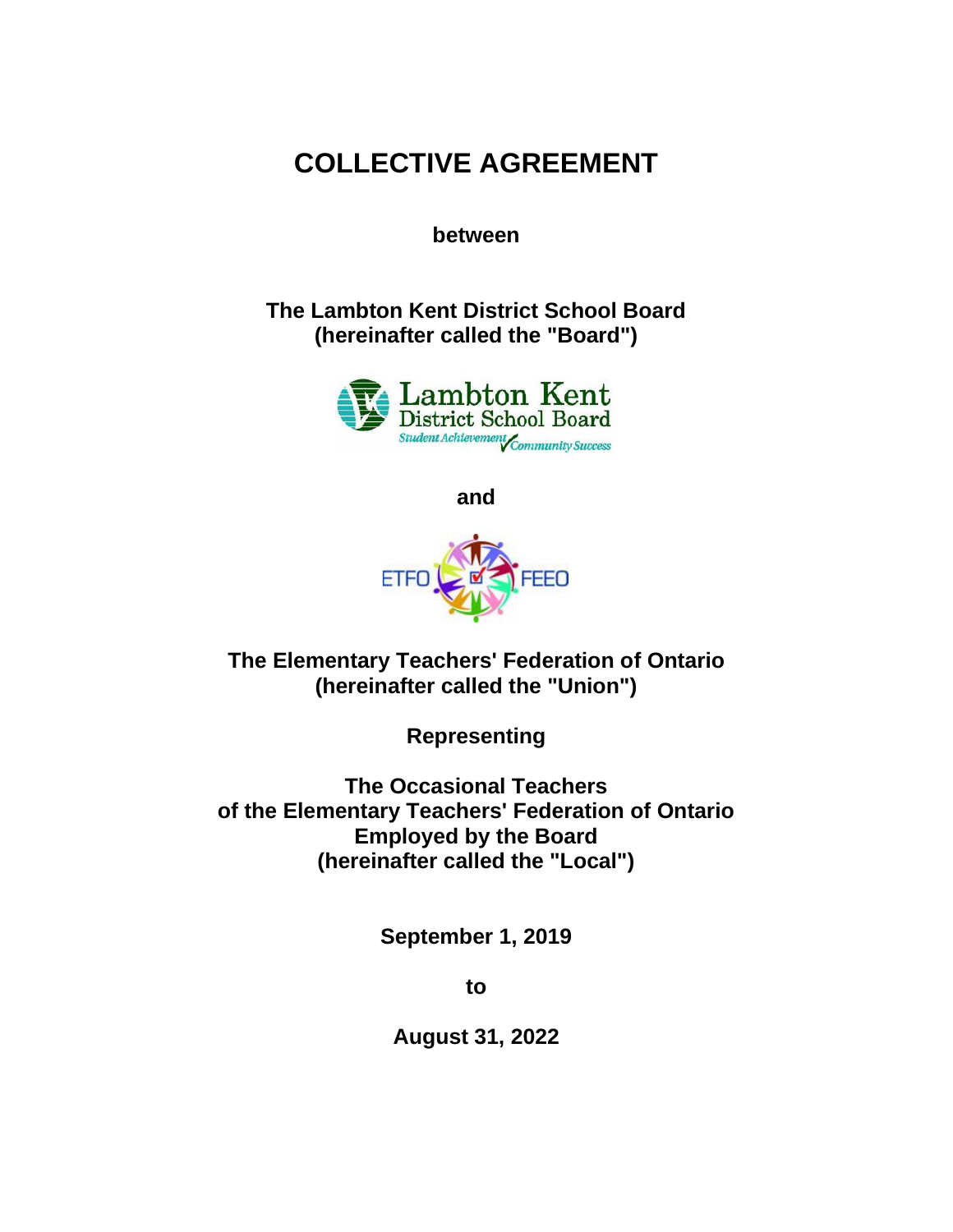# COLLECTIVE AGREEMENT

**between**

**The Lambton Kent District School Board**
**(hereinafter called the "Board")**

**and**

**The Elementary Teachers' Federation of Ontario**
**(hereinafter called the "Union")**

**Representing**

**The Occasional Teachers**
**of the Elementary Teachers' Federation of Ontario**
**Employed by the Board**
**(hereinafter called the "Local")**

**September 1, 2019**

**to**

**August 31, 2022**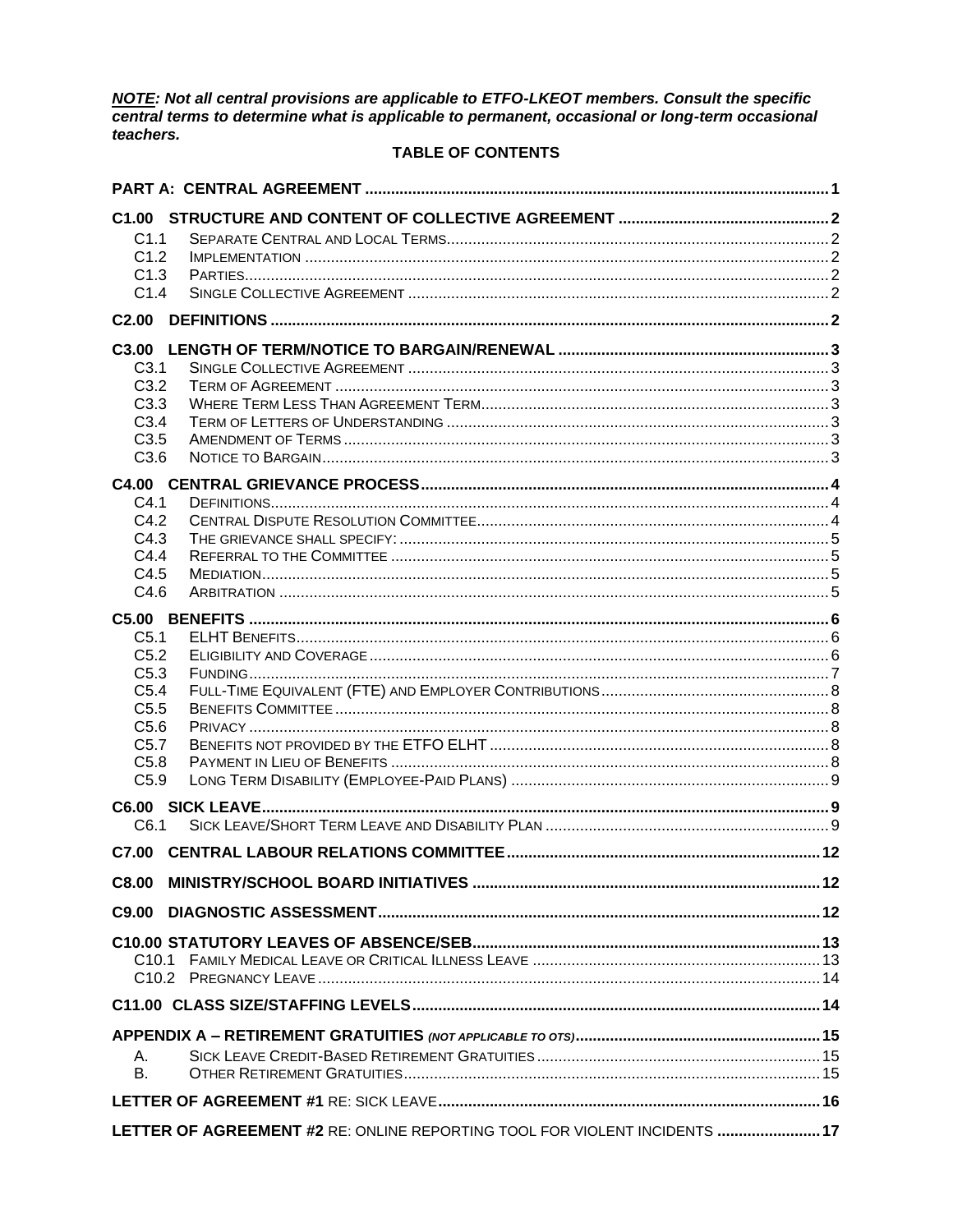***NOTE**: Not all central provisions are applicable to ETFO-LKEOT members. Consult the specific central terms to determine what is applicable to permanent, occasional or long-term occasional teachers.*

**TABLE OF CONTENTS**

| | | |
|---|---|---|
| **PART A: CENTRAL AGREEMENT** | | **1** |
| **C1.00** | **STRUCTURE AND CONTENT OF COLLECTIVE AGREEMENT** | **2** |
| C1.1 | SEPARATE CENTRAL AND LOCAL TERMS | 2 |
| C1.2 | IMPLEMENTATION | 2 |
| C1.3 | PARTIES | 2 |
| C1.4 | SINGLE COLLECTIVE AGREEMENT | 2 |
| **C2.00** | **DEFINITIONS** | **2** |
| **C3.00** | **LENGTH OF TERM/NOTICE TO BARGAIN/RENEWAL** | **3** |
| C3.1 | SINGLE COLLECTIVE AGREEMENT | 3 |
| C3.2 | TERM OF AGREEMENT | 3 |
| C3.3 | WHERE TERM LESS THAN AGREEMENT TERM | 3 |
| C3.4 | TERM OF LETTERS OF UNDERSTANDING | 3 |
| C3.5 | AMENDMENT OF TERMS | 3 |
| C3.6 | NOTICE TO BARGAIN | 3 |
| **C4.00** | **CENTRAL GRIEVANCE PROCESS** | **4** |
| C4.1 | DEFINITIONS | 4 |
| C4.2 | CENTRAL DISPUTE RESOLUTION COMMITTEE | 4 |
| C4.3 | THE GRIEVANCE SHALL SPECIFY: | 5 |
| C4.4 | REFERRAL TO THE COMMITTEE | 5 |
| C4.5 | MEDIATION | 5 |
| C4.6 | ARBITRATION | 5 |
| **C5.00** | **BENEFITS** | **6** |
| C5.1 | ELHT BENEFITS | 6 |
| C5.2 | ELIGIBILITY AND COVERAGE | 6 |
| C5.3 | FUNDING | 7 |
| C5.4 | FULL-TIME EQUIVALENT (FTE) AND EMPLOYER CONTRIBUTIONS | 8 |
| C5.5 | BENEFITS COMMITTEE | 8 |
| C5.6 | PRIVACY | 8 |
| C5.7 | BENEFITS NOT PROVIDED BY THE ETFO ELHT | 8 |
| C5.8 | PAYMENT IN LIEU OF BENEFITS | 8 |
| C5.9 | LONG TERM DISABILITY (EMPLOYEE-PAID PLANS) | 9 |
| **C6.00** | **SICK LEAVE** | **9** |
| C6.1 | SICK LEAVE/SHORT TERM LEAVE AND DISABILITY PLAN | 9 |
| **C7.00** | **CENTRAL LABOUR RELATIONS COMMITTEE** | **12** |
| **C8.00** | **MINISTRY/SCHOOL BOARD INITIATIVES** | **12** |
| **C9.00** | **DIAGNOSTIC ASSESSMENT** | **12** |
| **C10.00** | **STATUTORY LEAVES OF ABSENCE/SEB** | **13** |
| C10.1 | FAMILY MEDICAL LEAVE OR CRITICAL ILLNESS LEAVE | 13 |
| C10.2 | PREGNANCY LEAVE | 14 |
| **C11.00** | **CLASS SIZE/STAFFING LEVELS** | **14** |
| **APPENDIX A – RETIREMENT GRATUITIES** *(NOT APPLICABLE TO OTS)* | | **15** |
| A. | SICK LEAVE CREDIT-BASED RETIREMENT GRATUITIES | 15 |
| B. | OTHER RETIREMENT GRATUITIES | 15 |
| **LETTER OF AGREEMENT #1** RE: SICK LEAVE | | **16** |
| **LETTER OF AGREEMENT #2** RE: ONLINE REPORTING TOOL FOR VIOLENT INCIDENTS | | **17** |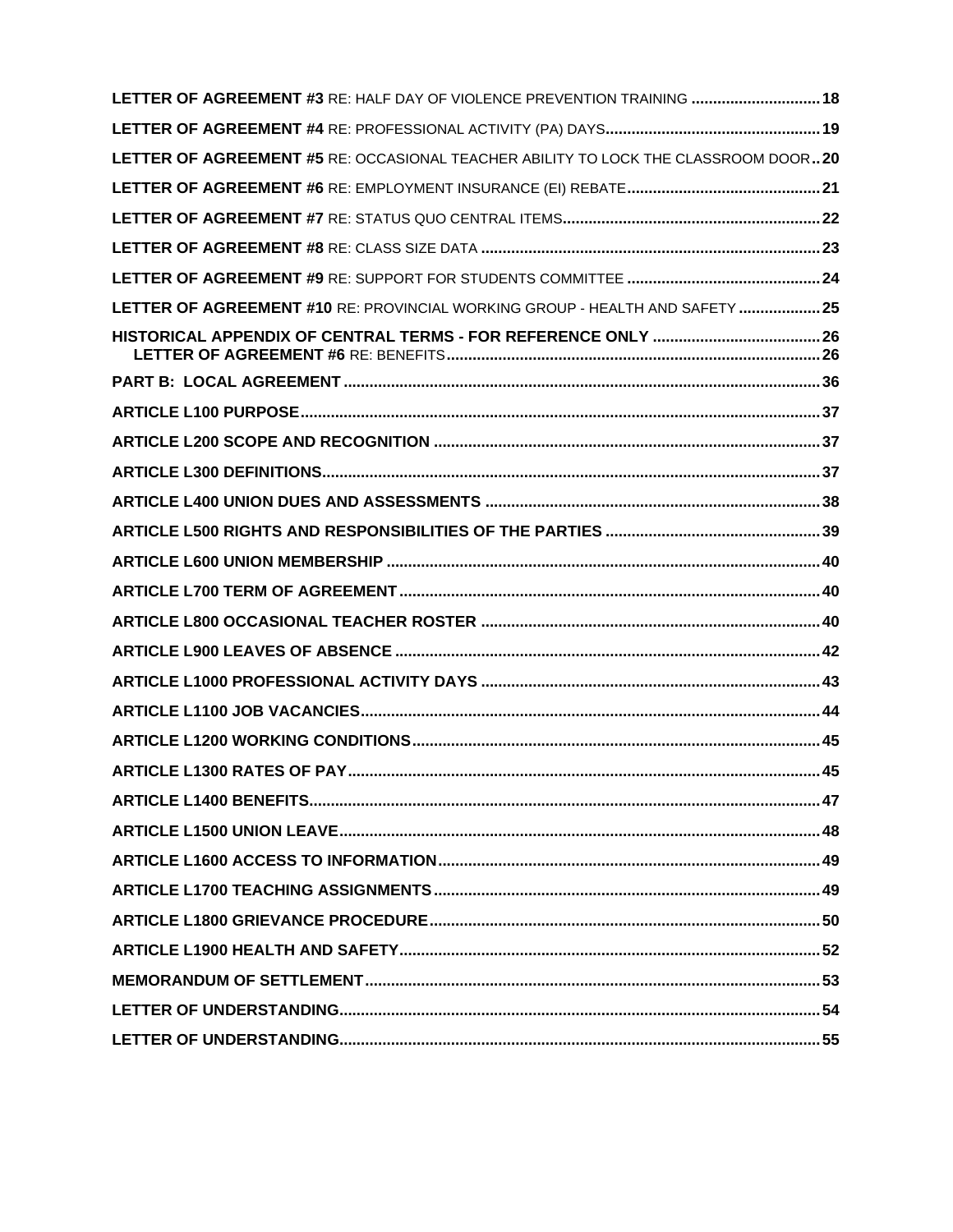**LETTER OF AGREEMENT #3** RE: HALF DAY OF VIOLENCE PREVENTION TRAINING .............................. 18

**LETTER OF AGREEMENT #4** RE: PROFESSIONAL ACTIVITY (PA) DAYS.................................................. 19

**LETTER OF AGREEMENT #5** RE: OCCASIONAL TEACHER ABILITY TO LOCK THE CLASSROOM DOOR .. 20

**LETTER OF AGREEMENT #6** RE: EMPLOYMENT INSURANCE (EI) REBATE............................................. 21

**LETTER OF AGREEMENT #7** RE: STATUS QUO CENTRAL ITEMS............................................................ 22

**LETTER OF AGREEMENT #8** RE: CLASS SIZE DATA ............................................................................... 23

**LETTER OF AGREEMENT #9** RE: SUPPORT FOR STUDENTS COMMITTEE ............................................. 24

**LETTER OF AGREEMENT #10** RE: PROVINCIAL WORKING GROUP - HEALTH AND SAFETY ................... 25

**HISTORICAL APPENDIX OF CENTRAL TERMS - FOR REFERENCE ONLY** ....................................... 26

**LETTER OF AGREEMENT #6** RE: BENEFITS...................................................................................... 26

**PART B: LOCAL AGREEMENT** .............................................................................................................. 36

**ARTICLE L100 PURPOSE**........................................................................................................................ 37

**ARTICLE L200 SCOPE AND RECOGNITION** .......................................................................................... 37

**ARTICLE L300 DEFINITIONS**.................................................................................................................. 37

**ARTICLE L400 UNION DUES AND ASSESSMENTS** .............................................................................. 38

**ARTICLE L500 RIGHTS AND RESPONSIBILITIES OF THE PARTIES** .................................................. 39

**ARTICLE L600 UNION MEMBERSHIP** .................................................................................................... 40

**ARTICLE L700 TERM OF AGREEMENT** .................................................................................................. 40

**ARTICLE L800 OCCASIONAL TEACHER ROSTER** .............................................................................. 40

**ARTICLE L900 LEAVES OF ABSENCE** ................................................................................................... 42

**ARTICLE L1000 PROFESSIONAL ACTIVITY DAYS** .............................................................................. 43

**ARTICLE L1100 JOB VACANCIES**.......................................................................................................... 44

**ARTICLE L1200 WORKING CONDITIONS**.............................................................................................. 45

**ARTICLE L1300 RATES OF PAY**............................................................................................................. 45

**ARTICLE L1400 BENEFITS**...................................................................................................................... 47

**ARTICLE L1500 UNION LEAVE**............................................................................................................... 48

**ARTICLE L1600 ACCESS TO INFORMATION**........................................................................................ 49

**ARTICLE L1700 TEACHING ASSIGNMENTS** .......................................................................................... 49

**ARTICLE L1800 GRIEVANCE PROCEDURE**........................................................................................... 50

**ARTICLE L1900 HEALTH AND SAFETY**.................................................................................................. 52

**MEMORANDUM OF SETTLEMENT**......................................................................................................... 53

**LETTER OF UNDERSTANDING**............................................................................................................... 54

**LETTER OF UNDERSTANDING**............................................................................................................... 55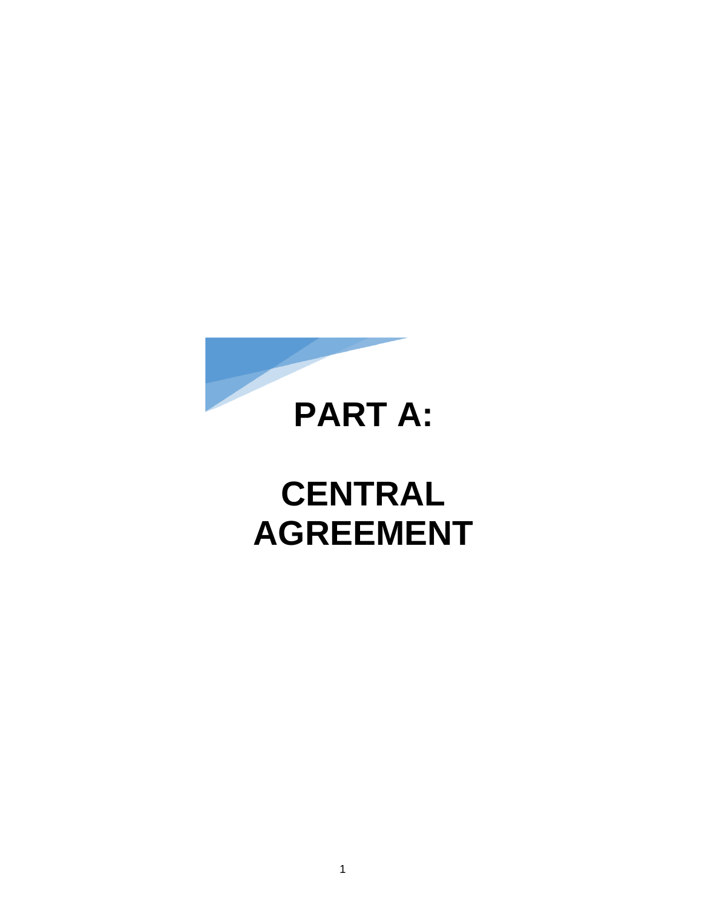# PART A:

# CENTRAL AGREEMENT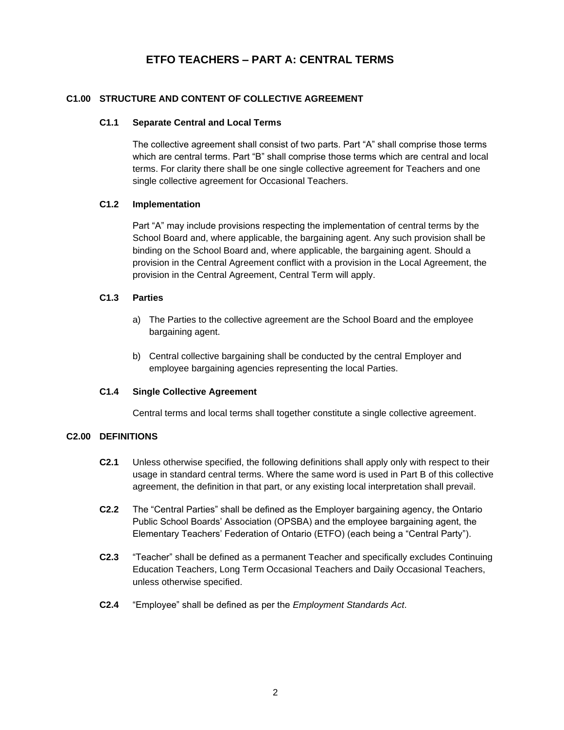# ETFO TEACHERS – PART A: CENTRAL TERMS

## C1.00 STRUCTURE AND CONTENT OF COLLECTIVE AGREEMENT

### C1.1 Separate Central and Local Terms

The collective agreement shall consist of two parts. Part "A" shall comprise those terms which are central terms. Part "B" shall comprise those terms which are central and local terms. For clarity there shall be one single collective agreement for Teachers and one single collective agreement for Occasional Teachers.

### C1.2 Implementation

Part "A" may include provisions respecting the implementation of central terms by the School Board and, where applicable, the bargaining agent. Any such provision shall be binding on the School Board and, where applicable, the bargaining agent. Should a provision in the Central Agreement conflict with a provision in the Local Agreement, the provision in the Central Agreement, Central Term will apply.

### C1.3 Parties

a) The Parties to the collective agreement are the School Board and the employee bargaining agent.

b) Central collective bargaining shall be conducted by the central Employer and employee bargaining agencies representing the local Parties.

### C1.4 Single Collective Agreement

Central terms and local terms shall together constitute a single collective agreement.

## C2.00 DEFINITIONS

**C2.1** Unless otherwise specified, the following definitions shall apply only with respect to their usage in standard central terms. Where the same word is used in Part B of this collective agreement, the definition in that part, or any existing local interpretation shall prevail.

**C2.2** The "Central Parties" shall be defined as the Employer bargaining agency, the Ontario Public School Boards' Association (OPSBA) and the employee bargaining agent, the Elementary Teachers' Federation of Ontario (ETFO) (each being a "Central Party").

**C2.3** "Teacher" shall be defined as a permanent Teacher and specifically excludes Continuing Education Teachers, Long Term Occasional Teachers and Daily Occasional Teachers, unless otherwise specified.

**C2.4** "Employee" shall be defined as per the *Employment Standards Act*.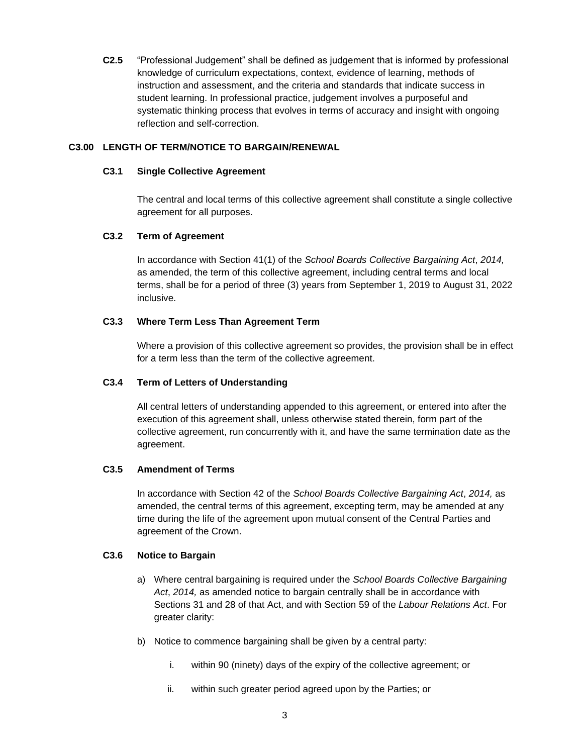**C2.5** "Professional Judgement" shall be defined as judgement that is informed by professional knowledge of curriculum expectations, context, evidence of learning, methods of instruction and assessment, and the criteria and standards that indicate success in student learning. In professional practice, judgement involves a purposeful and systematic thinking process that evolves in terms of accuracy and insight with ongoing reflection and self-correction.

## C3.00 LENGTH OF TERM/NOTICE TO BARGAIN/RENEWAL

### C3.1 Single Collective Agreement

The central and local terms of this collective agreement shall constitute a single collective agreement for all purposes.

### C3.2 Term of Agreement

In accordance with Section 41(1) of the *School Boards Collective Bargaining Act*, *2014,* as amended, the term of this collective agreement, including central terms and local terms, shall be for a period of three (3) years from September 1, 2019 to August 31, 2022 inclusive.

### C3.3 Where Term Less Than Agreement Term

Where a provision of this collective agreement so provides, the provision shall be in effect for a term less than the term of the collective agreement.

### C3.4 Term of Letters of Understanding

All central letters of understanding appended to this agreement, or entered into after the execution of this agreement shall, unless otherwise stated therein, form part of the collective agreement, run concurrently with it, and have the same termination date as the agreement.

### C3.5 Amendment of Terms

In accordance with Section 42 of the *School Boards Collective Bargaining Act*, *2014,* as amended, the central terms of this agreement, excepting term, may be amended at any time during the life of the agreement upon mutual consent of the Central Parties and agreement of the Crown.

### C3.6 Notice to Bargain

a) Where central bargaining is required under the *School Boards Collective Bargaining Act*, *2014,* as amended notice to bargain centrally shall be in accordance with Sections 31 and 28 of that Act, and with Section 59 of the *Labour Relations Act*. For greater clarity:

b) Notice to commence bargaining shall be given by a central party:

   i. within 90 (ninety) days of the expiry of the collective agreement; or

   ii. within such greater period agreed upon by the Parties; or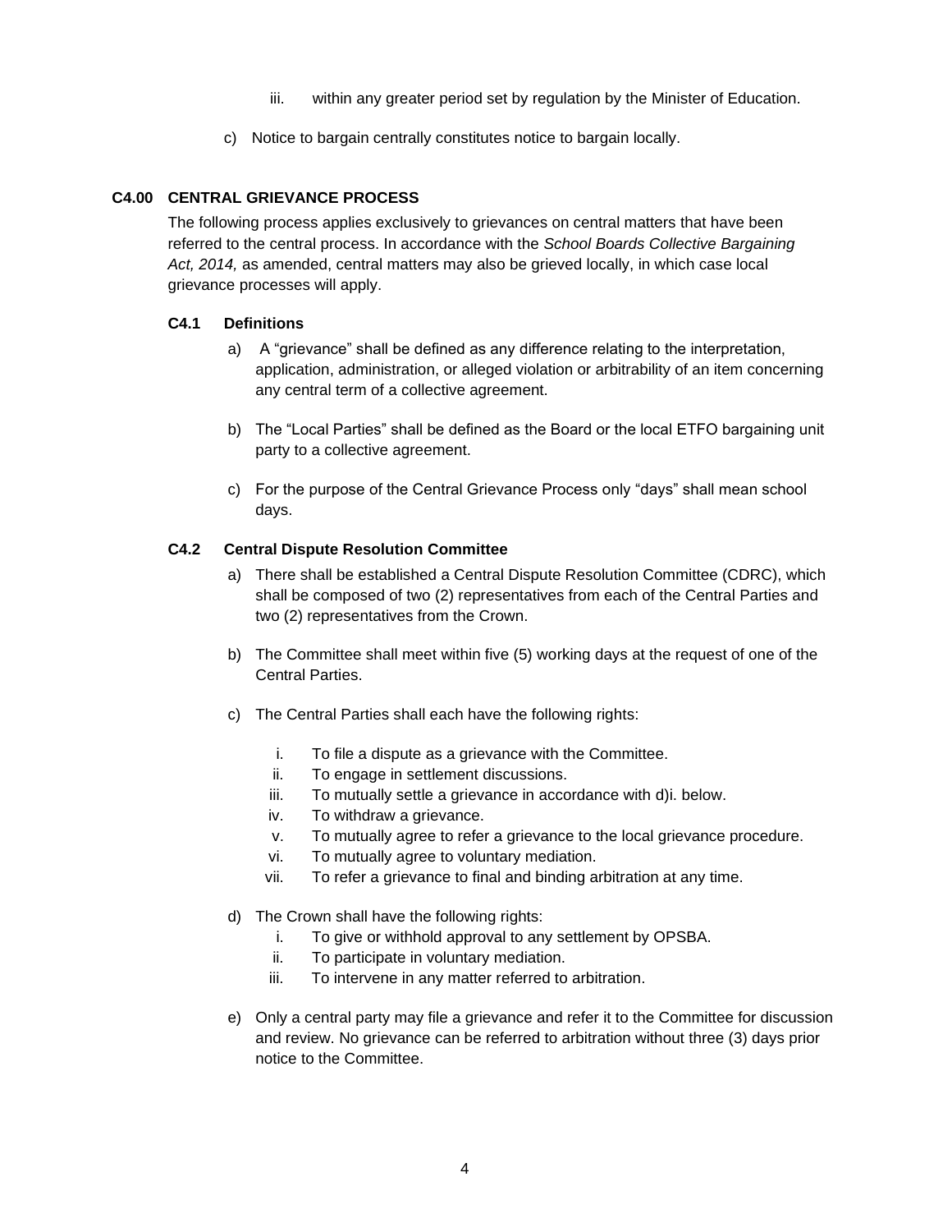iii. within any greater period set by regulation by the Minister of Education.

c) Notice to bargain centrally constitutes notice to bargain locally.

## C4.00 CENTRAL GRIEVANCE PROCESS

The following process applies exclusively to grievances on central matters that have been referred to the central process. In accordance with the *School Boards Collective Bargaining Act, 2014,* as amended, central matters may also be grieved locally, in which case local grievance processes will apply.

### C4.1 Definitions

a) A "grievance" shall be defined as any difference relating to the interpretation, application, administration, or alleged violation or arbitrability of an item concerning any central term of a collective agreement.

b) The "Local Parties" shall be defined as the Board or the local ETFO bargaining unit party to a collective agreement.

c) For the purpose of the Central Grievance Process only "days" shall mean school days.

### C4.2 Central Dispute Resolution Committee

a) There shall be established a Central Dispute Resolution Committee (CDRC), which shall be composed of two (2) representatives from each of the Central Parties and two (2) representatives from the Crown.

b) The Committee shall meet within five (5) working days at the request of one of the Central Parties.

c) The Central Parties shall each have the following rights:

   i. To file a dispute as a grievance with the Committee.
   ii. To engage in settlement discussions.
   iii. To mutually settle a grievance in accordance with d)i. below.
   iv. To withdraw a grievance.
   v. To mutually agree to refer a grievance to the local grievance procedure.
   vi. To mutually agree to voluntary mediation.
   vii. To refer a grievance to final and binding arbitration at any time.

d) The Crown shall have the following rights:

   i. To give or withhold approval to any settlement by OPSBA.
   ii. To participate in voluntary mediation.
   iii. To intervene in any matter referred to arbitration.

e) Only a central party may file a grievance and refer it to the Committee for discussion and review. No grievance can be referred to arbitration without three (3) days prior notice to the Committee.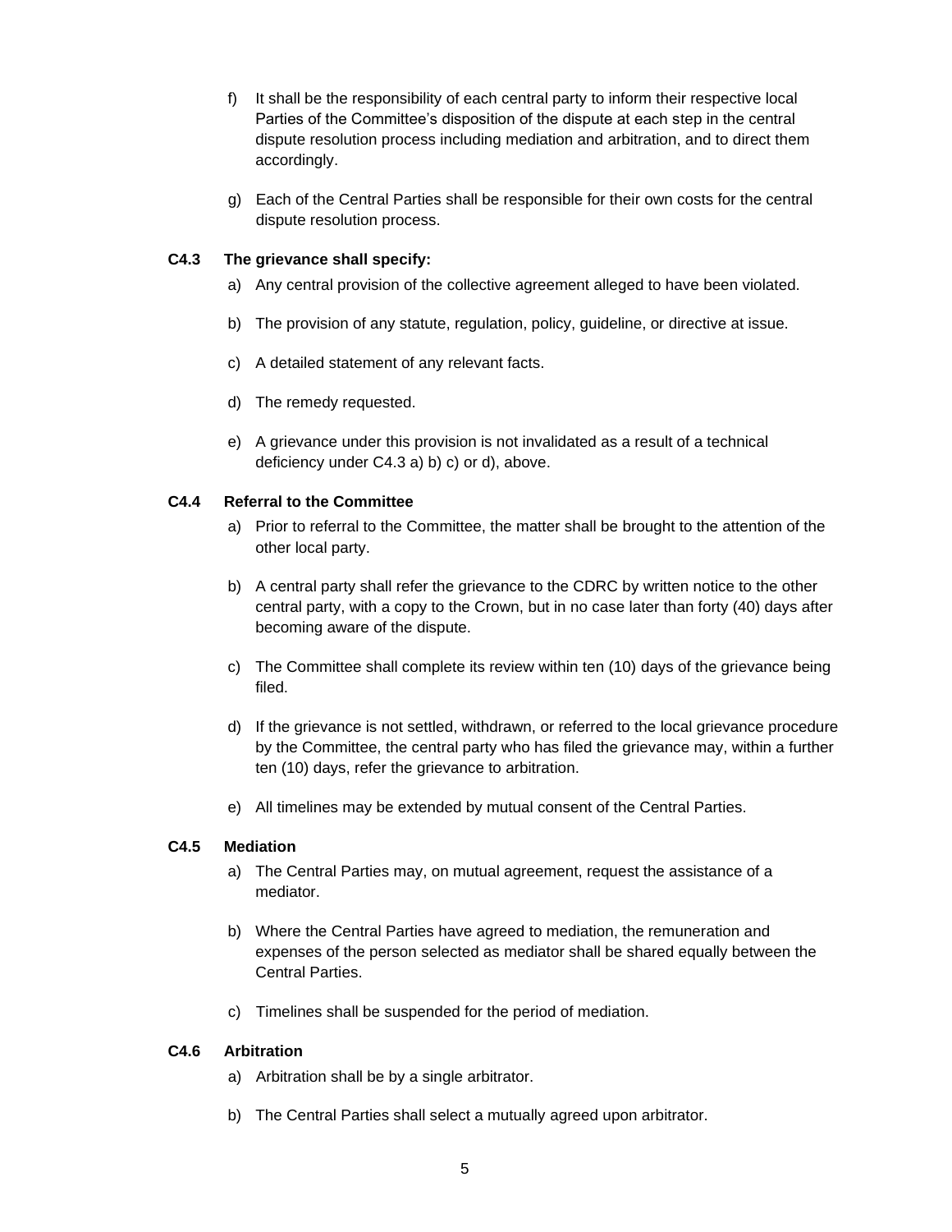f) It shall be the responsibility of each central party to inform their respective local Parties of the Committee's disposition of the dispute at each step in the central dispute resolution process including mediation and arbitration, and to direct them accordingly.

g) Each of the Central Parties shall be responsible for their own costs for the central dispute resolution process.

**C4.3 The grievance shall specify:**

a) Any central provision of the collective agreement alleged to have been violated.

b) The provision of any statute, regulation, policy, guideline, or directive at issue.

c) A detailed statement of any relevant facts.

d) The remedy requested.

e) A grievance under this provision is not invalidated as a result of a technical deficiency under C4.3 a) b) c) or d), above.

**C4.4 Referral to the Committee**

a) Prior to referral to the Committee, the matter shall be brought to the attention of the other local party.

b) A central party shall refer the grievance to the CDRC by written notice to the other central party, with a copy to the Crown, but in no case later than forty (40) days after becoming aware of the dispute.

c) The Committee shall complete its review within ten (10) days of the grievance being filed.

d) If the grievance is not settled, withdrawn, or referred to the local grievance procedure by the Committee, the central party who has filed the grievance may, within a further ten (10) days, refer the grievance to arbitration.

e) All timelines may be extended by mutual consent of the Central Parties.

**C4.5 Mediation**

a) The Central Parties may, on mutual agreement, request the assistance of a mediator.

b) Where the Central Parties have agreed to mediation, the remuneration and expenses of the person selected as mediator shall be shared equally between the Central Parties.

c) Timelines shall be suspended for the period of mediation.

**C4.6 Arbitration**

a) Arbitration shall be by a single arbitrator.

b) The Central Parties shall select a mutually agreed upon arbitrator.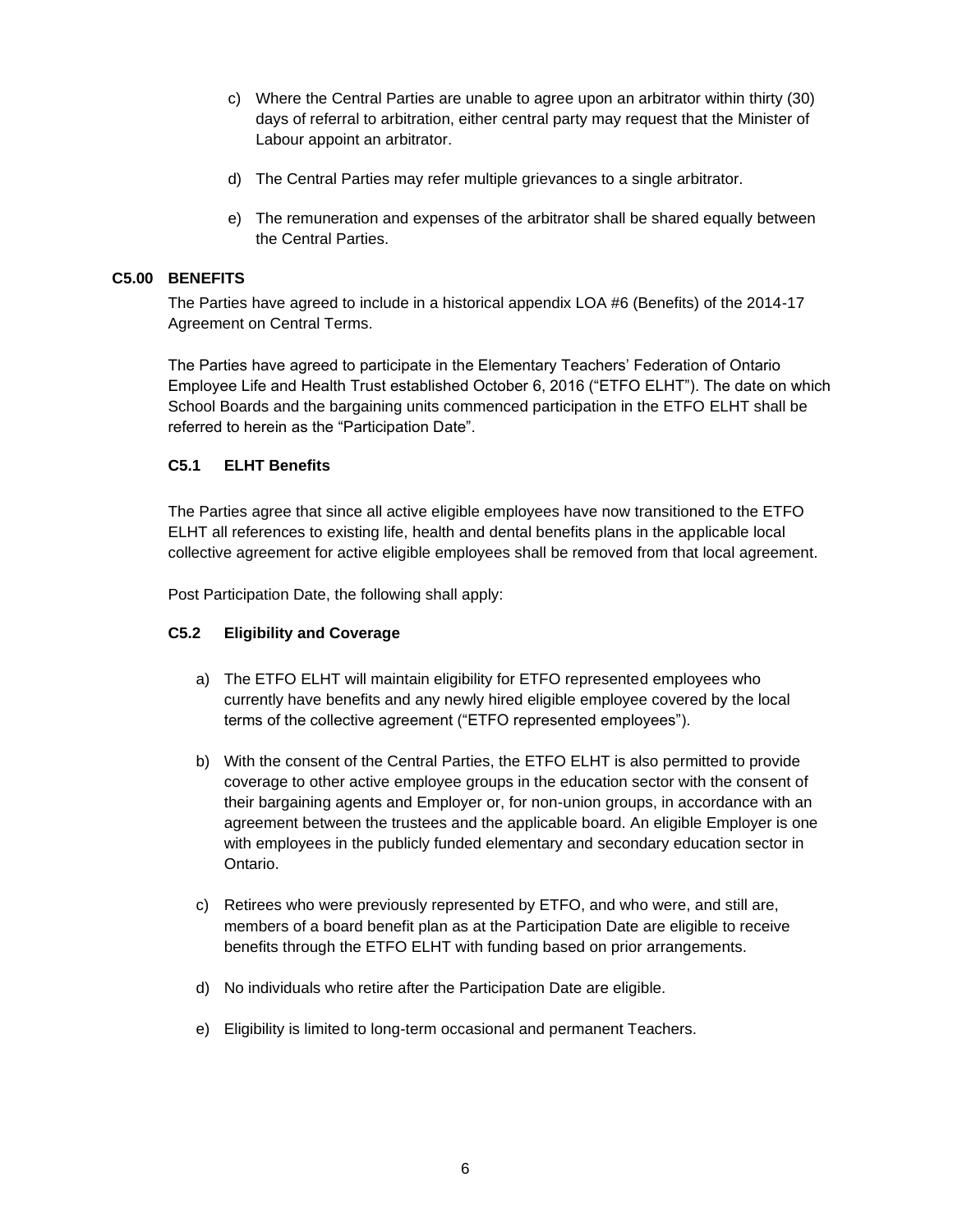c) Where the Central Parties are unable to agree upon an arbitrator within thirty (30) days of referral to arbitration, either central party may request that the Minister of Labour appoint an arbitrator.

d) The Central Parties may refer multiple grievances to a single arbitrator.

e) The remuneration and expenses of the arbitrator shall be shared equally between the Central Parties.

## C5.00 BENEFITS

The Parties have agreed to include in a historical appendix LOA #6 (Benefits) of the 2014-17 Agreement on Central Terms.

The Parties have agreed to participate in the Elementary Teachers' Federation of Ontario Employee Life and Health Trust established October 6, 2016 ("ETFO ELHT"). The date on which School Boards and the bargaining units commenced participation in the ETFO ELHT shall be referred to herein as the "Participation Date".

### C5.1 ELHT Benefits

The Parties agree that since all active eligible employees have now transitioned to the ETFO ELHT all references to existing life, health and dental benefits plans in the applicable local collective agreement for active eligible employees shall be removed from that local agreement.

Post Participation Date, the following shall apply:

### C5.2 Eligibility and Coverage

a) The ETFO ELHT will maintain eligibility for ETFO represented employees who currently have benefits and any newly hired eligible employee covered by the local terms of the collective agreement ("ETFO represented employees").

b) With the consent of the Central Parties, the ETFO ELHT is also permitted to provide coverage to other active employee groups in the education sector with the consent of their bargaining agents and Employer or, for non-union groups, in accordance with an agreement between the trustees and the applicable board. An eligible Employer is one with employees in the publicly funded elementary and secondary education sector in Ontario.

c) Retirees who were previously represented by ETFO, and who were, and still are, members of a board benefit plan as at the Participation Date are eligible to receive benefits through the ETFO ELHT with funding based on prior arrangements.

d) No individuals who retire after the Participation Date are eligible.

e) Eligibility is limited to long-term occasional and permanent Teachers.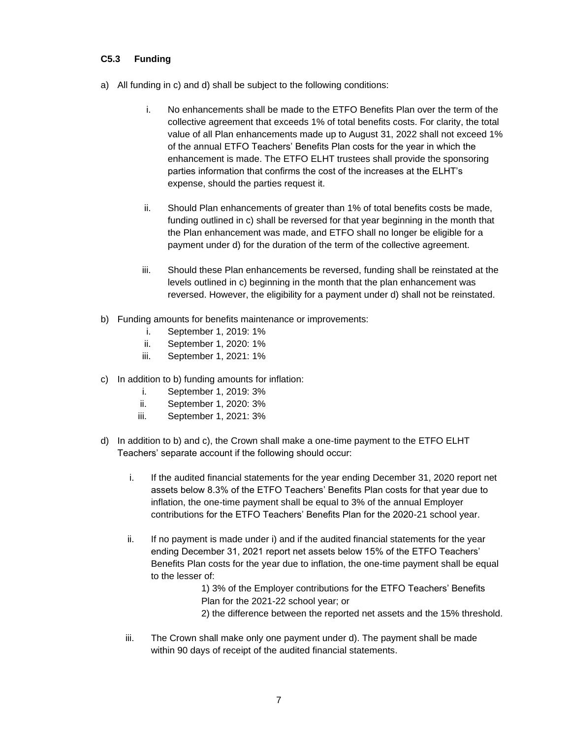### C5.3 Funding

a) All funding in c) and d) shall be subject to the following conditions:

   i. No enhancements shall be made to the ETFO Benefits Plan over the term of the collective agreement that exceeds 1% of total benefits costs. For clarity, the total value of all Plan enhancements made up to August 31, 2022 shall not exceed 1% of the annual ETFO Teachers' Benefits Plan costs for the year in which the enhancement is made. The ETFO ELHT trustees shall provide the sponsoring parties information that confirms the cost of the increases at the ELHT's expense, should the parties request it.

   ii. Should Plan enhancements of greater than 1% of total benefits costs be made, funding outlined in c) shall be reversed for that year beginning in the month that the Plan enhancement was made, and ETFO shall no longer be eligible for a payment under d) for the duration of the term of the collective agreement.

   iii. Should these Plan enhancements be reversed, funding shall be reinstated at the levels outlined in c) beginning in the month that the plan enhancement was reversed. However, the eligibility for a payment under d) shall not be reinstated.

b) Funding amounts for benefits maintenance or improvements:

   i. September 1, 2019: 1%
   ii. September 1, 2020: 1%
   iii. September 1, 2021: 1%

c) In addition to b) funding amounts for inflation:

   i. September 1, 2019: 3%
   ii. September 1, 2020: 3%
   iii. September 1, 2021: 3%

d) In addition to b) and c), the Crown shall make a one-time payment to the ETFO ELHT Teachers' separate account if the following should occur:

   i. If the audited financial statements for the year ending December 31, 2020 report net assets below 8.3% of the ETFO Teachers' Benefits Plan costs for that year due to inflation, the one-time payment shall be equal to 3% of the annual Employer contributions for the ETFO Teachers' Benefits Plan for the 2020-21 school year.

   ii. If no payment is made under i) and if the audited financial statements for the year ending December 31, 2021 report net assets below 15% of the ETFO Teachers' Benefits Plan costs for the year due to inflation, the one-time payment shall be equal to the lesser of:

      1) 3% of the Employer contributions for the ETFO Teachers' Benefits Plan for the 2021-22 school year; or
      2) the difference between the reported net assets and the 15% threshold.

   iii. The Crown shall make only one payment under d). The payment shall be made within 90 days of receipt of the audited financial statements.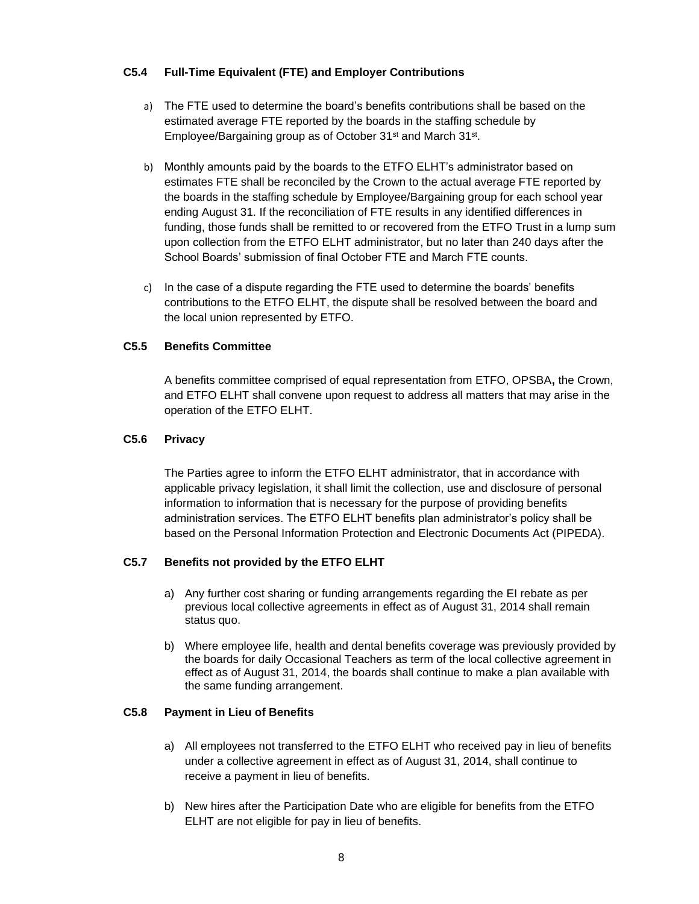### C5.4 Full-Time Equivalent (FTE) and Employer Contributions

a) The FTE used to determine the board's benefits contributions shall be based on the estimated average FTE reported by the boards in the staffing schedule by Employee/Bargaining group as of October 31st and March 31st.

b) Monthly amounts paid by the boards to the ETFO ELHT's administrator based on estimates FTE shall be reconciled by the Crown to the actual average FTE reported by the boards in the staffing schedule by Employee/Bargaining group for each school year ending August 31. If the reconciliation of FTE results in any identified differences in funding, those funds shall be remitted to or recovered from the ETFO Trust in a lump sum upon collection from the ETFO ELHT administrator, but no later than 240 days after the School Boards' submission of final October FTE and March FTE counts.

c) In the case of a dispute regarding the FTE used to determine the boards' benefits contributions to the ETFO ELHT, the dispute shall be resolved between the board and the local union represented by ETFO.

### C5.5 Benefits Committee

A benefits committee comprised of equal representation from ETFO, OPSBA**,** the Crown, and ETFO ELHT shall convene upon request to address all matters that may arise in the operation of the ETFO ELHT.

### C5.6 Privacy

The Parties agree to inform the ETFO ELHT administrator, that in accordance with applicable privacy legislation, it shall limit the collection, use and disclosure of personal information to information that is necessary for the purpose of providing benefits administration services. The ETFO ELHT benefits plan administrator's policy shall be based on the Personal Information Protection and Electronic Documents Act (PIPEDA).

### C5.7 Benefits not provided by the ETFO ELHT

a) Any further cost sharing or funding arrangements regarding the EI rebate as per previous local collective agreements in effect as of August 31, 2014 shall remain status quo.

b) Where employee life, health and dental benefits coverage was previously provided by the boards for daily Occasional Teachers as term of the local collective agreement in effect as of August 31, 2014, the boards shall continue to make a plan available with the same funding arrangement.

### C5.8 Payment in Lieu of Benefits

a) All employees not transferred to the ETFO ELHT who received pay in lieu of benefits under a collective agreement in effect as of August 31, 2014, shall continue to receive a payment in lieu of benefits.

b) New hires after the Participation Date who are eligible for benefits from the ETFO ELHT are not eligible for pay in lieu of benefits.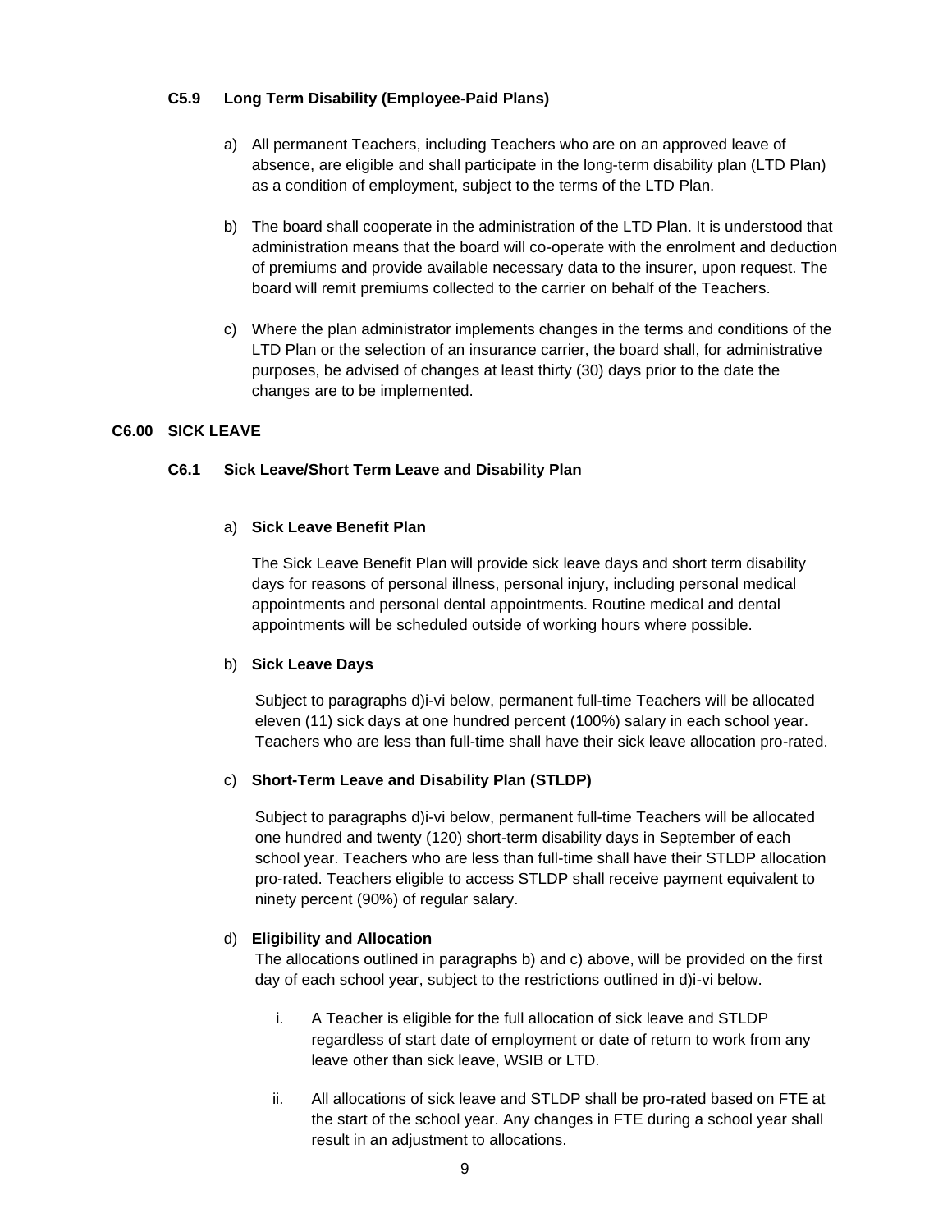### C5.9 Long Term Disability (Employee-Paid Plans)

a) All permanent Teachers, including Teachers who are on an approved leave of absence, are eligible and shall participate in the long-term disability plan (LTD Plan) as a condition of employment, subject to the terms of the LTD Plan.

b) The board shall cooperate in the administration of the LTD Plan. It is understood that administration means that the board will co-operate with the enrolment and deduction of premiums and provide available necessary data to the insurer, upon request. The board will remit premiums collected to the carrier on behalf of the Teachers.

c) Where the plan administrator implements changes in the terms and conditions of the LTD Plan or the selection of an insurance carrier, the board shall, for administrative purposes, be advised of changes at least thirty (30) days prior to the date the changes are to be implemented.

## C6.00 SICK LEAVE

### C6.1 Sick Leave/Short Term Leave and Disability Plan

a) **Sick Leave Benefit Plan**

The Sick Leave Benefit Plan will provide sick leave days and short term disability days for reasons of personal illness, personal injury, including personal medical appointments and personal dental appointments. Routine medical and dental appointments will be scheduled outside of working hours where possible.

b) **Sick Leave Days**

Subject to paragraphs d)i-vi below, permanent full-time Teachers will be allocated eleven (11) sick days at one hundred percent (100%) salary in each school year. Teachers who are less than full-time shall have their sick leave allocation pro-rated.

c) **Short-Term Leave and Disability Plan (STLDP)**

Subject to paragraphs d)i-vi below, permanent full-time Teachers will be allocated one hundred and twenty (120) short-term disability days in September of each school year. Teachers who are less than full-time shall have their STLDP allocation pro-rated. Teachers eligible to access STLDP shall receive payment equivalent to ninety percent (90%) of regular salary.

d) **Eligibility and Allocation**

The allocations outlined in paragraphs b) and c) above, will be provided on the first day of each school year, subject to the restrictions outlined in d)i-vi below.

i. A Teacher is eligible for the full allocation of sick leave and STLDP regardless of start date of employment or date of return to work from any leave other than sick leave, WSIB or LTD.

ii. All allocations of sick leave and STLDP shall be pro-rated based on FTE at the start of the school year. Any changes in FTE during a school year shall result in an adjustment to allocations.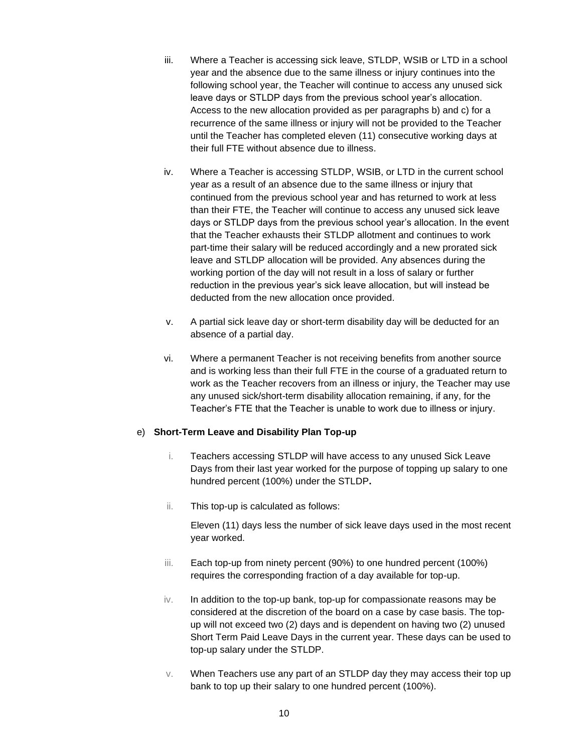iii. Where a Teacher is accessing sick leave, STLDP, WSIB or LTD in a school year and the absence due to the same illness or injury continues into the following school year, the Teacher will continue to access any unused sick leave days or STLDP days from the previous school year's allocation. Access to the new allocation provided as per paragraphs b) and c) for a recurrence of the same illness or injury will not be provided to the Teacher until the Teacher has completed eleven (11) consecutive working days at their full FTE without absence due to illness.

iv. Where a Teacher is accessing STLDP, WSIB, or LTD in the current school year as a result of an absence due to the same illness or injury that continued from the previous school year and has returned to work at less than their FTE, the Teacher will continue to access any unused sick leave days or STLDP days from the previous school year's allocation. In the event that the Teacher exhausts their STLDP allotment and continues to work part-time their salary will be reduced accordingly and a new prorated sick leave and STLDP allocation will be provided. Any absences during the working portion of the day will not result in a loss of salary or further reduction in the previous year's sick leave allocation, but will instead be deducted from the new allocation once provided.

v. A partial sick leave day or short-term disability day will be deducted for an absence of a partial day.

vi. Where a permanent Teacher is not receiving benefits from another source and is working less than their full FTE in the course of a graduated return to work as the Teacher recovers from an illness or injury, the Teacher may use any unused sick/short-term disability allocation remaining, if any, for the Teacher's FTE that the Teacher is unable to work due to illness or injury.

e) **Short-Term Leave and Disability Plan Top-up**

i. Teachers accessing STLDP will have access to any unused Sick Leave Days from their last year worked for the purpose of topping up salary to one hundred percent (100%) under the STLDP**.**

ii. This top-up is calculated as follows:

Eleven (11) days less the number of sick leave days used in the most recent year worked.

iii. Each top-up from ninety percent (90%) to one hundred percent (100%) requires the corresponding fraction of a day available for top-up.

iv. In addition to the top-up bank, top-up for compassionate reasons may be considered at the discretion of the board on a case by case basis. The top-up will not exceed two (2) days and is dependent on having two (2) unused Short Term Paid Leave Days in the current year. These days can be used to top-up salary under the STLDP.

v. When Teachers use any part of an STLDP day they may access their top up bank to top up their salary to one hundred percent (100%).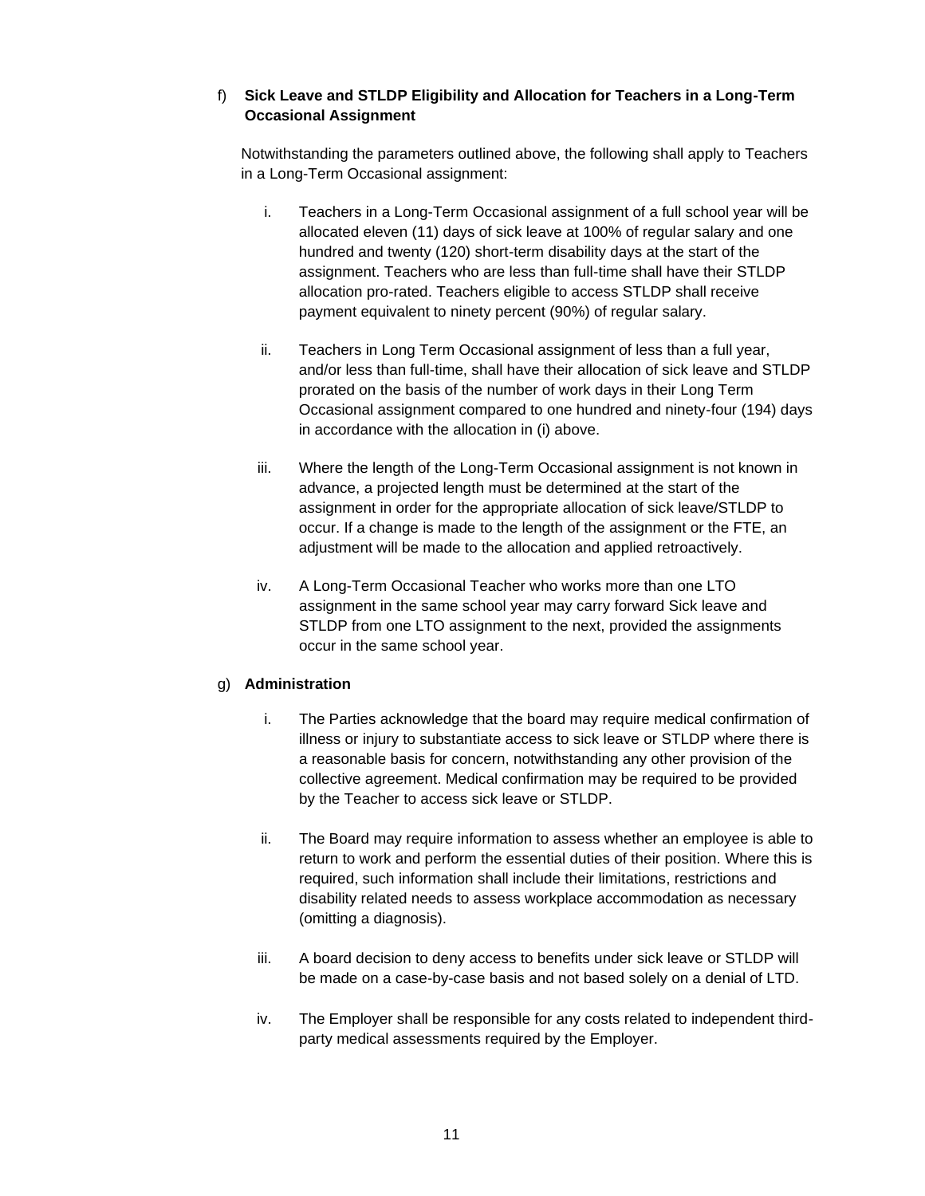f) **Sick Leave and STLDP Eligibility and Allocation for Teachers in a Long-Term Occasional Assignment**

Notwithstanding the parameters outlined above, the following shall apply to Teachers in a Long-Term Occasional assignment:

i. Teachers in a Long-Term Occasional assignment of a full school year will be allocated eleven (11) days of sick leave at 100% of regular salary and one hundred and twenty (120) short-term disability days at the start of the assignment. Teachers who are less than full-time shall have their STLDP allocation pro-rated. Teachers eligible to access STLDP shall receive payment equivalent to ninety percent (90%) of regular salary.

ii. Teachers in Long Term Occasional assignment of less than a full year, and/or less than full-time, shall have their allocation of sick leave and STLDP prorated on the basis of the number of work days in their Long Term Occasional assignment compared to one hundred and ninety-four (194) days in accordance with the allocation in (i) above.

iii. Where the length of the Long-Term Occasional assignment is not known in advance, a projected length must be determined at the start of the assignment in order for the appropriate allocation of sick leave/STLDP to occur. If a change is made to the length of the assignment or the FTE, an adjustment will be made to the allocation and applied retroactively.

iv. A Long-Term Occasional Teacher who works more than one LTO assignment in the same school year may carry forward Sick leave and STLDP from one LTO assignment to the next, provided the assignments occur in the same school year.

g) **Administration**

i. The Parties acknowledge that the board may require medical confirmation of illness or injury to substantiate access to sick leave or STLDP where there is a reasonable basis for concern, notwithstanding any other provision of the collective agreement. Medical confirmation may be required to be provided by the Teacher to access sick leave or STLDP.

ii. The Board may require information to assess whether an employee is able to return to work and perform the essential duties of their position. Where this is required, such information shall include their limitations, restrictions and disability related needs to assess workplace accommodation as necessary (omitting a diagnosis).

iii. A board decision to deny access to benefits under sick leave or STLDP will be made on a case-by-case basis and not based solely on a denial of LTD.

iv. The Employer shall be responsible for any costs related to independent third-party medical assessments required by the Employer.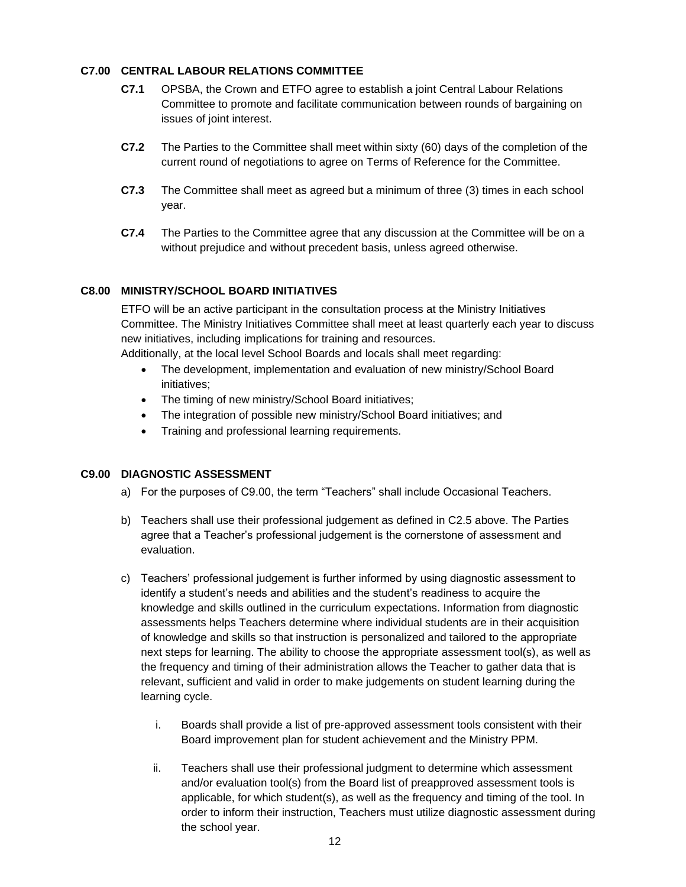### C7.00 CENTRAL LABOUR RELATIONS COMMITTEE

**C7.1** OPSBA, the Crown and ETFO agree to establish a joint Central Labour Relations Committee to promote and facilitate communication between rounds of bargaining on issues of joint interest.

**C7.2** The Parties to the Committee shall meet within sixty (60) days of the completion of the current round of negotiations to agree on Terms of Reference for the Committee.

**C7.3** The Committee shall meet as agreed but a minimum of three (3) times in each school year.

**C7.4** The Parties to the Committee agree that any discussion at the Committee will be on a without prejudice and without precedent basis, unless agreed otherwise.

### C8.00 MINISTRY/SCHOOL BOARD INITIATIVES

ETFO will be an active participant in the consultation process at the Ministry Initiatives Committee. The Ministry Initiatives Committee shall meet at least quarterly each year to discuss new initiatives, including implications for training and resources.
Additionally, at the local level School Boards and locals shall meet regarding:

- The development, implementation and evaluation of new ministry/School Board initiatives;
- The timing of new ministry/School Board initiatives;
- The integration of possible new ministry/School Board initiatives; and
- Training and professional learning requirements.

### C9.00 DIAGNOSTIC ASSESSMENT

a) For the purposes of C9.00, the term "Teachers" shall include Occasional Teachers.

b) Teachers shall use their professional judgement as defined in C2.5 above. The Parties agree that a Teacher's professional judgement is the cornerstone of assessment and evaluation.

c) Teachers' professional judgement is further informed by using diagnostic assessment to identify a student's needs and abilities and the student's readiness to acquire the knowledge and skills outlined in the curriculum expectations. Information from diagnostic assessments helps Teachers determine where individual students are in their acquisition of knowledge and skills so that instruction is personalized and tailored to the appropriate next steps for learning. The ability to choose the appropriate assessment tool(s), as well as the frequency and timing of their administration allows the Teacher to gather data that is relevant, sufficient and valid in order to make judgements on student learning during the learning cycle.

   i. Boards shall provide a list of pre-approved assessment tools consistent with their Board improvement plan for student achievement and the Ministry PPM.

   ii. Teachers shall use their professional judgment to determine which assessment and/or evaluation tool(s) from the Board list of preapproved assessment tools is applicable, for which student(s), as well as the frequency and timing of the tool. In order to inform their instruction, Teachers must utilize diagnostic assessment during the school year.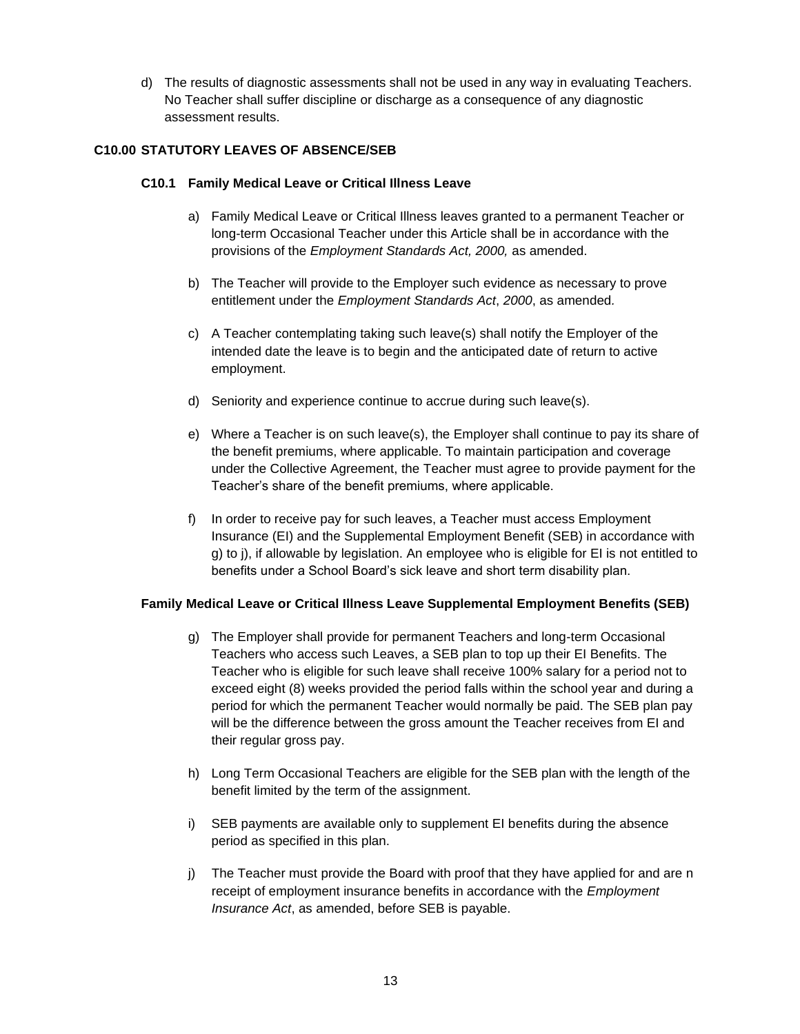d) The results of diagnostic assessments shall not be used in any way in evaluating Teachers. No Teacher shall suffer discipline or discharge as a consequence of any diagnostic assessment results.

## C10.00 STATUTORY LEAVES OF ABSENCE/SEB

### C10.1 Family Medical Leave or Critical Illness Leave

a) Family Medical Leave or Critical Illness leaves granted to a permanent Teacher or long-term Occasional Teacher under this Article shall be in accordance with the provisions of the *Employment Standards Act, 2000,* as amended.

b) The Teacher will provide to the Employer such evidence as necessary to prove entitlement under the *Employment Standards Act*, *2000*, as amended.

c) A Teacher contemplating taking such leave(s) shall notify the Employer of the intended date the leave is to begin and the anticipated date of return to active employment.

d) Seniority and experience continue to accrue during such leave(s).

e) Where a Teacher is on such leave(s), the Employer shall continue to pay its share of the benefit premiums, where applicable. To maintain participation and coverage under the Collective Agreement, the Teacher must agree to provide payment for the Teacher's share of the benefit premiums, where applicable.

f) In order to receive pay for such leaves, a Teacher must access Employment Insurance (EI) and the Supplemental Employment Benefit (SEB) in accordance with g) to j), if allowable by legislation. An employee who is eligible for EI is not entitled to benefits under a School Board's sick leave and short term disability plan.

**Family Medical Leave or Critical Illness Leave Supplemental Employment Benefits (SEB)**

g) The Employer shall provide for permanent Teachers and long-term Occasional Teachers who access such Leaves, a SEB plan to top up their EI Benefits. The Teacher who is eligible for such leave shall receive 100% salary for a period not to exceed eight (8) weeks provided the period falls within the school year and during a period for which the permanent Teacher would normally be paid. The SEB plan pay will be the difference between the gross amount the Teacher receives from EI and their regular gross pay.

h) Long Term Occasional Teachers are eligible for the SEB plan with the length of the benefit limited by the term of the assignment.

i) SEB payments are available only to supplement EI benefits during the absence period as specified in this plan.

j) The Teacher must provide the Board with proof that they have applied for and are n receipt of employment insurance benefits in accordance with the *Employment Insurance Act*, as amended, before SEB is payable.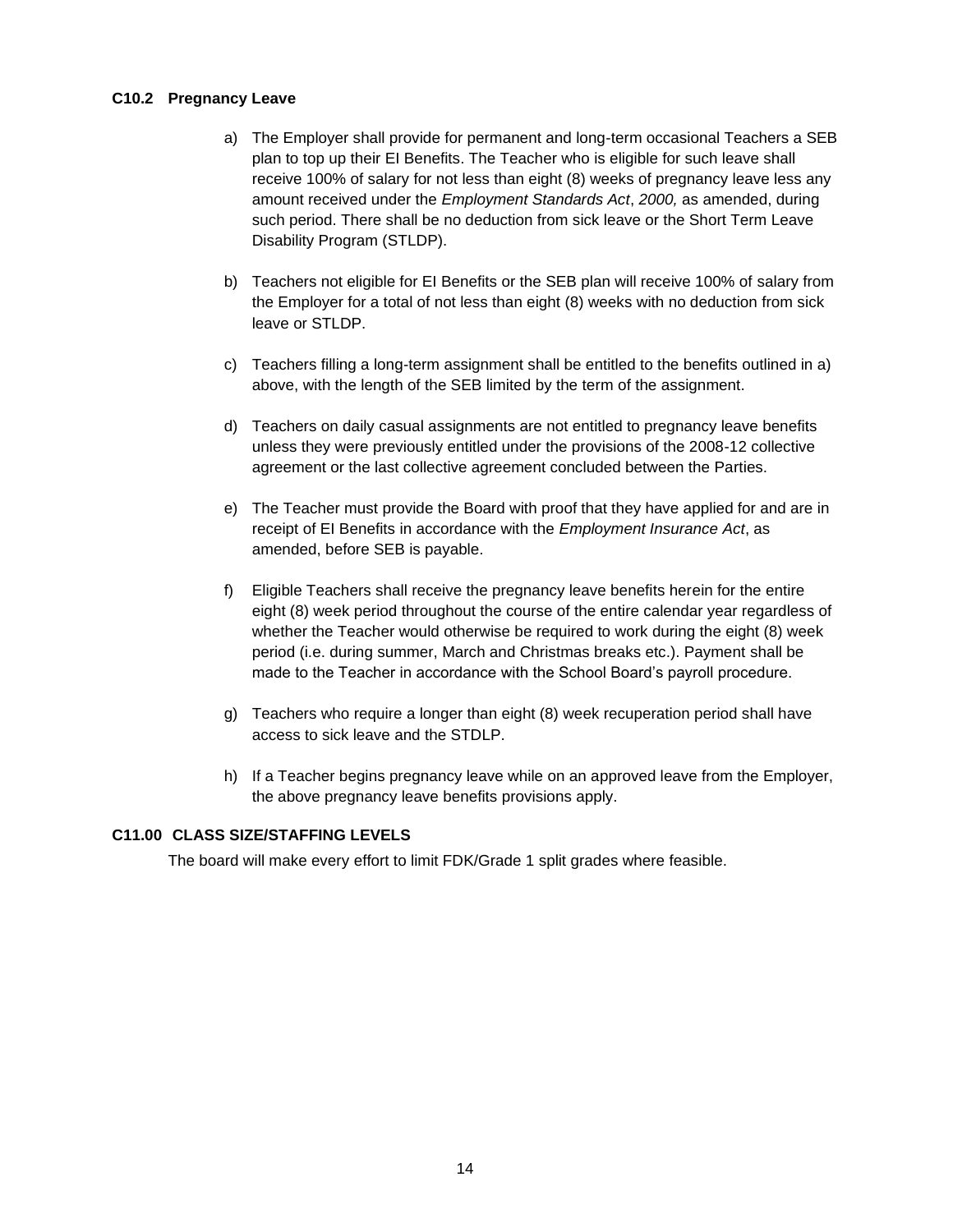### C10.2 Pregnancy Leave

a) The Employer shall provide for permanent and long-term occasional Teachers a SEB plan to top up their EI Benefits. The Teacher who is eligible for such leave shall receive 100% of salary for not less than eight (8) weeks of pregnancy leave less any amount received under the *Employment Standards Act*, *2000,* as amended, during such period. There shall be no deduction from sick leave or the Short Term Leave Disability Program (STLDP).

b) Teachers not eligible for EI Benefits or the SEB plan will receive 100% of salary from the Employer for a total of not less than eight (8) weeks with no deduction from sick leave or STLDP.

c) Teachers filling a long-term assignment shall be entitled to the benefits outlined in a) above, with the length of the SEB limited by the term of the assignment.

d) Teachers on daily casual assignments are not entitled to pregnancy leave benefits unless they were previously entitled under the provisions of the 2008-12 collective agreement or the last collective agreement concluded between the Parties.

e) The Teacher must provide the Board with proof that they have applied for and are in receipt of EI Benefits in accordance with the *Employment Insurance Act*, as amended, before SEB is payable.

f) Eligible Teachers shall receive the pregnancy leave benefits herein for the entire eight (8) week period throughout the course of the entire calendar year regardless of whether the Teacher would otherwise be required to work during the eight (8) week period (i.e. during summer, March and Christmas breaks etc.). Payment shall be made to the Teacher in accordance with the School Board's payroll procedure.

g) Teachers who require a longer than eight (8) week recuperation period shall have access to sick leave and the STDLP.

h) If a Teacher begins pregnancy leave while on an approved leave from the Employer, the above pregnancy leave benefits provisions apply.

### C11.00 CLASS SIZE/STAFFING LEVELS

The board will make every effort to limit FDK/Grade 1 split grades where feasible.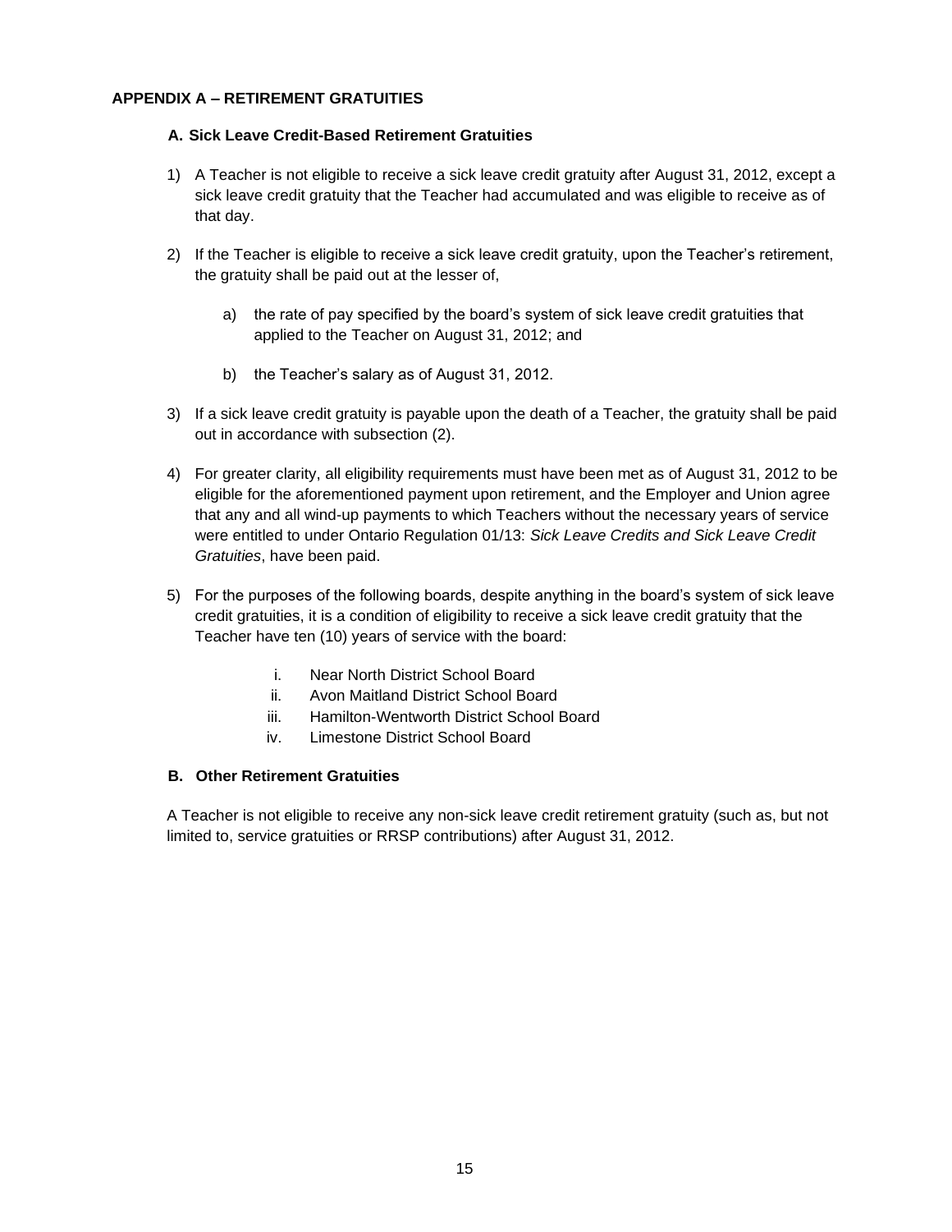## APPENDIX A – RETIREMENT GRATUITIES

### A. Sick Leave Credit-Based Retirement Gratuities

1) A Teacher is not eligible to receive a sick leave credit gratuity after August 31, 2012, except a sick leave credit gratuity that the Teacher had accumulated and was eligible to receive as of that day.

2) If the Teacher is eligible to receive a sick leave credit gratuity, upon the Teacher's retirement, the gratuity shall be paid out at the lesser of,

    a) the rate of pay specified by the board's system of sick leave credit gratuities that applied to the Teacher on August 31, 2012; and

    b) the Teacher's salary as of August 31, 2012.

3) If a sick leave credit gratuity is payable upon the death of a Teacher, the gratuity shall be paid out in accordance with subsection (2).

4) For greater clarity, all eligibility requirements must have been met as of August 31, 2012 to be eligible for the aforementioned payment upon retirement, and the Employer and Union agree that any and all wind-up payments to which Teachers without the necessary years of service were entitled to under Ontario Regulation 01/13: *Sick Leave Credits and Sick Leave Credit Gratuities*, have been paid.

5) For the purposes of the following boards, despite anything in the board's system of sick leave credit gratuities, it is a condition of eligibility to receive a sick leave credit gratuity that the Teacher have ten (10) years of service with the board:

    i. Near North District School Board
    ii. Avon Maitland District School Board
    iii. Hamilton-Wentworth District School Board
    iv. Limestone District School Board

### B. Other Retirement Gratuities

A Teacher is not eligible to receive any non-sick leave credit retirement gratuity (such as, but not limited to, service gratuities or RRSP contributions) after August 31, 2012.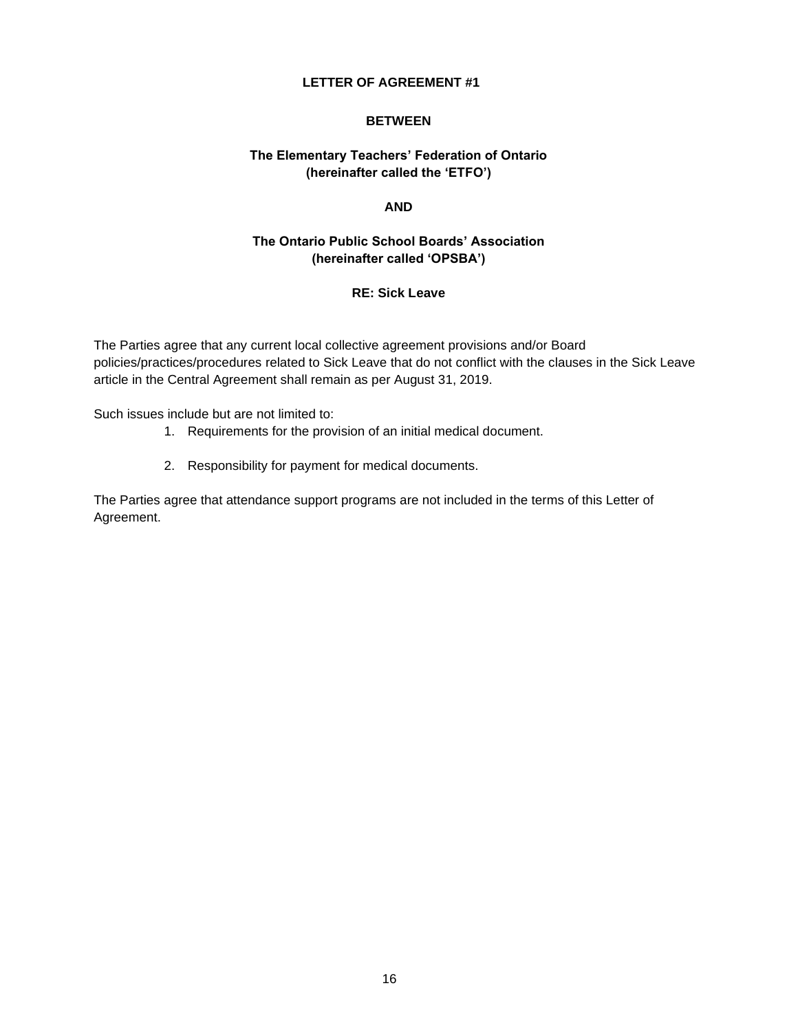**LETTER OF AGREEMENT #1**

**BETWEEN**

**The Elementary Teachers' Federation of Ontario**
**(hereinafter called the 'ETFO')**

**AND**

**The Ontario Public School Boards' Association**
**(hereinafter called 'OPSBA')**

**RE: Sick Leave**

The Parties agree that any current local collective agreement provisions and/or Board policies/practices/procedures related to Sick Leave that do not conflict with the clauses in the Sick Leave article in the Central Agreement shall remain as per August 31, 2019.

Such issues include but are not limited to:

1. Requirements for the provision of an initial medical document.
2. Responsibility for payment for medical documents.

The Parties agree that attendance support programs are not included in the terms of this Letter of Agreement.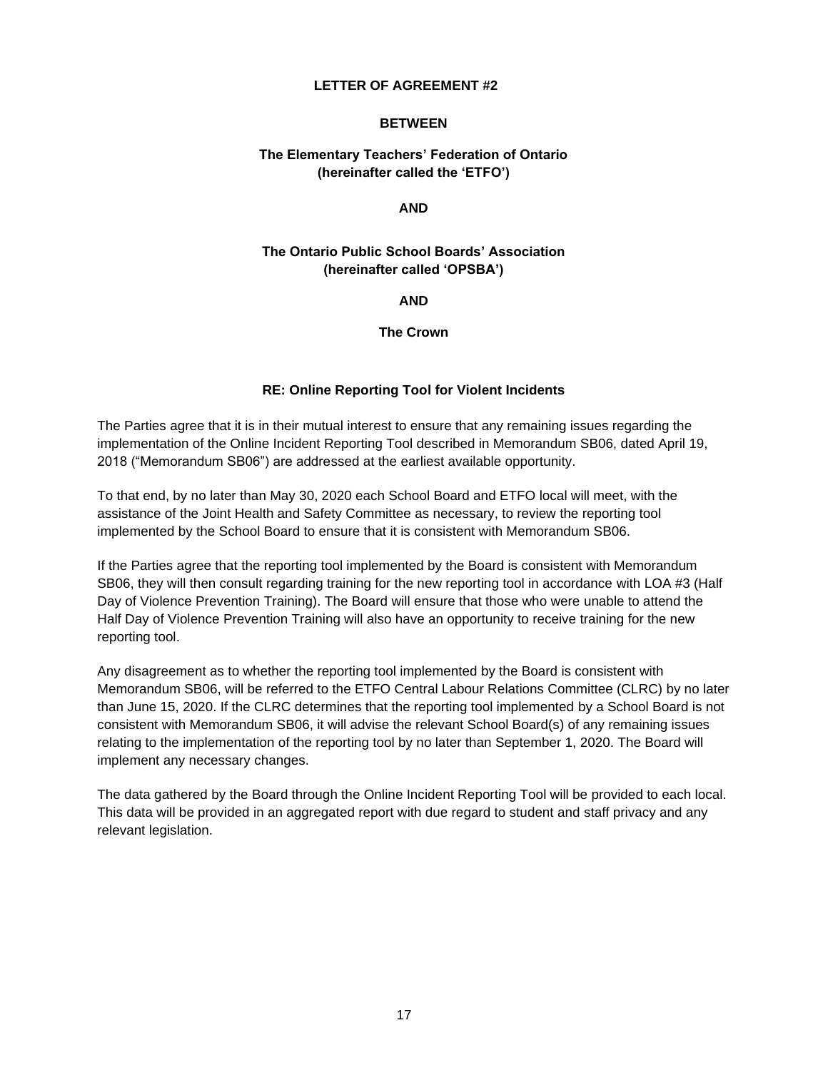**LETTER OF AGREEMENT #2**

**BETWEEN**

**The Elementary Teachers' Federation of Ontario**
**(hereinafter called the 'ETFO')**

**AND**

**The Ontario Public School Boards' Association**
**(hereinafter called 'OPSBA')**

**AND**

**The Crown**

**RE: Online Reporting Tool for Violent Incidents**

The Parties agree that it is in their mutual interest to ensure that any remaining issues regarding the implementation of the Online Incident Reporting Tool described in Memorandum SB06, dated April 19, 2018 ("Memorandum SB06") are addressed at the earliest available opportunity.

To that end, by no later than May 30, 2020 each School Board and ETFO local will meet, with the assistance of the Joint Health and Safety Committee as necessary, to review the reporting tool implemented by the School Board to ensure that it is consistent with Memorandum SB06.

If the Parties agree that the reporting tool implemented by the Board is consistent with Memorandum SB06, they will then consult regarding training for the new reporting tool in accordance with LOA #3 (Half Day of Violence Prevention Training). The Board will ensure that those who were unable to attend the Half Day of Violence Prevention Training will also have an opportunity to receive training for the new reporting tool.

Any disagreement as to whether the reporting tool implemented by the Board is consistent with Memorandum SB06, will be referred to the ETFO Central Labour Relations Committee (CLRC) by no later than June 15, 2020. If the CLRC determines that the reporting tool implemented by a School Board is not consistent with Memorandum SB06, it will advise the relevant School Board(s) of any remaining issues relating to the implementation of the reporting tool by no later than September 1, 2020. The Board will implement any necessary changes.

The data gathered by the Board through the Online Incident Reporting Tool will be provided to each local. This data will be provided in an aggregated report with due regard to student and staff privacy and any relevant legislation.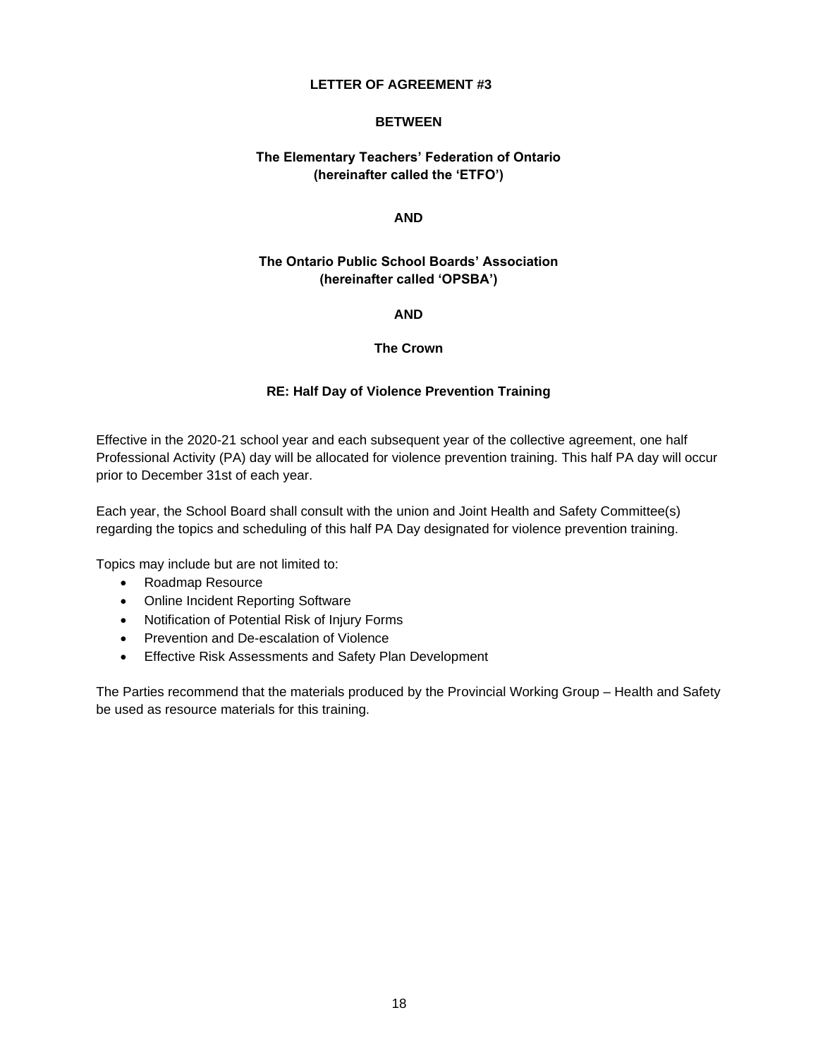# LETTER OF AGREEMENT #3

**BETWEEN**

**The Elementary Teachers' Federation of Ontario**
**(hereinafter called the 'ETFO')**

**AND**

**The Ontario Public School Boards' Association**
**(hereinafter called 'OPSBA')**

**AND**

**The Crown**

## RE: Half Day of Violence Prevention Training

Effective in the 2020-21 school year and each subsequent year of the collective agreement, one half Professional Activity (PA) day will be allocated for violence prevention training. This half PA day will occur prior to December 31st of each year.

Each year, the School Board shall consult with the union and Joint Health and Safety Committee(s) regarding the topics and scheduling of this half PA Day designated for violence prevention training.

Topics may include but are not limited to:

- Roadmap Resource
- Online Incident Reporting Software
- Notification of Potential Risk of Injury Forms
- Prevention and De-escalation of Violence
- Effective Risk Assessments and Safety Plan Development

The Parties recommend that the materials produced by the Provincial Working Group – Health and Safety be used as resource materials for this training.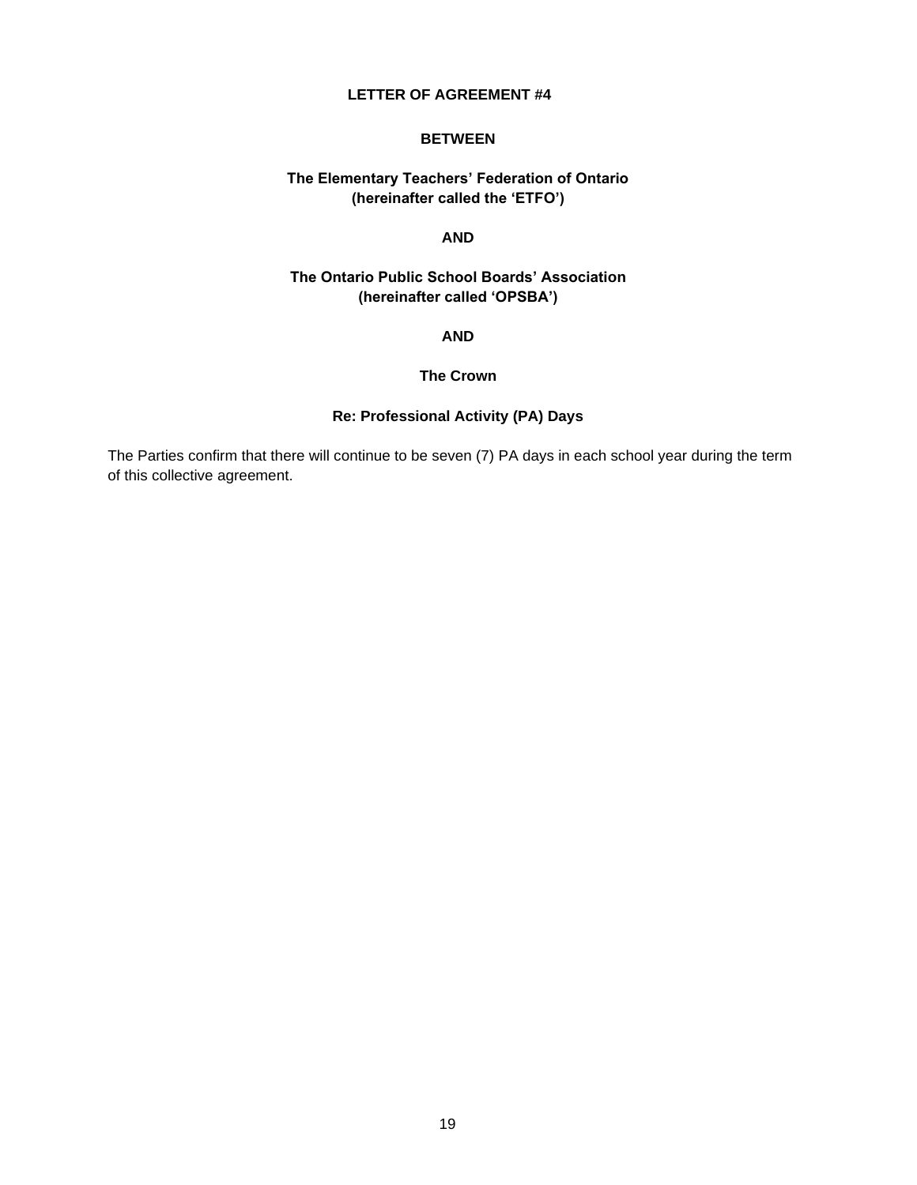# LETTER OF AGREEMENT #4

**BETWEEN**

**The Elementary Teachers' Federation of Ontario**
**(hereinafter called the 'ETFO')**

**AND**

**The Ontario Public School Boards' Association**
**(hereinafter called 'OPSBA')**

**AND**

**The Crown**

**Re: Professional Activity (PA) Days**

The Parties confirm that there will continue to be seven (7) PA days in each school year during the term of this collective agreement.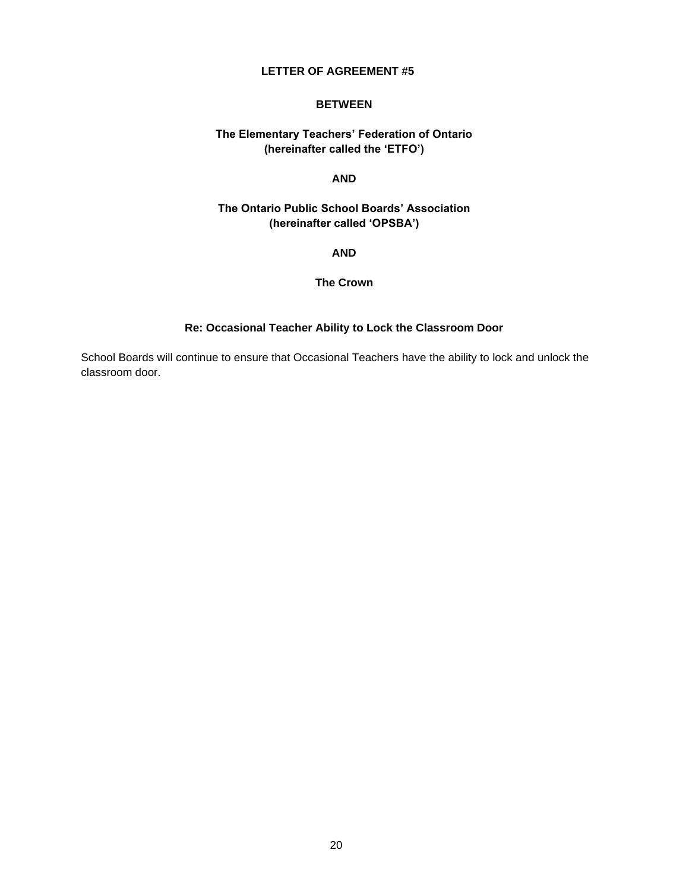# LETTER OF AGREEMENT #5

**BETWEEN**

**The Elementary Teachers' Federation of Ontario**
**(hereinafter called the 'ETFO')**

**AND**

**The Ontario Public School Boards' Association**
**(hereinafter called 'OPSBA')**

**AND**

**The Crown**

## Re: Occasional Teacher Ability to Lock the Classroom Door

School Boards will continue to ensure that Occasional Teachers have the ability to lock and unlock the classroom door.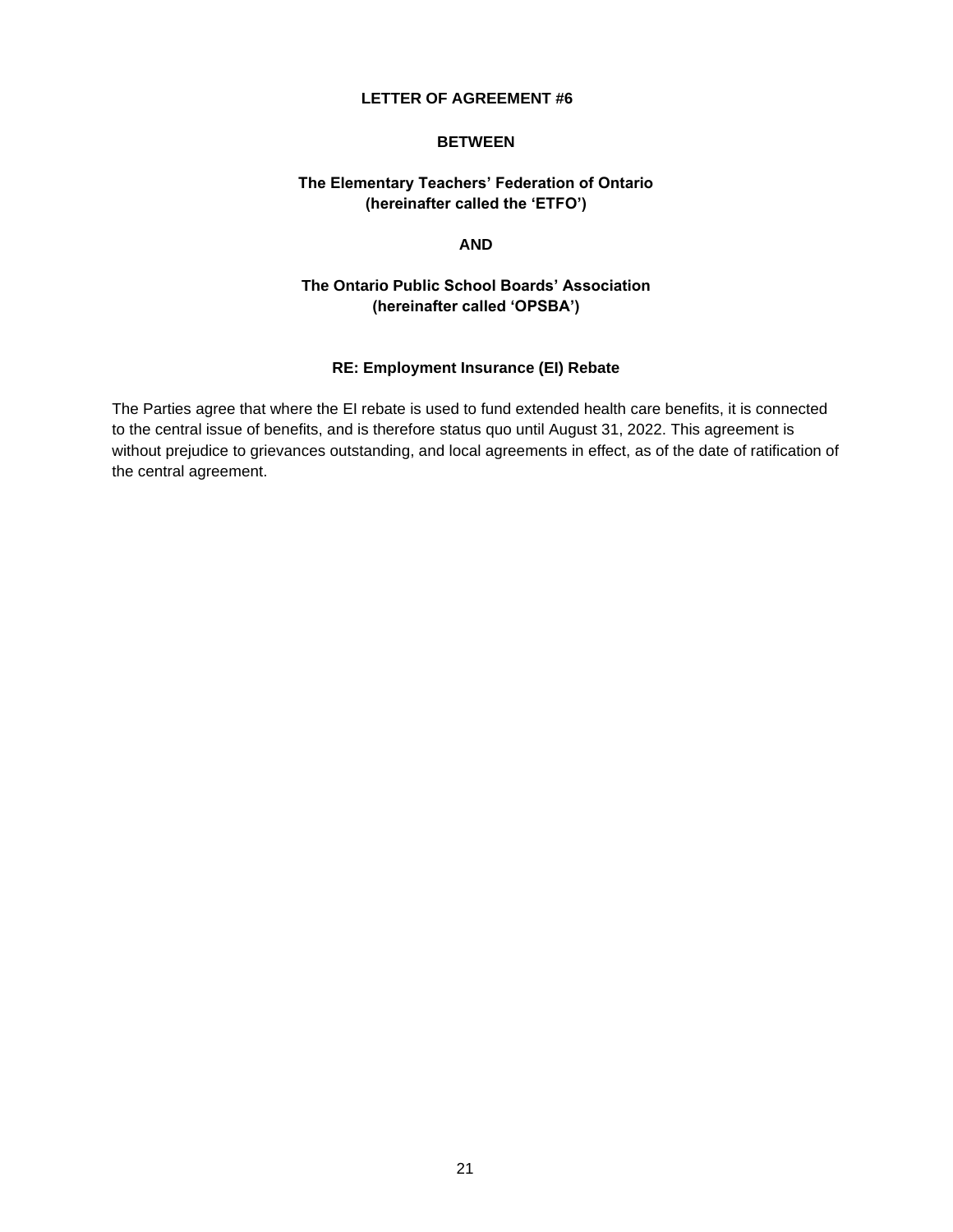**LETTER OF AGREEMENT #6**

**BETWEEN**

**The Elementary Teachers' Federation of Ontario**
**(hereinafter called the 'ETFO')**

**AND**

**The Ontario Public School Boards' Association**
**(hereinafter called 'OPSBA')**

**RE: Employment Insurance (EI) Rebate**

The Parties agree that where the EI rebate is used to fund extended health care benefits, it is connected to the central issue of benefits, and is therefore status quo until August 31, 2022. This agreement is without prejudice to grievances outstanding, and local agreements in effect, as of the date of ratification of the central agreement.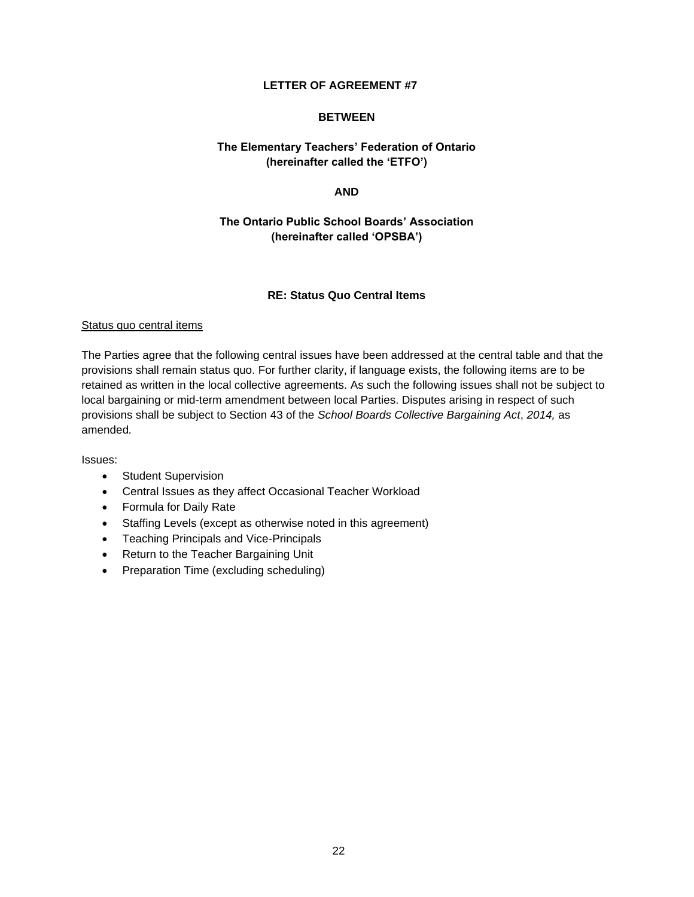**LETTER OF AGREEMENT #7**

**BETWEEN**

**The Elementary Teachers' Federation of Ontario**
**(hereinafter called the 'ETFO')**

**AND**

**The Ontario Public School Boards' Association**
**(hereinafter called 'OPSBA')**

**RE: Status Quo Central Items**

<u>Status quo central items</u>

The Parties agree that the following central issues have been addressed at the central table and that the provisions shall remain status quo. For further clarity, if language exists, the following items are to be retained as written in the local collective agreements. As such the following issues shall not be subject to local bargaining or mid-term amendment between local Parties. Disputes arising in respect of such provisions shall be subject to Section 43 of the *School Boards Collective Bargaining Act*, *2014,* as amended*.*

Issues:

- Student Supervision
- Central Issues as they affect Occasional Teacher Workload
- Formula for Daily Rate
- Staffing Levels (except as otherwise noted in this agreement)
- Teaching Principals and Vice-Principals
- Return to the Teacher Bargaining Unit
- Preparation Time (excluding scheduling)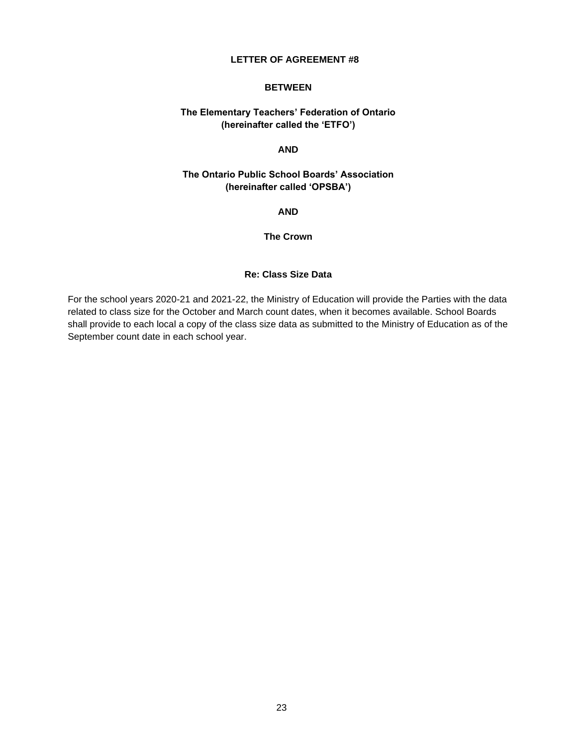**LETTER OF AGREEMENT #8**

**BETWEEN**

**The Elementary Teachers' Federation of Ontario**
**(hereinafter called the 'ETFO')**

**AND**

**The Ontario Public School Boards' Association**
**(hereinafter called 'OPSBA')**

**AND**

**The Crown**

**Re: Class Size Data**

For the school years 2020-21 and 2021-22, the Ministry of Education will provide the Parties with the data related to class size for the October and March count dates, when it becomes available. School Boards shall provide to each local a copy of the class size data as submitted to the Ministry of Education as of the September count date in each school year.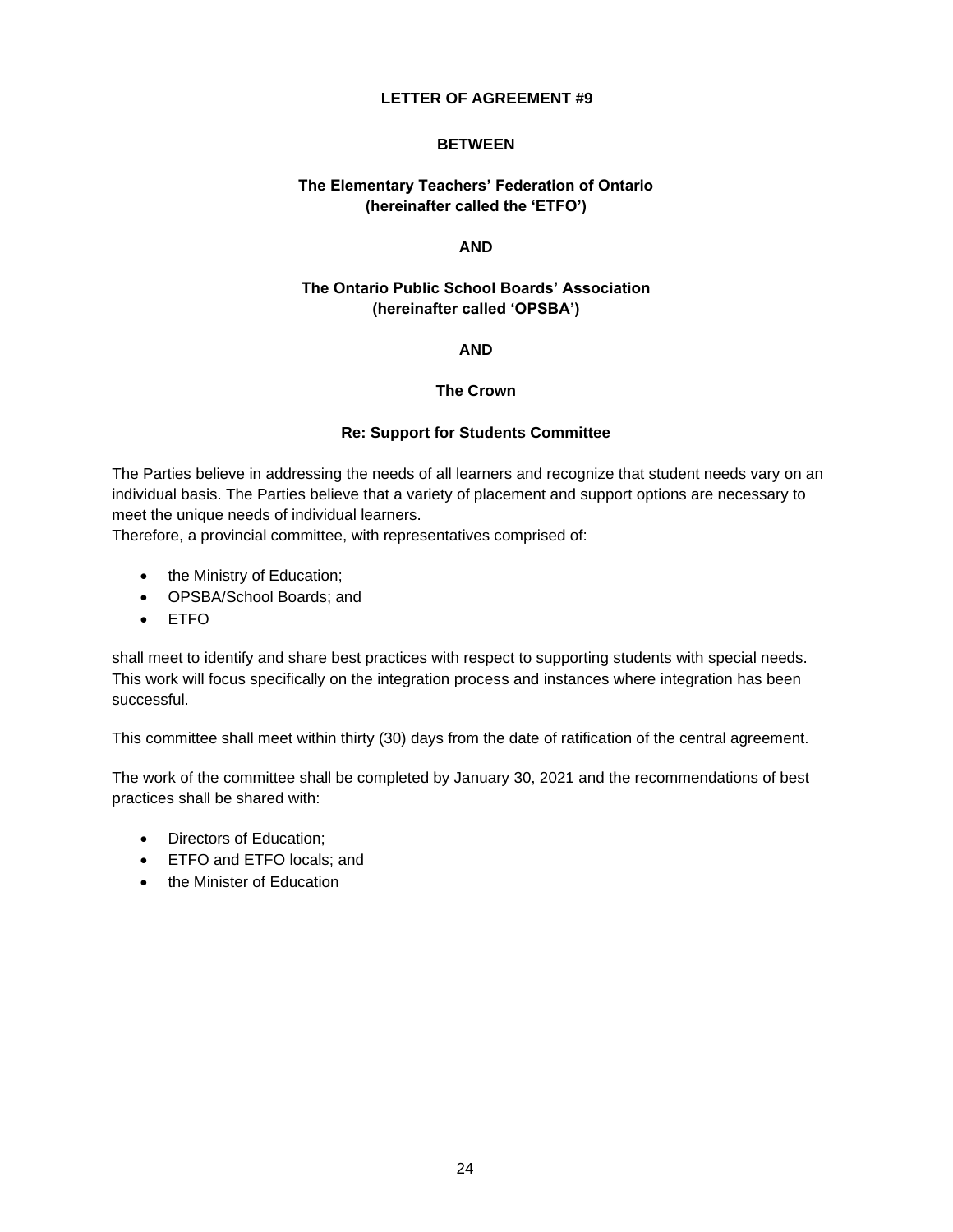## LETTER OF AGREEMENT #9

**BETWEEN**

**The Elementary Teachers' Federation of Ontario**
**(hereinafter called the 'ETFO')**

**AND**

**The Ontario Public School Boards' Association**
**(hereinafter called 'OPSBA')**

**AND**

**The Crown**

**Re: Support for Students Committee**

The Parties believe in addressing the needs of all learners and recognize that student needs vary on an individual basis. The Parties believe that a variety of placement and support options are necessary to meet the unique needs of individual learners.
Therefore, a provincial committee, with representatives comprised of:

- the Ministry of Education;
- OPSBA/School Boards; and
- ETFO

shall meet to identify and share best practices with respect to supporting students with special needs. This work will focus specifically on the integration process and instances where integration has been successful.

This committee shall meet within thirty (30) days from the date of ratification of the central agreement.

The work of the committee shall be completed by January 30, 2021 and the recommendations of best practices shall be shared with:

- Directors of Education;
- ETFO and ETFO locals; and
- the Minister of Education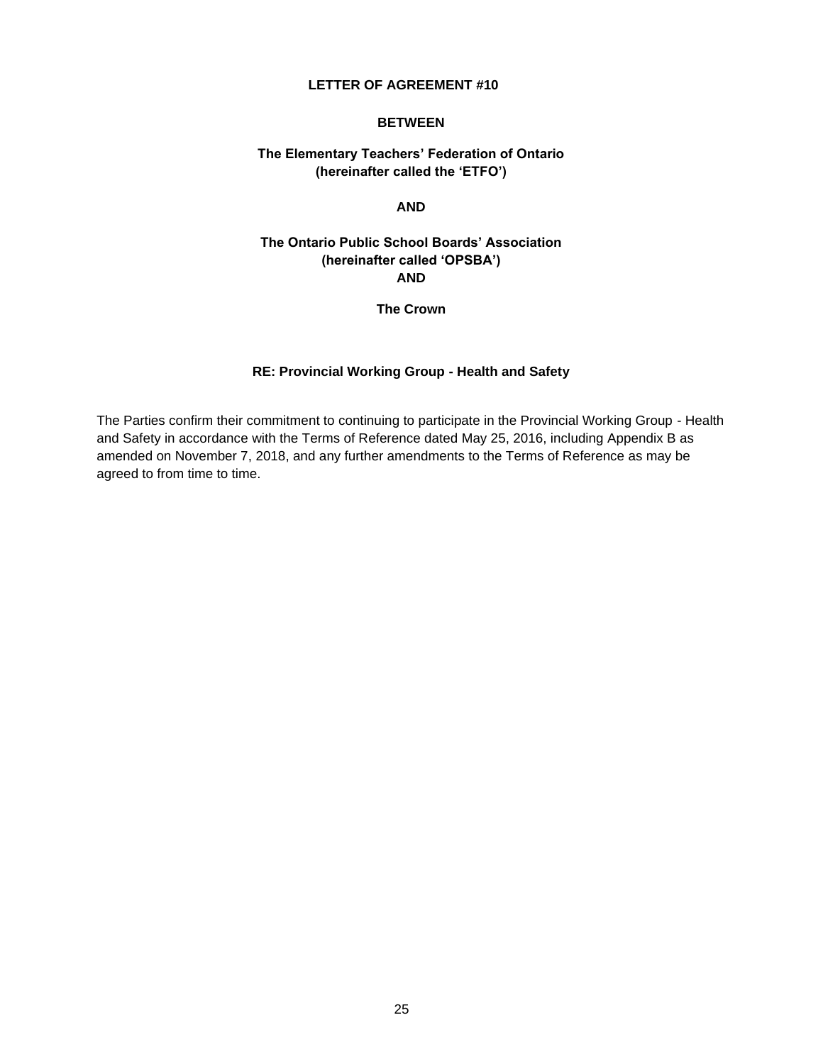**LETTER OF AGREEMENT #10**

**BETWEEN**

**The Elementary Teachers' Federation of Ontario (hereinafter called the 'ETFO')**

**AND**

**The Ontario Public School Boards' Association (hereinafter called 'OPSBA')**

**AND**

**The Crown**

**RE: Provincial Working Group - Health and Safety**

The Parties confirm their commitment to continuing to participate in the Provincial Working Group - Health and Safety in accordance with the Terms of Reference dated May 25, 2016, including Appendix B as amended on November 7, 2018, and any further amendments to the Terms of Reference as may be agreed to from time to time.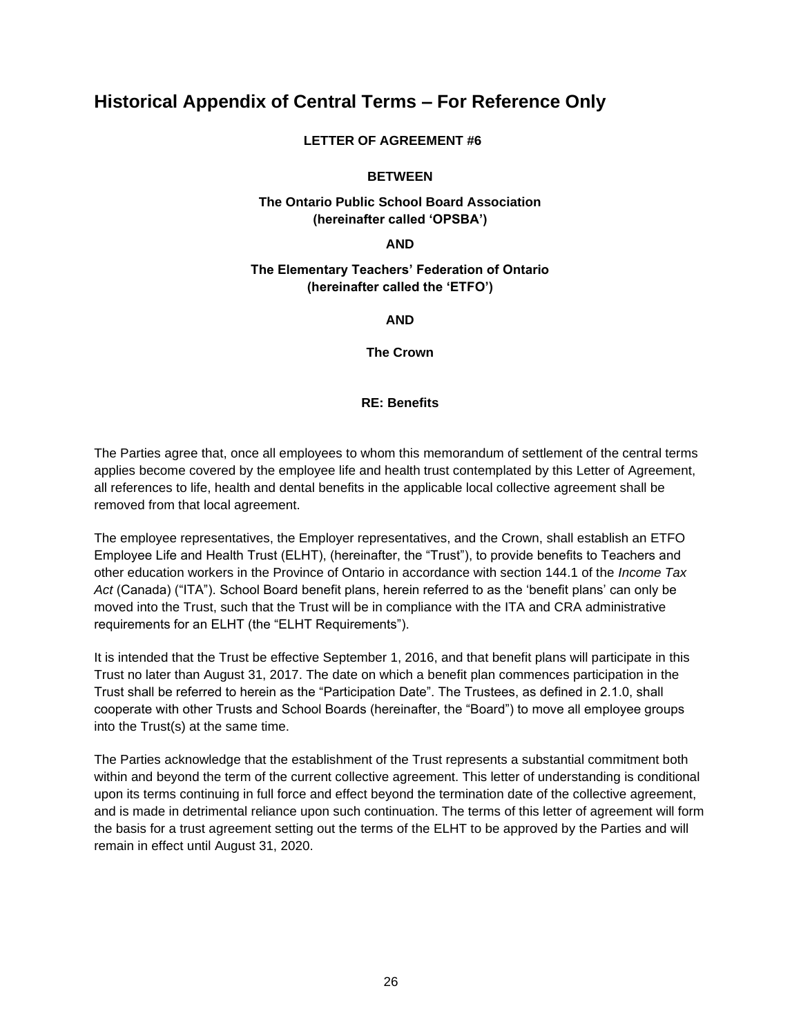# Historical Appendix of Central Terms – For Reference Only

**LETTER OF AGREEMENT #6**

**BETWEEN**

**The Ontario Public School Board Association**
**(hereinafter called 'OPSBA')**

**AND**

**The Elementary Teachers' Federation of Ontario**
**(hereinafter called the 'ETFO')**

**AND**

**The Crown**

**RE: Benefits**

The Parties agree that, once all employees to whom this memorandum of settlement of the central terms applies become covered by the employee life and health trust contemplated by this Letter of Agreement, all references to life, health and dental benefits in the applicable local collective agreement shall be removed from that local agreement.

The employee representatives, the Employer representatives, and the Crown, shall establish an ETFO Employee Life and Health Trust (ELHT), (hereinafter, the "Trust"), to provide benefits to Teachers and other education workers in the Province of Ontario in accordance with section 144.1 of the *Income Tax Act* (Canada) ("ITA"). School Board benefit plans, herein referred to as the 'benefit plans' can only be moved into the Trust, such that the Trust will be in compliance with the ITA and CRA administrative requirements for an ELHT (the "ELHT Requirements").

It is intended that the Trust be effective September 1, 2016, and that benefit plans will participate in this Trust no later than August 31, 2017. The date on which a benefit plan commences participation in the Trust shall be referred to herein as the "Participation Date". The Trustees, as defined in 2.1.0, shall cooperate with other Trusts and School Boards (hereinafter, the "Board") to move all employee groups into the Trust(s) at the same time.

The Parties acknowledge that the establishment of the Trust represents a substantial commitment both within and beyond the term of the current collective agreement. This letter of understanding is conditional upon its terms continuing in full force and effect beyond the termination date of the collective agreement, and is made in detrimental reliance upon such continuation. The terms of this letter of agreement will form the basis for a trust agreement setting out the terms of the ELHT to be approved by the Parties and will remain in effect until August 31, 2020.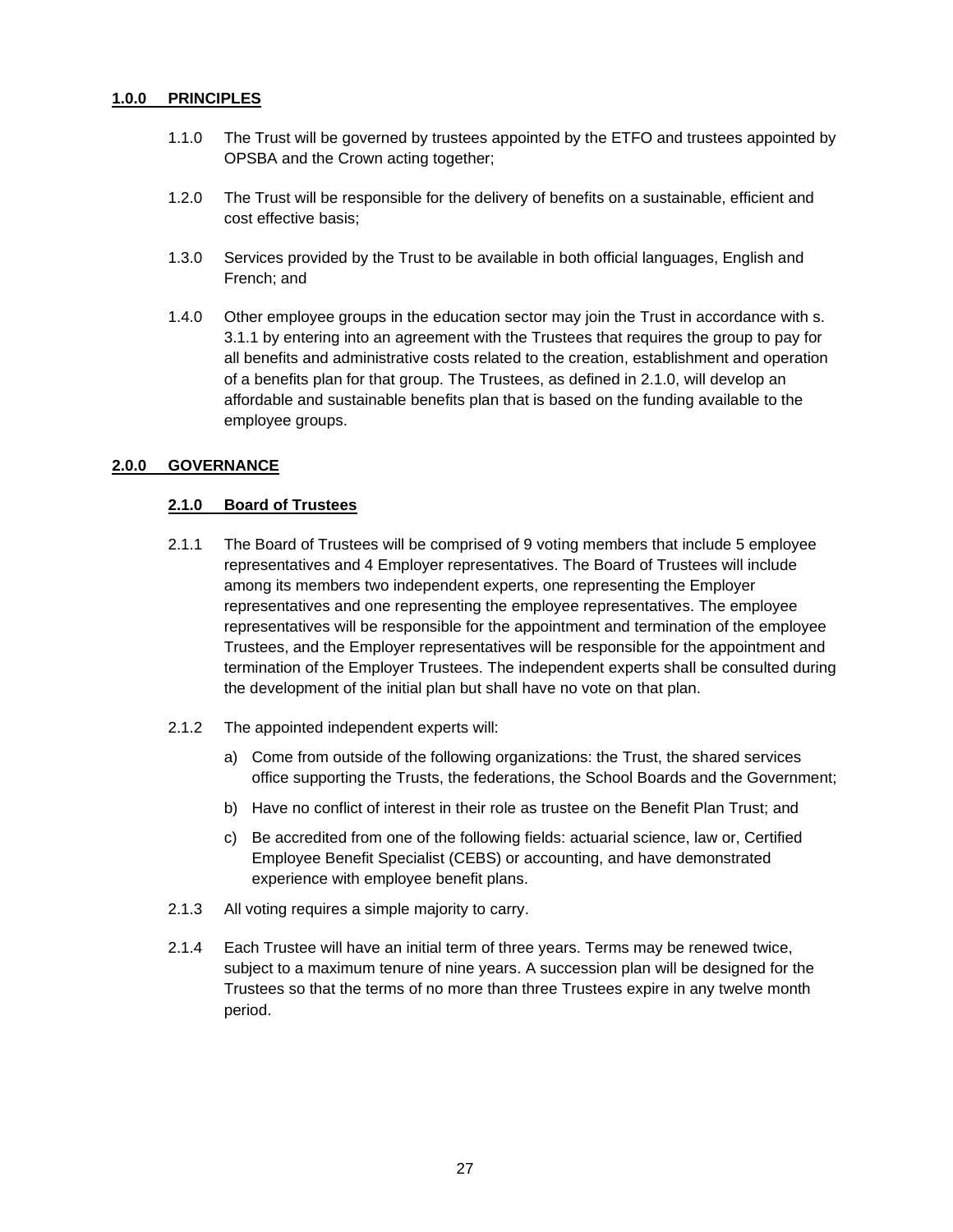## 1.0.0 PRINCIPLES

1.1.0 The Trust will be governed by trustees appointed by the ETFO and trustees appointed by OPSBA and the Crown acting together;

1.2.0 The Trust will be responsible for the delivery of benefits on a sustainable, efficient and cost effective basis;

1.3.0 Services provided by the Trust to be available in both official languages, English and French; and

1.4.0 Other employee groups in the education sector may join the Trust in accordance with s. 3.1.1 by entering into an agreement with the Trustees that requires the group to pay for all benefits and administrative costs related to the creation, establishment and operation of a benefits plan for that group. The Trustees, as defined in 2.1.0, will develop an affordable and sustainable benefits plan that is based on the funding available to the employee groups.

## 2.0.0 GOVERNANCE

### 2.1.0 Board of Trustees

2.1.1 The Board of Trustees will be comprised of 9 voting members that include 5 employee representatives and 4 Employer representatives. The Board of Trustees will include among its members two independent experts, one representing the Employer representatives and one representing the employee representatives. The employee representatives will be responsible for the appointment and termination of the employee Trustees, and the Employer representatives will be responsible for the appointment and termination of the Employer Trustees. The independent experts shall be consulted during the development of the initial plan but shall have no vote on that plan.

2.1.2 The appointed independent experts will:

a) Come from outside of the following organizations: the Trust, the shared services office supporting the Trusts, the federations, the School Boards and the Government;

b) Have no conflict of interest in their role as trustee on the Benefit Plan Trust; and

c) Be accredited from one of the following fields: actuarial science, law or, Certified Employee Benefit Specialist (CEBS) or accounting, and have demonstrated experience with employee benefit plans.

2.1.3 All voting requires a simple majority to carry.

2.1.4 Each Trustee will have an initial term of three years. Terms may be renewed twice, subject to a maximum tenure of nine years. A succession plan will be designed for the Trustees so that the terms of no more than three Trustees expire in any twelve month period.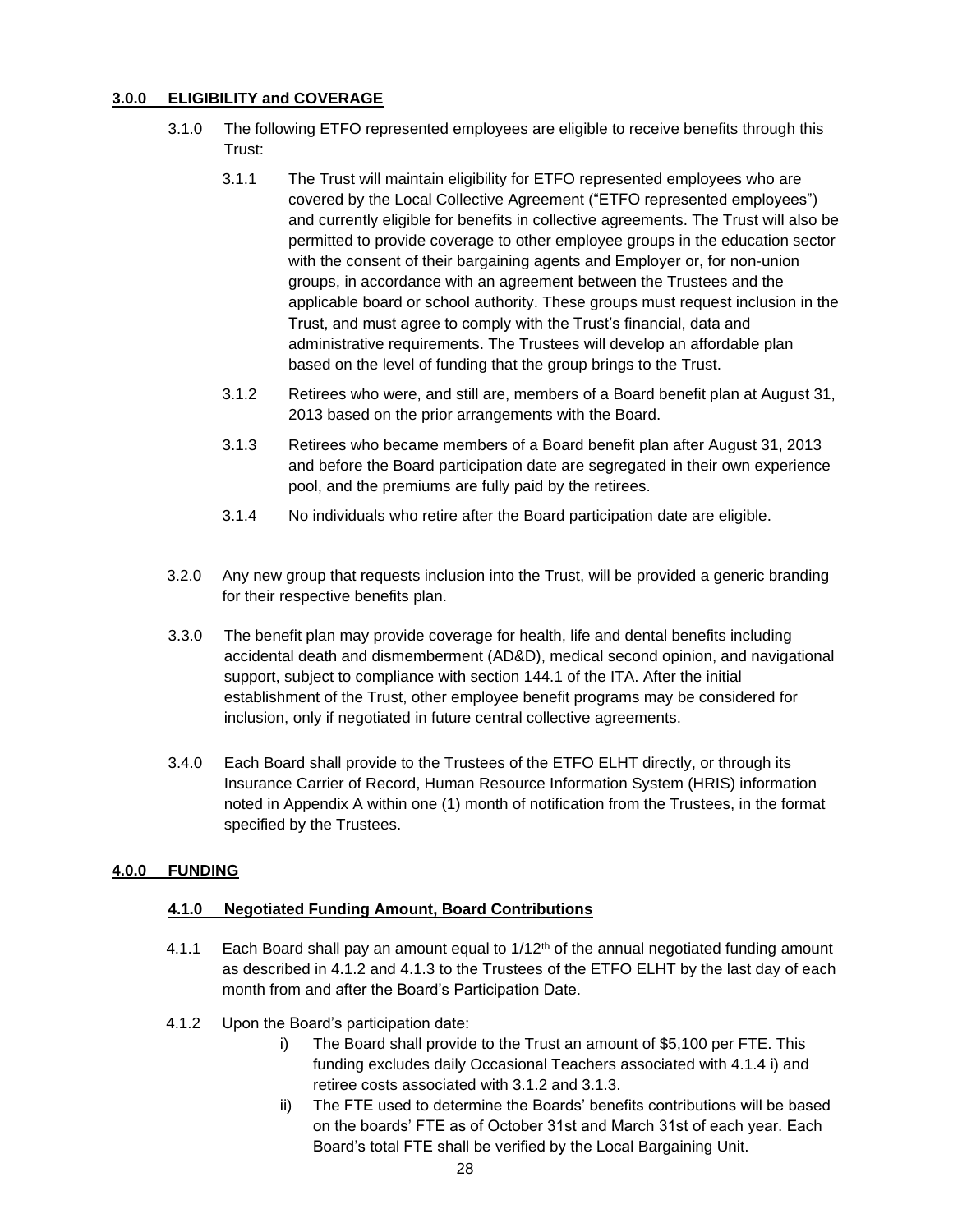## 3.0.0 ELIGIBILITY and COVERAGE

3.1.0 The following ETFO represented employees are eligible to receive benefits through this Trust:

3.1.1 The Trust will maintain eligibility for ETFO represented employees who are covered by the Local Collective Agreement ("ETFO represented employees") and currently eligible for benefits in collective agreements. The Trust will also be permitted to provide coverage to other employee groups in the education sector with the consent of their bargaining agents and Employer or, for non-union groups, in accordance with an agreement between the Trustees and the applicable board or school authority. These groups must request inclusion in the Trust, and must agree to comply with the Trust's financial, data and administrative requirements. The Trustees will develop an affordable plan based on the level of funding that the group brings to the Trust.

3.1.2 Retirees who were, and still are, members of a Board benefit plan at August 31, 2013 based on the prior arrangements with the Board.

3.1.3 Retirees who became members of a Board benefit plan after August 31, 2013 and before the Board participation date are segregated in their own experience pool, and the premiums are fully paid by the retirees.

3.1.4 No individuals who retire after the Board participation date are eligible.

3.2.0 Any new group that requests inclusion into the Trust, will be provided a generic branding for their respective benefits plan.

3.3.0 The benefit plan may provide coverage for health, life and dental benefits including accidental death and dismemberment (AD&D), medical second opinion, and navigational support, subject to compliance with section 144.1 of the ITA. After the initial establishment of the Trust, other employee benefit programs may be considered for inclusion, only if negotiated in future central collective agreements.

3.4.0 Each Board shall provide to the Trustees of the ETFO ELHT directly, or through its Insurance Carrier of Record, Human Resource Information System (HRIS) information noted in Appendix A within one (1) month of notification from the Trustees, in the format specified by the Trustees.

## 4.0.0 FUNDING

### 4.1.0 Negotiated Funding Amount, Board Contributions

4.1.1 Each Board shall pay an amount equal to 1/12th of the annual negotiated funding amount as described in 4.1.2 and 4.1.3 to the Trustees of the ETFO ELHT by the last day of each month from and after the Board's Participation Date.

4.1.2 Upon the Board's participation date:

i) The Board shall provide to the Trust an amount of $5,100 per FTE. This funding excludes daily Occasional Teachers associated with 4.1.4 i) and retiree costs associated with 3.1.2 and 3.1.3.

ii) The FTE used to determine the Boards' benefits contributions will be based on the boards' FTE as of October 31st and March 31st of each year. Each Board's total FTE shall be verified by the Local Bargaining Unit.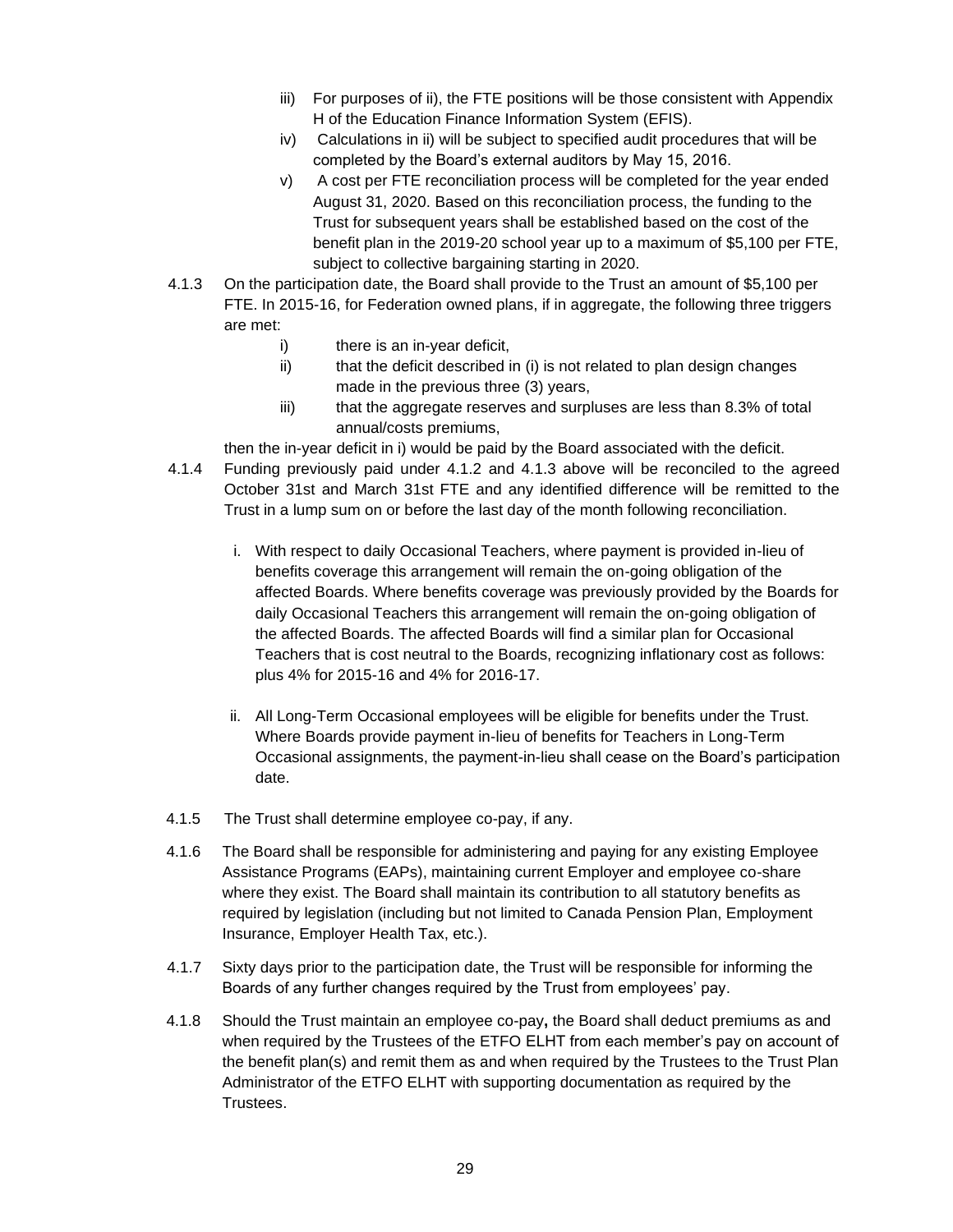iii) For purposes of ii), the FTE positions will be those consistent with Appendix H of the Education Finance Information System (EFIS).

iv) Calculations in ii) will be subject to specified audit procedures that will be completed by the Board's external auditors by May 15, 2016.

v) A cost per FTE reconciliation process will be completed for the year ended August 31, 2020. Based on this reconciliation process, the funding to the Trust for subsequent years shall be established based on the cost of the benefit plan in the 2019-20 school year up to a maximum of $5,100 per FTE, subject to collective bargaining starting in 2020.

4.1.3 On the participation date, the Board shall provide to the Trust an amount of $5,100 per FTE. In 2015-16, for Federation owned plans, if in aggregate, the following three triggers are met:

i) there is an in-year deficit,

ii) that the deficit described in (i) is not related to plan design changes made in the previous three (3) years,

iii) that the aggregate reserves and surpluses are less than 8.3% of total annual/costs premiums,

then the in-year deficit in i) would be paid by the Board associated with the deficit.

4.1.4 Funding previously paid under 4.1.2 and 4.1.3 above will be reconciled to the agreed October 31st and March 31st FTE and any identified difference will be remitted to the Trust in a lump sum on or before the last day of the month following reconciliation.

i. With respect to daily Occasional Teachers, where payment is provided in-lieu of benefits coverage this arrangement will remain the on-going obligation of the affected Boards. Where benefits coverage was previously provided by the Boards for daily Occasional Teachers this arrangement will remain the on-going obligation of the affected Boards. The affected Boards will find a similar plan for Occasional Teachers that is cost neutral to the Boards, recognizing inflationary cost as follows: plus 4% for 2015-16 and 4% for 2016-17.

ii. All Long-Term Occasional employees will be eligible for benefits under the Trust. Where Boards provide payment in-lieu of benefits for Teachers in Long-Term Occasional assignments, the payment-in-lieu shall cease on the Board's participation date.

4.1.5 The Trust shall determine employee co-pay, if any.

4.1.6 The Board shall be responsible for administering and paying for any existing Employee Assistance Programs (EAPs), maintaining current Employer and employee co-share where they exist. The Board shall maintain its contribution to all statutory benefits as required by legislation (including but not limited to Canada Pension Plan, Employment Insurance, Employer Health Tax, etc.).

4.1.7 Sixty days prior to the participation date, the Trust will be responsible for informing the Boards of any further changes required by the Trust from employees' pay.

4.1.8 Should the Trust maintain an employee co-pay**,** the Board shall deduct premiums as and when required by the Trustees of the ETFO ELHT from each member's pay on account of the benefit plan(s) and remit them as and when required by the Trustees to the Trust Plan Administrator of the ETFO ELHT with supporting documentation as required by the Trustees.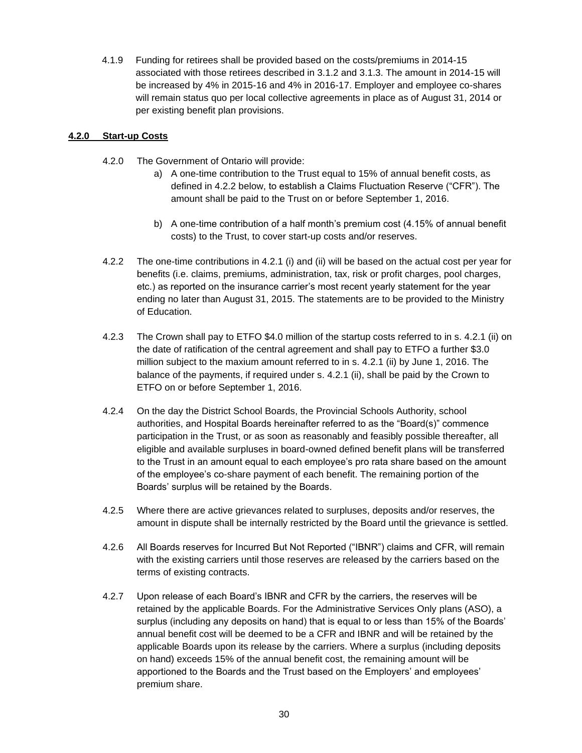4.1.9 Funding for retirees shall be provided based on the costs/premiums in 2014-15 associated with those retirees described in 3.1.2 and 3.1.3. The amount in 2014-15 will be increased by 4% in 2015-16 and 4% in 2016-17. Employer and employee co-shares will remain status quo per local collective agreements in place as of August 31, 2014 or per existing benefit plan provisions.

**4.2.0 Start-up Costs**

4.2.0 The Government of Ontario will provide:

a) A one-time contribution to the Trust equal to 15% of annual benefit costs, as defined in 4.2.2 below, to establish a Claims Fluctuation Reserve ("CFR"). The amount shall be paid to the Trust on or before September 1, 2016.

b) A one-time contribution of a half month's premium cost (4.15% of annual benefit costs) to the Trust, to cover start-up costs and/or reserves.

4.2.2 The one-time contributions in 4.2.1 (i) and (ii) will be based on the actual cost per year for benefits (i.e. claims, premiums, administration, tax, risk or profit charges, pool charges, etc.) as reported on the insurance carrier's most recent yearly statement for the year ending no later than August 31, 2015. The statements are to be provided to the Ministry of Education.

4.2.3 The Crown shall pay to ETFO $4.0 million of the startup costs referred to in s. 4.2.1 (ii) on the date of ratification of the central agreement and shall pay to ETFO a further $3.0 million subject to the maxium amount referred to in s. 4.2.1 (ii) by June 1, 2016. The balance of the payments, if required under s. 4.2.1 (ii), shall be paid by the Crown to ETFO on or before September 1, 2016.

4.2.4 On the day the District School Boards, the Provincial Schools Authority, school authorities, and Hospital Boards hereinafter referred to as the "Board(s)" commence participation in the Trust, or as soon as reasonably and feasibly possible thereafter, all eligible and available surpluses in board-owned defined benefit plans will be transferred to the Trust in an amount equal to each employee's pro rata share based on the amount of the employee's co-share payment of each benefit. The remaining portion of the Boards' surplus will be retained by the Boards.

4.2.5 Where there are active grievances related to surpluses, deposits and/or reserves, the amount in dispute shall be internally restricted by the Board until the grievance is settled.

4.2.6 All Boards reserves for Incurred But Not Reported ("IBNR") claims and CFR, will remain with the existing carriers until those reserves are released by the carriers based on the terms of existing contracts.

4.2.7 Upon release of each Board's IBNR and CFR by the carriers, the reserves will be retained by the applicable Boards. For the Administrative Services Only plans (ASO), a surplus (including any deposits on hand) that is equal to or less than 15% of the Boards' annual benefit cost will be deemed to be a CFR and IBNR and will be retained by the applicable Boards upon its release by the carriers. Where a surplus (including deposits on hand) exceeds 15% of the annual benefit cost, the remaining amount will be apportioned to the Boards and the Trust based on the Employers' and employees' premium share.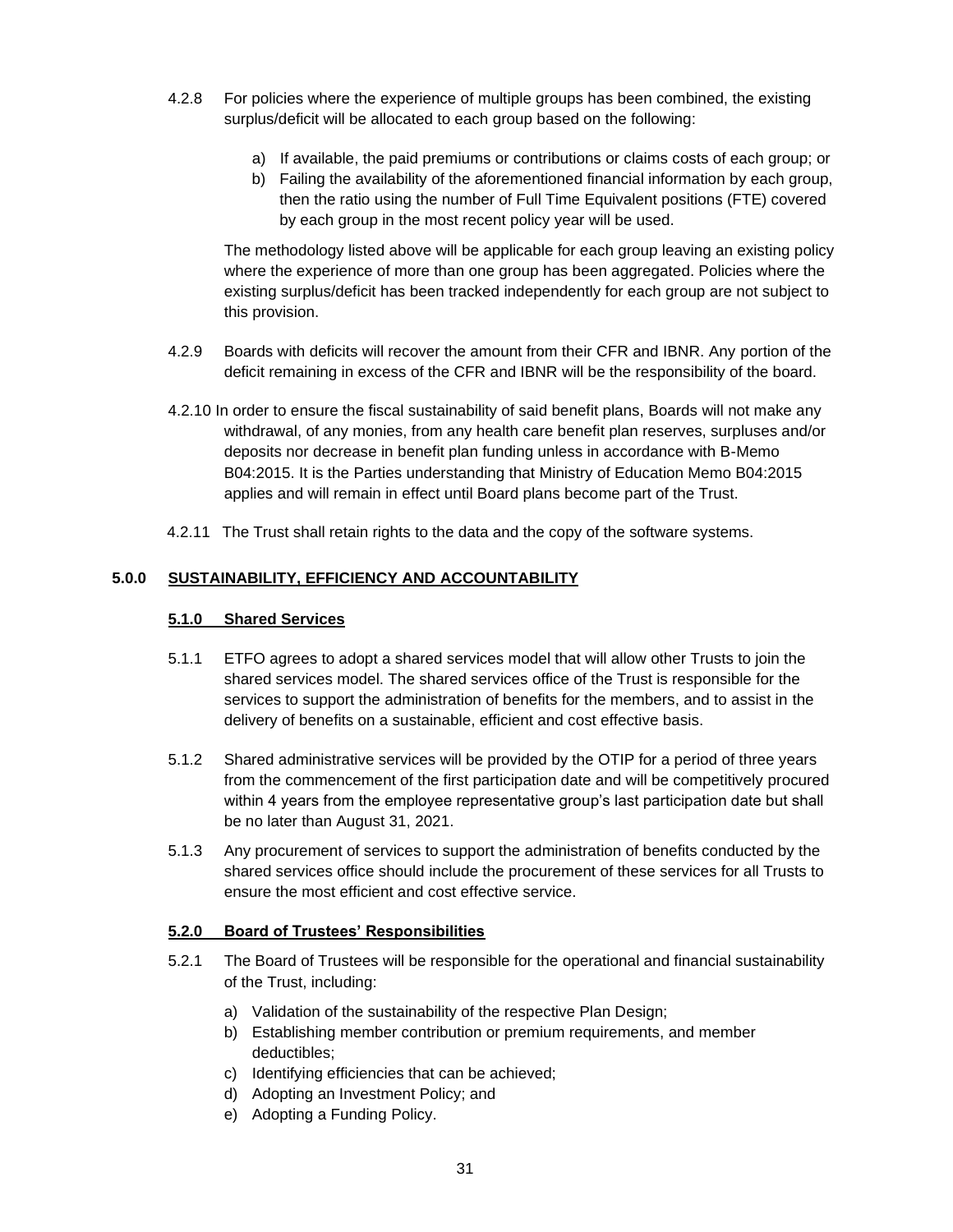4.2.8 For policies where the experience of multiple groups has been combined, the existing surplus/deficit will be allocated to each group based on the following:

a) If available, the paid premiums or contributions or claims costs of each group; or
b) Failing the availability of the aforementioned financial information by each group, then the ratio using the number of Full Time Equivalent positions (FTE) covered by each group in the most recent policy year will be used.

The methodology listed above will be applicable for each group leaving an existing policy where the experience of more than one group has been aggregated. Policies where the existing surplus/deficit has been tracked independently for each group are not subject to this provision.

4.2.9 Boards with deficits will recover the amount from their CFR and IBNR. Any portion of the deficit remaining in excess of the CFR and IBNR will be the responsibility of the board.

4.2.10 In order to ensure the fiscal sustainability of said benefit plans, Boards will not make any withdrawal, of any monies, from any health care benefit plan reserves, surpluses and/or deposits nor decrease in benefit plan funding unless in accordance with B-Memo B04:2015. It is the Parties understanding that Ministry of Education Memo B04:2015 applies and will remain in effect until Board plans become part of the Trust.

4.2.11 The Trust shall retain rights to the data and the copy of the software systems.

## 5.0.0 SUSTAINABILITY, EFFICIENCY AND ACCOUNTABILITY

### 5.1.0 Shared Services

5.1.1 ETFO agrees to adopt a shared services model that will allow other Trusts to join the shared services model. The shared services office of the Trust is responsible for the services to support the administration of benefits for the members, and to assist in the delivery of benefits on a sustainable, efficient and cost effective basis.

5.1.2 Shared administrative services will be provided by the OTIP for a period of three years from the commencement of the first participation date and will be competitively procured within 4 years from the employee representative group's last participation date but shall be no later than August 31, 2021.

5.1.3 Any procurement of services to support the administration of benefits conducted by the shared services office should include the procurement of these services for all Trusts to ensure the most efficient and cost effective service.

### 5.2.0 Board of Trustees' Responsibilities

5.2.1 The Board of Trustees will be responsible for the operational and financial sustainability of the Trust, including:

a) Validation of the sustainability of the respective Plan Design;
b) Establishing member contribution or premium requirements, and member deductibles;
c) Identifying efficiencies that can be achieved;
d) Adopting an Investment Policy; and
e) Adopting a Funding Policy.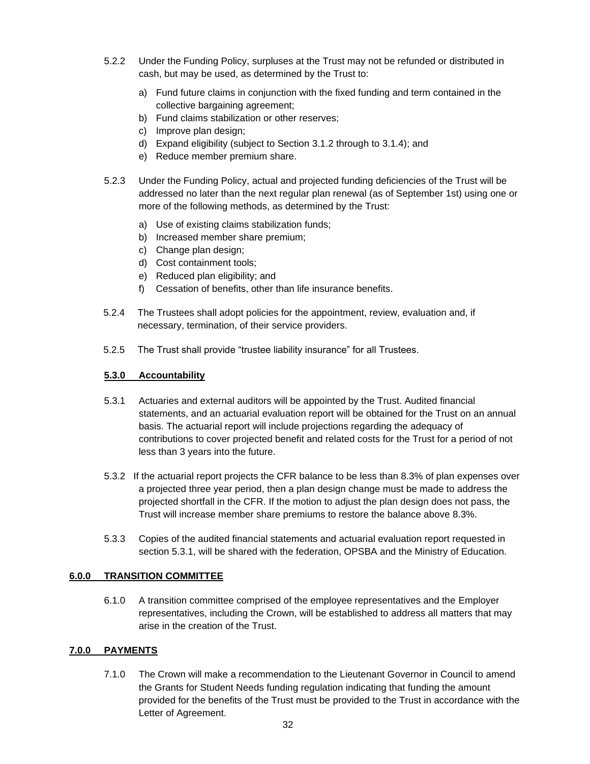5.2.2 Under the Funding Policy, surpluses at the Trust may not be refunded or distributed in cash, but may be used, as determined by the Trust to:

a) Fund future claims in conjunction with the fixed funding and term contained in the collective bargaining agreement;
b) Fund claims stabilization or other reserves;
c) Improve plan design;
d) Expand eligibility (subject to Section 3.1.2 through to 3.1.4); and
e) Reduce member premium share.

5.2.3 Under the Funding Policy, actual and projected funding deficiencies of the Trust will be addressed no later than the next regular plan renewal (as of September 1st) using one or more of the following methods, as determined by the Trust:

a) Use of existing claims stabilization funds;
b) Increased member share premium;
c) Change plan design;
d) Cost containment tools;
e) Reduced plan eligibility; and
f) Cessation of benefits, other than life insurance benefits.

5.2.4 The Trustees shall adopt policies for the appointment, review, evaluation and, if necessary, termination, of their service providers.

5.2.5 The Trust shall provide "trustee liability insurance" for all Trustees.

**5.3.0 Accountability**

5.3.1 Actuaries and external auditors will be appointed by the Trust. Audited financial statements, and an actuarial evaluation report will be obtained for the Trust on an annual basis. The actuarial report will include projections regarding the adequacy of contributions to cover projected benefit and related costs for the Trust for a period of not less than 3 years into the future.

5.3.2 If the actuarial report projects the CFR balance to be less than 8.3% of plan expenses over a projected three year period, then a plan design change must be made to address the projected shortfall in the CFR. If the motion to adjust the plan design does not pass, the Trust will increase member share premiums to restore the balance above 8.3%.

5.3.3 Copies of the audited financial statements and actuarial evaluation report requested in section 5.3.1, will be shared with the federation, OPSBA and the Ministry of Education.

## 6.0.0 TRANSITION COMMITTEE

6.1.0 A transition committee comprised of the employee representatives and the Employer representatives, including the Crown, will be established to address all matters that may arise in the creation of the Trust.

## 7.0.0 PAYMENTS

7.1.0 The Crown will make a recommendation to the Lieutenant Governor in Council to amend the Grants for Student Needs funding regulation indicating that funding the amount provided for the benefits of the Trust must be provided to the Trust in accordance with the Letter of Agreement.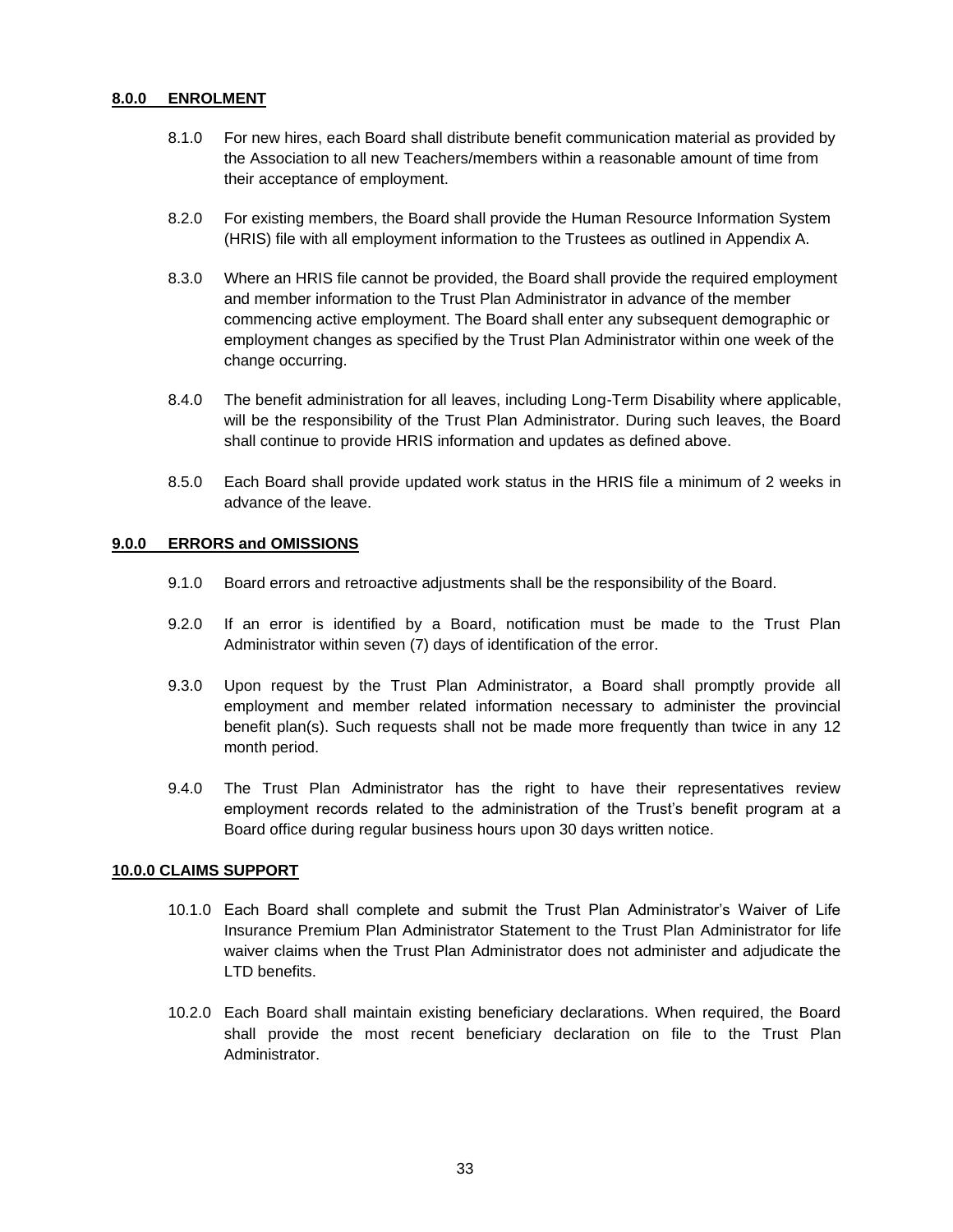## 8.0.0 ENROLMENT

8.1.0 For new hires, each Board shall distribute benefit communication material as provided by the Association to all new Teachers/members within a reasonable amount of time from their acceptance of employment.

8.2.0 For existing members, the Board shall provide the Human Resource Information System (HRIS) file with all employment information to the Trustees as outlined in Appendix A.

8.3.0 Where an HRIS file cannot be provided, the Board shall provide the required employment and member information to the Trust Plan Administrator in advance of the member commencing active employment. The Board shall enter any subsequent demographic or employment changes as specified by the Trust Plan Administrator within one week of the change occurring.

8.4.0 The benefit administration for all leaves, including Long-Term Disability where applicable, will be the responsibility of the Trust Plan Administrator. During such leaves, the Board shall continue to provide HRIS information and updates as defined above.

8.5.0 Each Board shall provide updated work status in the HRIS file a minimum of 2 weeks in advance of the leave.

## 9.0.0 ERRORS and OMISSIONS

9.1.0 Board errors and retroactive adjustments shall be the responsibility of the Board.

9.2.0 If an error is identified by a Board, notification must be made to the Trust Plan Administrator within seven (7) days of identification of the error.

9.3.0 Upon request by the Trust Plan Administrator, a Board shall promptly provide all employment and member related information necessary to administer the provincial benefit plan(s). Such requests shall not be made more frequently than twice in any 12 month period.

9.4.0 The Trust Plan Administrator has the right to have their representatives review employment records related to the administration of the Trust's benefit program at a Board office during regular business hours upon 30 days written notice.

## 10.0.0 CLAIMS SUPPORT

10.1.0 Each Board shall complete and submit the Trust Plan Administrator's Waiver of Life Insurance Premium Plan Administrator Statement to the Trust Plan Administrator for life waiver claims when the Trust Plan Administrator does not administer and adjudicate the LTD benefits.

10.2.0 Each Board shall maintain existing beneficiary declarations. When required, the Board shall provide the most recent beneficiary declaration on file to the Trust Plan Administrator.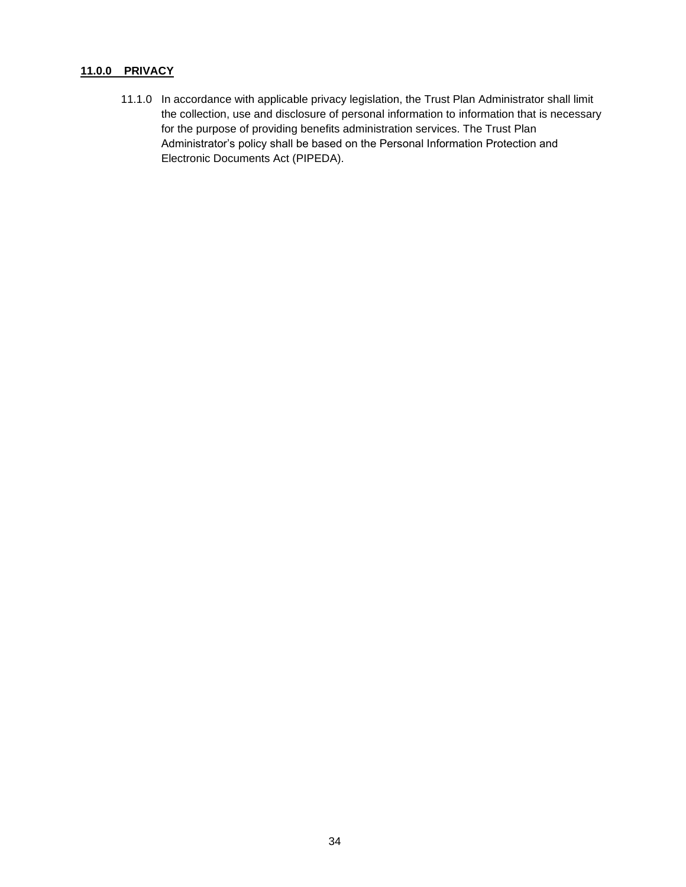## 11.0.0 PRIVACY

11.1.0 In accordance with applicable privacy legislation, the Trust Plan Administrator shall limit the collection, use and disclosure of personal information to information that is necessary for the purpose of providing benefits administration services. The Trust Plan Administrator's policy shall be based on the Personal Information Protection and Electronic Documents Act (PIPEDA).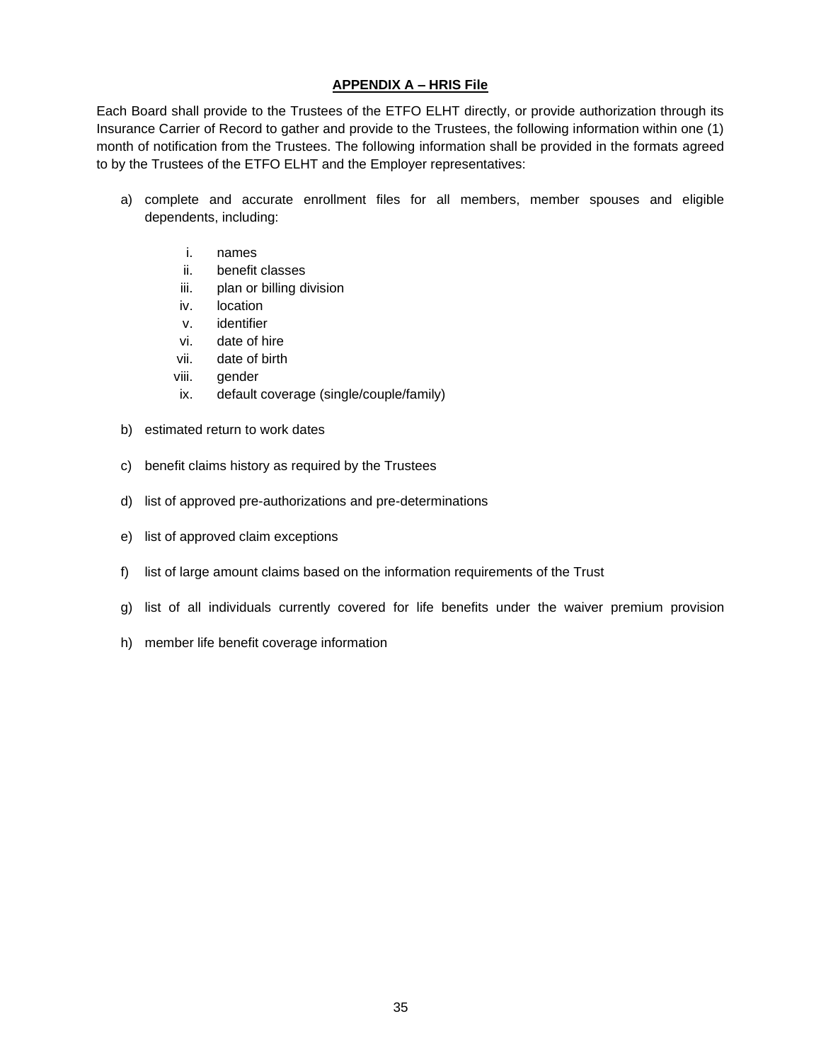## APPENDIX A – HRIS File

Each Board shall provide to the Trustees of the ETFO ELHT directly, or provide authorization through its Insurance Carrier of Record to gather and provide to the Trustees, the following information within one (1) month of notification from the Trustees. The following information shall be provided in the formats agreed to by the Trustees of the ETFO ELHT and the Employer representatives:

a) complete and accurate enrollment files for all members, member spouses and eligible dependents, including:

   i. names
   ii. benefit classes
   iii. plan or billing division
   iv. location
   v. identifier
   vi. date of hire
   vii. date of birth
   viii. gender
   ix. default coverage (single/couple/family)

b) estimated return to work dates

c) benefit claims history as required by the Trustees

d) list of approved pre-authorizations and pre-determinations

e) list of approved claim exceptions

f) list of large amount claims based on the information requirements of the Trust

g) list of all individuals currently covered for life benefits under the waiver premium provision

h) member life benefit coverage information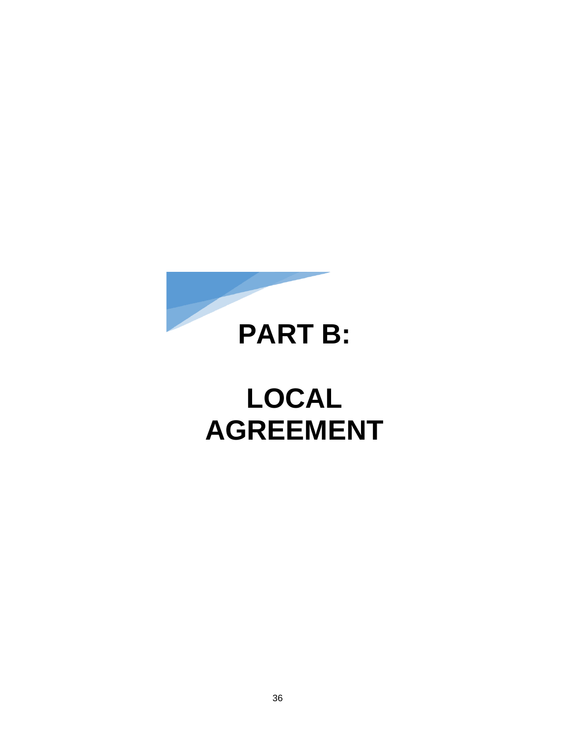# PART B:

# LOCAL AGREEMENT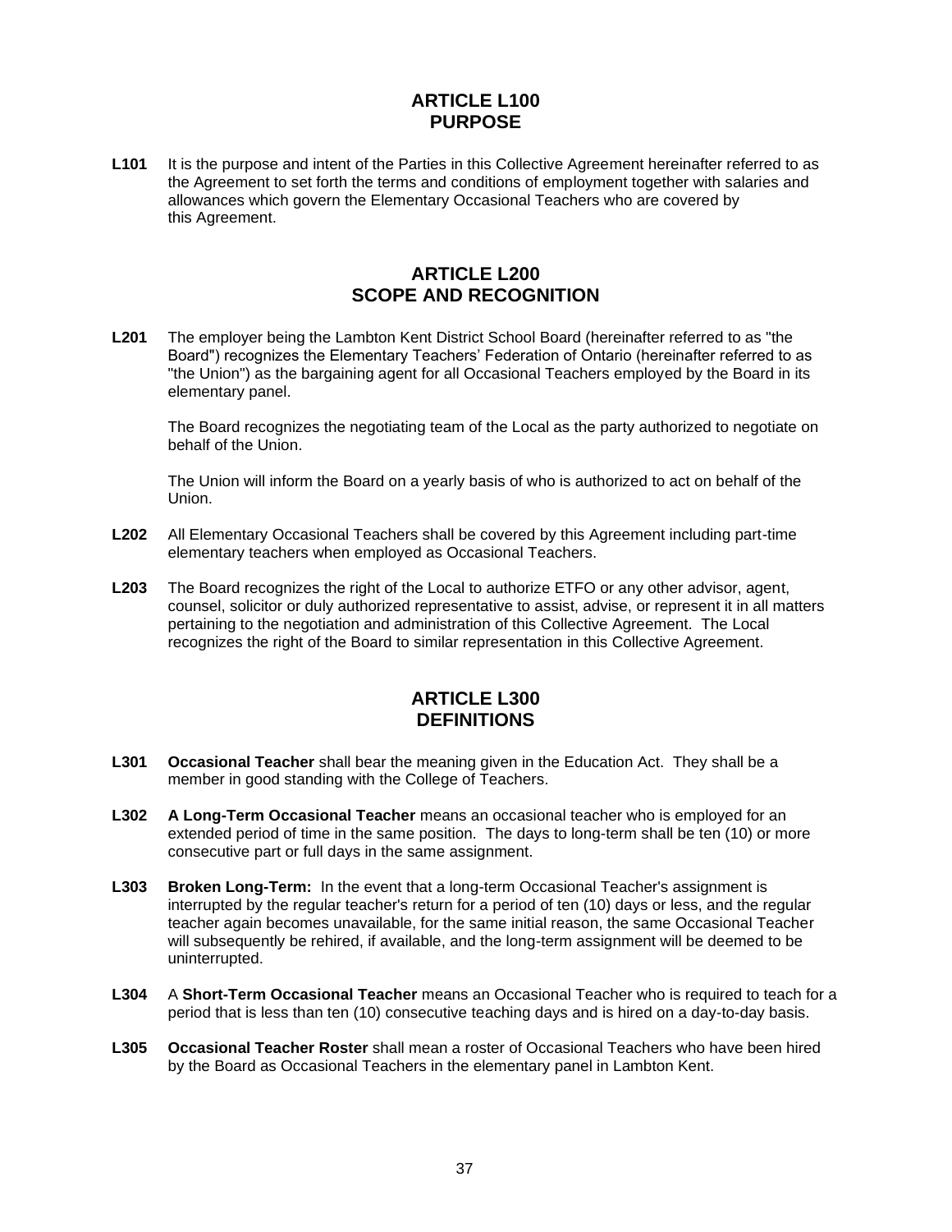## ARTICLE L100
## PURPOSE

**L101** It is the purpose and intent of the Parties in this Collective Agreement hereinafter referred to as the Agreement to set forth the terms and conditions of employment together with salaries and allowances which govern the Elementary Occasional Teachers who are covered by this Agreement.

## ARTICLE L200
## SCOPE AND RECOGNITION

**L201** The employer being the Lambton Kent District School Board (hereinafter referred to as "the Board") recognizes the Elementary Teachers' Federation of Ontario (hereinafter referred to as "the Union") as the bargaining agent for all Occasional Teachers employed by the Board in its elementary panel.

The Board recognizes the negotiating team of the Local as the party authorized to negotiate on behalf of the Union.

The Union will inform the Board on a yearly basis of who is authorized to act on behalf of the Union.

**L202** All Elementary Occasional Teachers shall be covered by this Agreement including part-time elementary teachers when employed as Occasional Teachers.

**L203** The Board recognizes the right of the Local to authorize ETFO or any other advisor, agent, counsel, solicitor or duly authorized representative to assist, advise, or represent it in all matters pertaining to the negotiation and administration of this Collective Agreement. The Local recognizes the right of the Board to similar representation in this Collective Agreement.

## ARTICLE L300
## DEFINITIONS

**L301** **Occasional Teacher** shall bear the meaning given in the Education Act. They shall be a member in good standing with the College of Teachers.

**L302** **A Long-Term Occasional Teacher** means an occasional teacher who is employed for an extended period of time in the same position. The days to long-term shall be ten (10) or more consecutive part or full days in the same assignment.

**L303** **Broken Long-Term:** In the event that a long-term Occasional Teacher's assignment is interrupted by the regular teacher's return for a period of ten (10) days or less, and the regular teacher again becomes unavailable, for the same initial reason, the same Occasional Teacher will subsequently be rehired, if available, and the long-term assignment will be deemed to be uninterrupted.

**L304** A **Short-Term Occasional Teacher** means an Occasional Teacher who is required to teach for a period that is less than ten (10) consecutive teaching days and is hired on a day-to-day basis.

**L305** **Occasional Teacher Roster** shall mean a roster of Occasional Teachers who have been hired by the Board as Occasional Teachers in the elementary panel in Lambton Kent.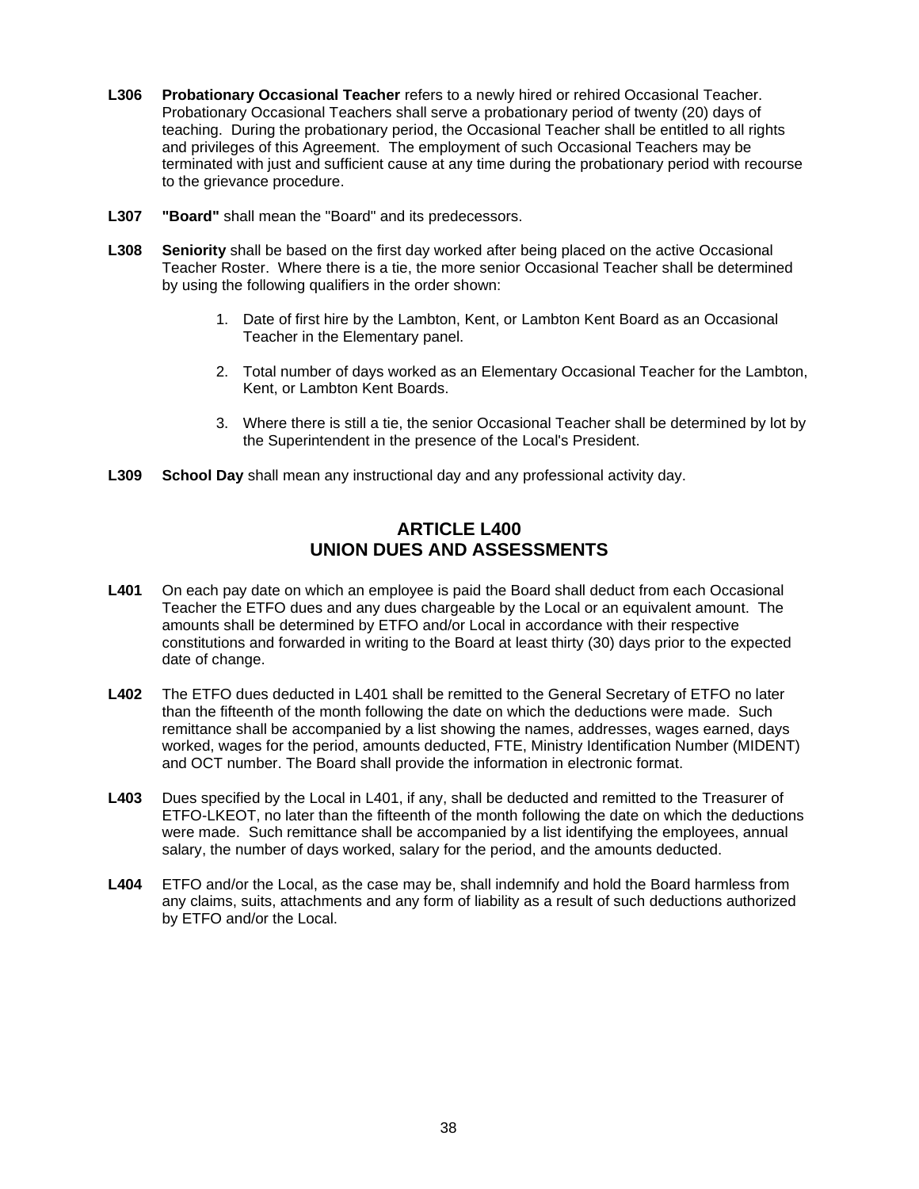**L306** **Probationary Occasional Teacher** refers to a newly hired or rehired Occasional Teacher. Probationary Occasional Teachers shall serve a probationary period of twenty (20) days of teaching. During the probationary period, the Occasional Teacher shall be entitled to all rights and privileges of this Agreement. The employment of such Occasional Teachers may be terminated with just and sufficient cause at any time during the probationary period with recourse to the grievance procedure.

**L307** **"Board"** shall mean the "Board" and its predecessors.

**L308** **Seniority** shall be based on the first day worked after being placed on the active Occasional Teacher Roster. Where there is a tie, the more senior Occasional Teacher shall be determined by using the following qualifiers in the order shown:

1. Date of first hire by the Lambton, Kent, or Lambton Kent Board as an Occasional Teacher in the Elementary panel.
2. Total number of days worked as an Elementary Occasional Teacher for the Lambton, Kent, or Lambton Kent Boards.
3. Where there is still a tie, the senior Occasional Teacher shall be determined by lot by the Superintendent in the presence of the Local's President.

**L309** **School Day** shall mean any instructional day and any professional activity day.

## ARTICLE L400
## UNION DUES AND ASSESSMENTS

**L401** On each pay date on which an employee is paid the Board shall deduct from each Occasional Teacher the ETFO dues and any dues chargeable by the Local or an equivalent amount. The amounts shall be determined by ETFO and/or Local in accordance with their respective constitutions and forwarded in writing to the Board at least thirty (30) days prior to the expected date of change.

**L402** The ETFO dues deducted in L401 shall be remitted to the General Secretary of ETFO no later than the fifteenth of the month following the date on which the deductions were made. Such remittance shall be accompanied by a list showing the names, addresses, wages earned, days worked, wages for the period, amounts deducted, FTE, Ministry Identification Number (MIDENT) and OCT number. The Board shall provide the information in electronic format.

**L403** Dues specified by the Local in L401, if any, shall be deducted and remitted to the Treasurer of ETFO-LKEOT, no later than the fifteenth of the month following the date on which the deductions were made. Such remittance shall be accompanied by a list identifying the employees, annual salary, the number of days worked, salary for the period, and the amounts deducted.

**L404** ETFO and/or the Local, as the case may be, shall indemnify and hold the Board harmless from any claims, suits, attachments and any form of liability as a result of such deductions authorized by ETFO and/or the Local.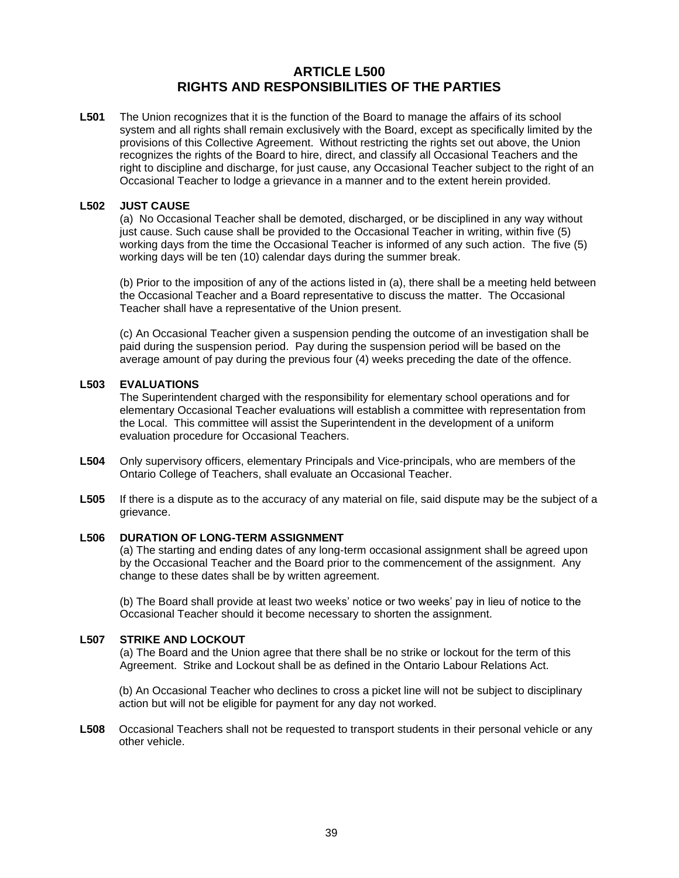# ARTICLE L500
# RIGHTS AND RESPONSIBILITIES OF THE PARTIES

**L501** The Union recognizes that it is the function of the Board to manage the affairs of its school system and all rights shall remain exclusively with the Board, except as specifically limited by the provisions of this Collective Agreement. Without restricting the rights set out above, the Union recognizes the rights of the Board to hire, direct, and classify all Occasional Teachers and the right to discipline and discharge, for just cause, any Occasional Teacher subject to the right of an Occasional Teacher to lodge a grievance in a manner and to the extent herein provided.

**L502 JUST CAUSE**

(a) No Occasional Teacher shall be demoted, discharged, or be disciplined in any way without just cause. Such cause shall be provided to the Occasional Teacher in writing, within five (5) working days from the time the Occasional Teacher is informed of any such action. The five (5) working days will be ten (10) calendar days during the summer break.

(b) Prior to the imposition of any of the actions listed in (a), there shall be a meeting held between the Occasional Teacher and a Board representative to discuss the matter. The Occasional Teacher shall have a representative of the Union present.

(c) An Occasional Teacher given a suspension pending the outcome of an investigation shall be paid during the suspension period. Pay during the suspension period will be based on the average amount of pay during the previous four (4) weeks preceding the date of the offence.

**L503 EVALUATIONS**

The Superintendent charged with the responsibility for elementary school operations and for elementary Occasional Teacher evaluations will establish a committee with representation from the Local. This committee will assist the Superintendent in the development of a uniform evaluation procedure for Occasional Teachers.

**L504** Only supervisory officers, elementary Principals and Vice-principals, who are members of the Ontario College of Teachers, shall evaluate an Occasional Teacher.

**L505** If there is a dispute as to the accuracy of any material on file, said dispute may be the subject of a grievance.

**L506 DURATION OF LONG-TERM ASSIGNMENT**

(a) The starting and ending dates of any long-term occasional assignment shall be agreed upon by the Occasional Teacher and the Board prior to the commencement of the assignment. Any change to these dates shall be by written agreement.

(b) The Board shall provide at least two weeks' notice or two weeks' pay in lieu of notice to the Occasional Teacher should it become necessary to shorten the assignment.

**L507 STRIKE AND LOCKOUT**

(a) The Board and the Union agree that there shall be no strike or lockout for the term of this Agreement. Strike and Lockout shall be as defined in the Ontario Labour Relations Act.

(b) An Occasional Teacher who declines to cross a picket line will not be subject to disciplinary action but will not be eligible for payment for any day not worked.

**L508** Occasional Teachers shall not be requested to transport students in their personal vehicle or any other vehicle.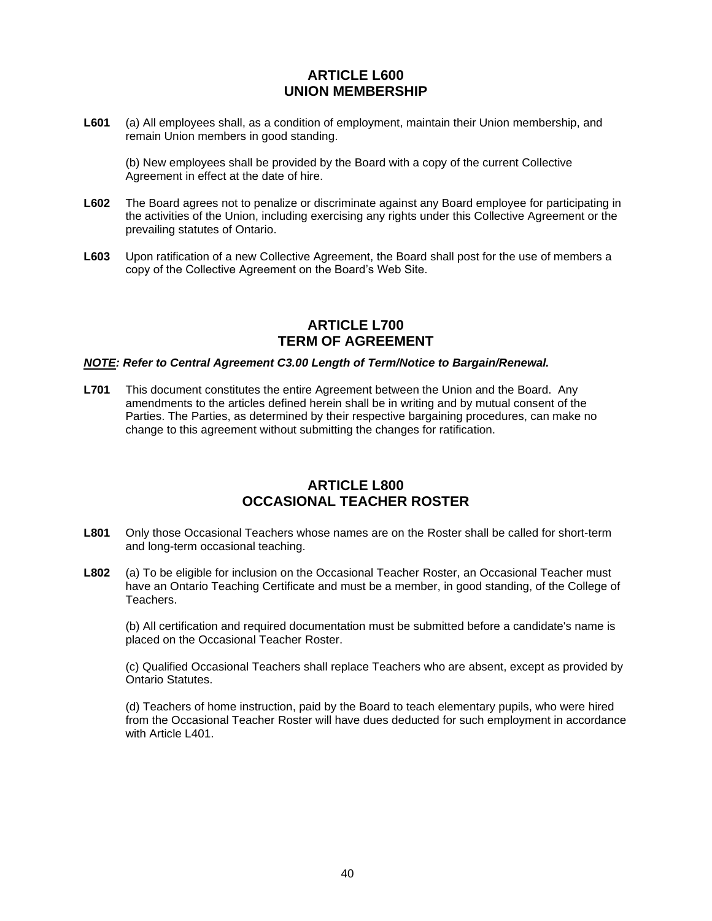## ARTICLE L600
## UNION MEMBERSHIP

**L601** (a) All employees shall, as a condition of employment, maintain their Union membership, and remain Union members in good standing.

(b) New employees shall be provided by the Board with a copy of the current Collective Agreement in effect at the date of hire.

**L602** The Board agrees not to penalize or discriminate against any Board employee for participating in the activities of the Union, including exercising any rights under this Collective Agreement or the prevailing statutes of Ontario.

**L603** Upon ratification of a new Collective Agreement, the Board shall post for the use of members a copy of the Collective Agreement on the Board's Web Site.

## ARTICLE L700
## TERM OF AGREEMENT

***NOTE**: Refer to Central Agreement C3.00 Length of Term/Notice to Bargain/Renewal.*

**L701** This document constitutes the entire Agreement between the Union and the Board. Any amendments to the articles defined herein shall be in writing and by mutual consent of the Parties. The Parties, as determined by their respective bargaining procedures, can make no change to this agreement without submitting the changes for ratification.

## ARTICLE L800
## OCCASIONAL TEACHER ROSTER

**L801** Only those Occasional Teachers whose names are on the Roster shall be called for short-term and long-term occasional teaching.

**L802** (a) To be eligible for inclusion on the Occasional Teacher Roster, an Occasional Teacher must have an Ontario Teaching Certificate and must be a member, in good standing, of the College of Teachers.

(b) All certification and required documentation must be submitted before a candidate's name is placed on the Occasional Teacher Roster.

(c) Qualified Occasional Teachers shall replace Teachers who are absent, except as provided by Ontario Statutes.

(d) Teachers of home instruction, paid by the Board to teach elementary pupils, who were hired from the Occasional Teacher Roster will have dues deducted for such employment in accordance with Article L401.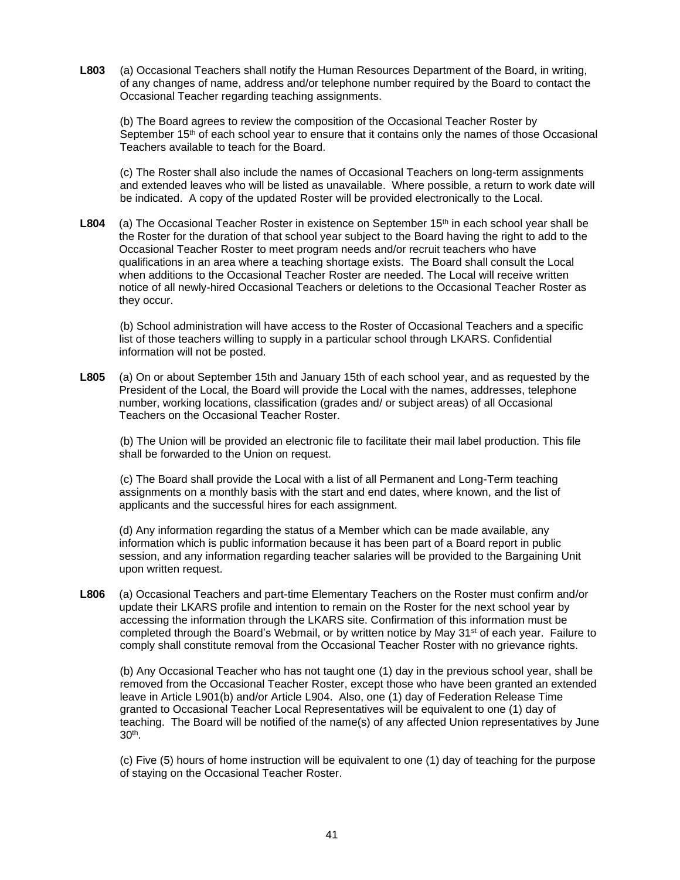**L803** (a) Occasional Teachers shall notify the Human Resources Department of the Board, in writing, of any changes of name, address and/or telephone number required by the Board to contact the Occasional Teacher regarding teaching assignments.

(b) The Board agrees to review the composition of the Occasional Teacher Roster by September 15th of each school year to ensure that it contains only the names of those Occasional Teachers available to teach for the Board.

(c) The Roster shall also include the names of Occasional Teachers on long-term assignments and extended leaves who will be listed as unavailable. Where possible, a return to work date will be indicated. A copy of the updated Roster will be provided electronically to the Local.

**L804** (a) The Occasional Teacher Roster in existence on September 15th in each school year shall be the Roster for the duration of that school year subject to the Board having the right to add to the Occasional Teacher Roster to meet program needs and/or recruit teachers who have qualifications in an area where a teaching shortage exists. The Board shall consult the Local when additions to the Occasional Teacher Roster are needed. The Local will receive written notice of all newly-hired Occasional Teachers or deletions to the Occasional Teacher Roster as they occur.

(b) School administration will have access to the Roster of Occasional Teachers and a specific list of those teachers willing to supply in a particular school through LKARS. Confidential information will not be posted.

**L805** (a) On or about September 15th and January 15th of each school year, and as requested by the President of the Local, the Board will provide the Local with the names, addresses, telephone number, working locations, classification (grades and/ or subject areas) of all Occasional Teachers on the Occasional Teacher Roster.

(b) The Union will be provided an electronic file to facilitate their mail label production. This file shall be forwarded to the Union on request.

(c) The Board shall provide the Local with a list of all Permanent and Long-Term teaching assignments on a monthly basis with the start and end dates, where known, and the list of applicants and the successful hires for each assignment.

(d) Any information regarding the status of a Member which can be made available, any information which is public information because it has been part of a Board report in public session, and any information regarding teacher salaries will be provided to the Bargaining Unit upon written request.

**L806** (a) Occasional Teachers and part-time Elementary Teachers on the Roster must confirm and/or update their LKARS profile and intention to remain on the Roster for the next school year by accessing the information through the LKARS site. Confirmation of this information must be completed through the Board's Webmail, or by written notice by May 31st of each year. Failure to comply shall constitute removal from the Occasional Teacher Roster with no grievance rights.

(b) Any Occasional Teacher who has not taught one (1) day in the previous school year, shall be removed from the Occasional Teacher Roster, except those who have been granted an extended leave in Article L901(b) and/or Article L904. Also, one (1) day of Federation Release Time granted to Occasional Teacher Local Representatives will be equivalent to one (1) day of teaching. The Board will be notified of the name(s) of any affected Union representatives by June 30th.

(c) Five (5) hours of home instruction will be equivalent to one (1) day of teaching for the purpose of staying on the Occasional Teacher Roster.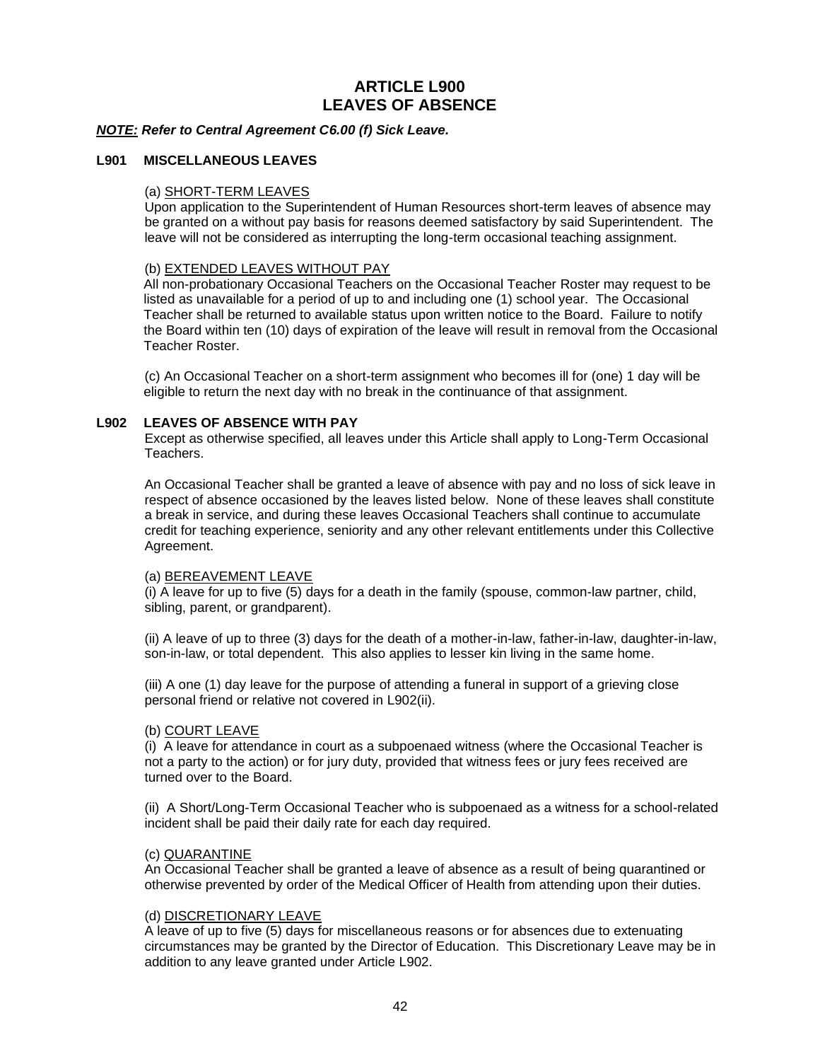# ARTICLE L900
# LEAVES OF ABSENCE

***NOTE:* Refer to Central Agreement C6.00 (f) Sick Leave.**

## L901 MISCELLANEOUS LEAVES

(a) SHORT-TERM LEAVES
Upon application to the Superintendent of Human Resources short-term leaves of absence may be granted on a without pay basis for reasons deemed satisfactory by said Superintendent. The leave will not be considered as interrupting the long-term occasional teaching assignment.

(b) EXTENDED LEAVES WITHOUT PAY
All non-probationary Occasional Teachers on the Occasional Teacher Roster may request to be listed as unavailable for a period of up to and including one (1) school year. The Occasional Teacher shall be returned to available status upon written notice to the Board. Failure to notify the Board within ten (10) days of expiration of the leave will result in removal from the Occasional Teacher Roster.

(c) An Occasional Teacher on a short-term assignment who becomes ill for (one) 1 day will be eligible to return the next day with no break in the continuance of that assignment.

## L902 LEAVES OF ABSENCE WITH PAY

Except as otherwise specified, all leaves under this Article shall apply to Long-Term Occasional Teachers.

An Occasional Teacher shall be granted a leave of absence with pay and no loss of sick leave in respect of absence occasioned by the leaves listed below. None of these leaves shall constitute a break in service, and during these leaves Occasional Teachers shall continue to accumulate credit for teaching experience, seniority and any other relevant entitlements under this Collective Agreement.

(a) BEREAVEMENT LEAVE
(i) A leave for up to five (5) days for a death in the family (spouse, common-law partner, child, sibling, parent, or grandparent).

(ii) A leave of up to three (3) days for the death of a mother-in-law, father-in-law, daughter-in-law, son-in-law, or total dependent. This also applies to lesser kin living in the same home.

(iii) A one (1) day leave for the purpose of attending a funeral in support of a grieving close personal friend or relative not covered in L902(ii).

(b) COURT LEAVE
(i) A leave for attendance in court as a subpoenaed witness (where the Occasional Teacher is not a party to the action) or for jury duty, provided that witness fees or jury fees received are turned over to the Board.

(ii) A Short/Long-Term Occasional Teacher who is subpoenaed as a witness for a school-related incident shall be paid their daily rate for each day required.

(c) QUARANTINE
An Occasional Teacher shall be granted a leave of absence as a result of being quarantined or otherwise prevented by order of the Medical Officer of Health from attending upon their duties.

(d) DISCRETIONARY LEAVE
A leave of up to five (5) days for miscellaneous reasons or for absences due to extenuating circumstances may be granted by the Director of Education. This Discretionary Leave may be in addition to any leave granted under Article L902.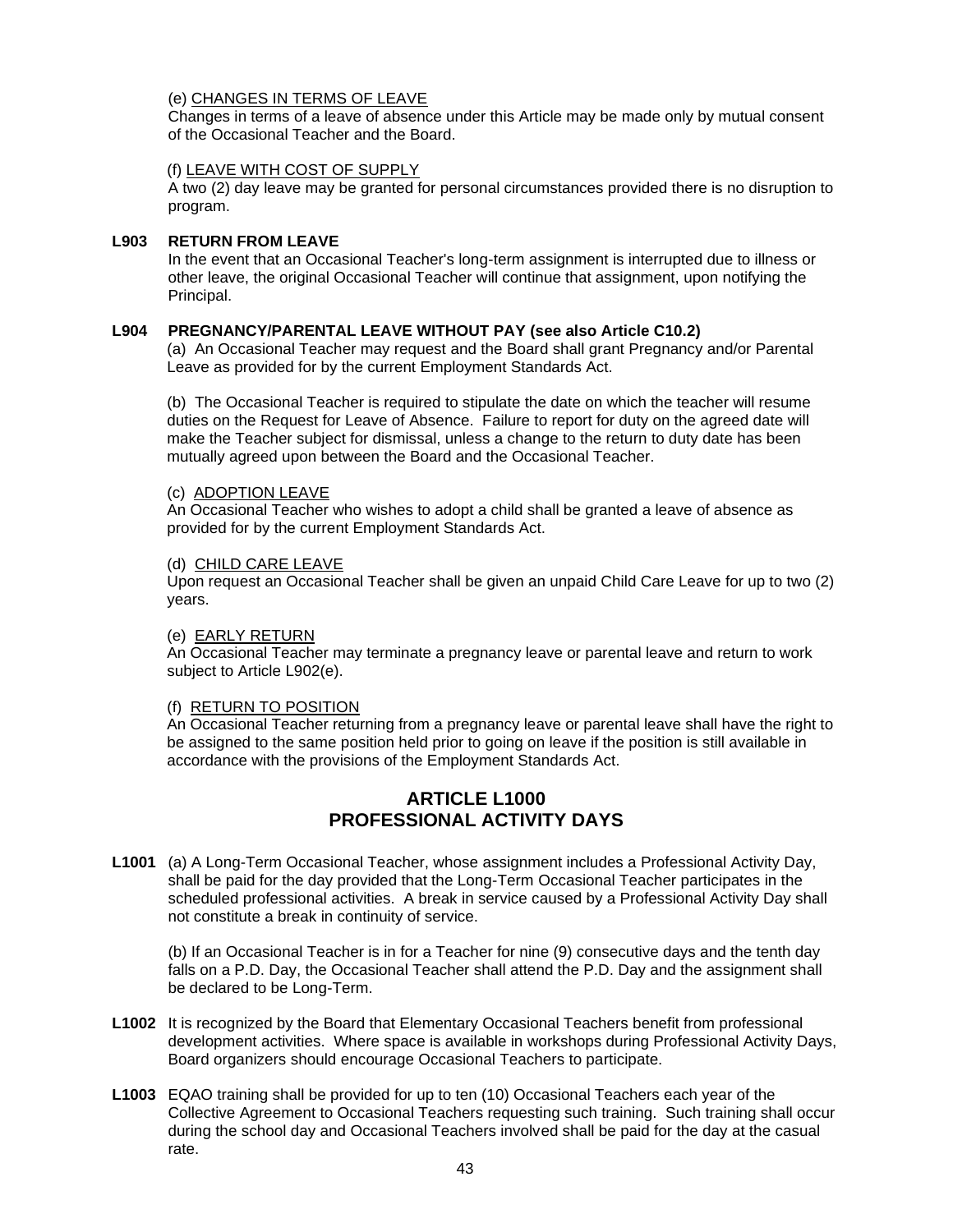(e) CHANGES IN TERMS OF LEAVE

Changes in terms of a leave of absence under this Article may be made only by mutual consent of the Occasional Teacher and the Board.

(f) LEAVE WITH COST OF SUPPLY

A two (2) day leave may be granted for personal circumstances provided there is no disruption to program.

**L903 RETURN FROM LEAVE**

In the event that an Occasional Teacher's long-term assignment is interrupted due to illness or other leave, the original Occasional Teacher will continue that assignment, upon notifying the Principal.

**L904 PREGNANCY/PARENTAL LEAVE WITHOUT PAY (see also Article C10.2)**

(a) An Occasional Teacher may request and the Board shall grant Pregnancy and/or Parental Leave as provided for by the current Employment Standards Act.

(b) The Occasional Teacher is required to stipulate the date on which the teacher will resume duties on the Request for Leave of Absence. Failure to report for duty on the agreed date will make the Teacher subject for dismissal, unless a change to the return to duty date has been mutually agreed upon between the Board and the Occasional Teacher.

(c) ADOPTION LEAVE

An Occasional Teacher who wishes to adopt a child shall be granted a leave of absence as provided for by the current Employment Standards Act.

(d) CHILD CARE LEAVE

Upon request an Occasional Teacher shall be given an unpaid Child Care Leave for up to two (2) years.

(e) EARLY RETURN

An Occasional Teacher may terminate a pregnancy leave or parental leave and return to work subject to Article L902(e).

(f) RETURN TO POSITION

An Occasional Teacher returning from a pregnancy leave or parental leave shall have the right to be assigned to the same position held prior to going on leave if the position is still available in accordance with the provisions of the Employment Standards Act.

## ARTICLE L1000
## PROFESSIONAL ACTIVITY DAYS

**L1001** (a) A Long-Term Occasional Teacher, whose assignment includes a Professional Activity Day, shall be paid for the day provided that the Long-Term Occasional Teacher participates in the scheduled professional activities. A break in service caused by a Professional Activity Day shall not constitute a break in continuity of service.

(b) If an Occasional Teacher is in for a Teacher for nine (9) consecutive days and the tenth day falls on a P.D. Day, the Occasional Teacher shall attend the P.D. Day and the assignment shall be declared to be Long-Term.

**L1002** It is recognized by the Board that Elementary Occasional Teachers benefit from professional development activities. Where space is available in workshops during Professional Activity Days, Board organizers should encourage Occasional Teachers to participate.

**L1003** EQAO training shall be provided for up to ten (10) Occasional Teachers each year of the Collective Agreement to Occasional Teachers requesting such training. Such training shall occur during the school day and Occasional Teachers involved shall be paid for the day at the casual rate.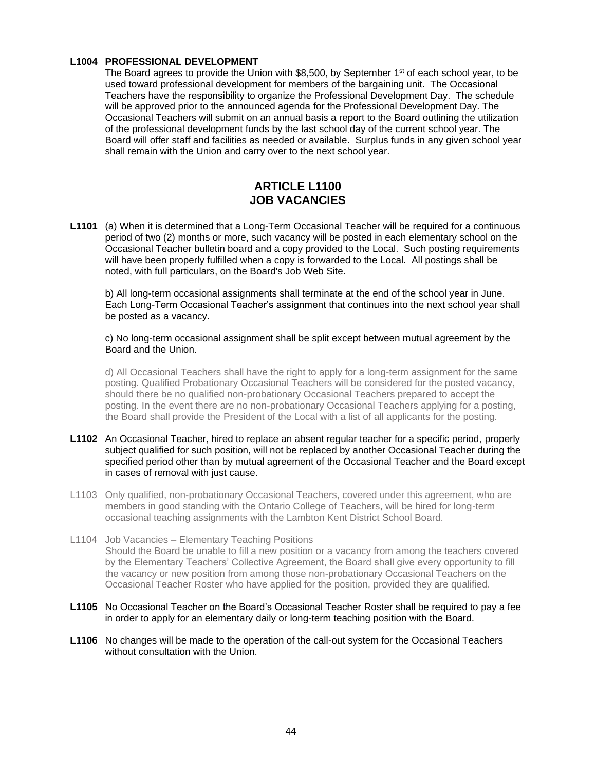**L1004 PROFESSIONAL DEVELOPMENT**

The Board agrees to provide the Union with $8,500, by September 1st of each school year, to be used toward professional development for members of the bargaining unit. The Occasional Teachers have the responsibility to organize the Professional Development Day. The schedule will be approved prior to the announced agenda for the Professional Development Day. The Occasional Teachers will submit on an annual basis a report to the Board outlining the utilization of the professional development funds by the last school day of the current school year. The Board will offer staff and facilities as needed or available. Surplus funds in any given school year shall remain with the Union and carry over to the next school year.

## ARTICLE L1100
## JOB VACANCIES

**L1101** (a) When it is determined that a Long-Term Occasional Teacher will be required for a continuous period of two (2) months or more, such vacancy will be posted in each elementary school on the Occasional Teacher bulletin board and a copy provided to the Local. Such posting requirements will have been properly fulfilled when a copy is forwarded to the Local. All postings shall be noted, with full particulars, on the Board's Job Web Site.

b) All long-term occasional assignments shall terminate at the end of the school year in June. Each Long-Term Occasional Teacher's assignment that continues into the next school year shall be posted as a vacancy.

c) No long-term occasional assignment shall be split except between mutual agreement by the Board and the Union.

d) All Occasional Teachers shall have the right to apply for a long-term assignment for the same posting. Qualified Probationary Occasional Teachers will be considered for the posted vacancy, should there be no qualified non-probationary Occasional Teachers prepared to accept the posting. In the event there are no non-probationary Occasional Teachers applying for a posting, the Board shall provide the President of the Local with a list of all applicants for the posting.

**L1102** An Occasional Teacher, hired to replace an absent regular teacher for a specific period, properly subject qualified for such position, will not be replaced by another Occasional Teacher during the specified period other than by mutual agreement of the Occasional Teacher and the Board except in cases of removal with just cause.

L1103 Only qualified, non-probationary Occasional Teachers, covered under this agreement, who are members in good standing with the Ontario College of Teachers, will be hired for long-term occasional teaching assignments with the Lambton Kent District School Board.

L1104 Job Vacancies – Elementary Teaching Positions

Should the Board be unable to fill a new position or a vacancy from among the teachers covered by the Elementary Teachers' Collective Agreement, the Board shall give every opportunity to fill the vacancy or new position from among those non-probationary Occasional Teachers on the Occasional Teacher Roster who have applied for the position, provided they are qualified.

**L1105** No Occasional Teacher on the Board's Occasional Teacher Roster shall be required to pay a fee in order to apply for an elementary daily or long-term teaching position with the Board.

**L1106** No changes will be made to the operation of the call-out system for the Occasional Teachers without consultation with the Union.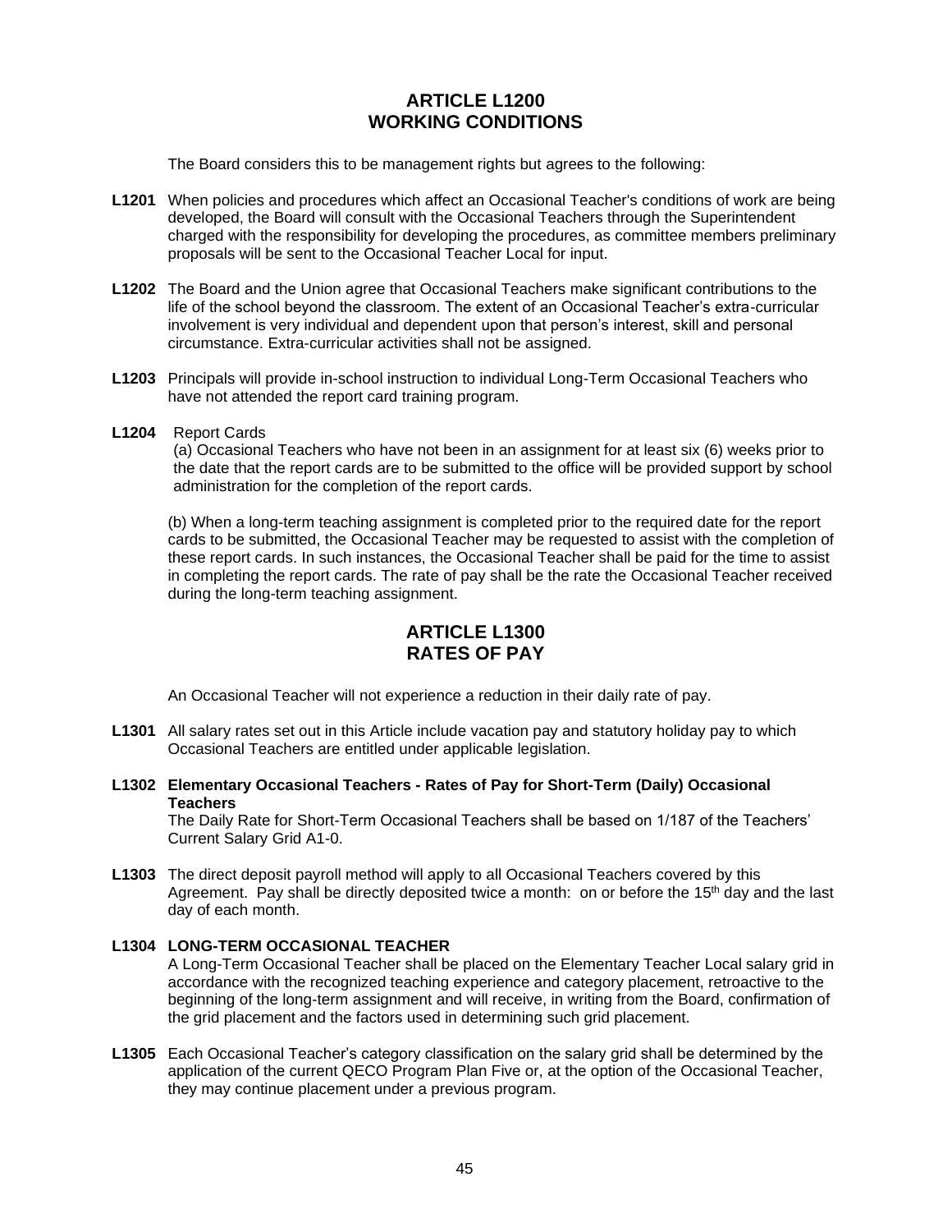## ARTICLE L1200
## WORKING CONDITIONS

The Board considers this to be management rights but agrees to the following:

**L1201** When policies and procedures which affect an Occasional Teacher's conditions of work are being developed, the Board will consult with the Occasional Teachers through the Superintendent charged with the responsibility for developing the procedures, as committee members preliminary proposals will be sent to the Occasional Teacher Local for input.

**L1202** The Board and the Union agree that Occasional Teachers make significant contributions to the life of the school beyond the classroom. The extent of an Occasional Teacher's extra-curricular involvement is very individual and dependent upon that person's interest, skill and personal circumstance. Extra-curricular activities shall not be assigned.

**L1203** Principals will provide in-school instruction to individual Long-Term Occasional Teachers who have not attended the report card training program.

**L1204** Report Cards

(a) Occasional Teachers who have not been in an assignment for at least six (6) weeks prior to the date that the report cards are to be submitted to the office will be provided support by school administration for the completion of the report cards.

(b) When a long-term teaching assignment is completed prior to the required date for the report cards to be submitted, the Occasional Teacher may be requested to assist with the completion of these report cards. In such instances, the Occasional Teacher shall be paid for the time to assist in completing the report cards. The rate of pay shall be the rate the Occasional Teacher received during the long-term teaching assignment.

## ARTICLE L1300
## RATES OF PAY

An Occasional Teacher will not experience a reduction in their daily rate of pay.

**L1301** All salary rates set out in this Article include vacation pay and statutory holiday pay to which Occasional Teachers are entitled under applicable legislation.

**L1302 Elementary Occasional Teachers - Rates of Pay for Short-Term (Daily) Occasional Teachers**

The Daily Rate for Short-Term Occasional Teachers shall be based on 1/187 of the Teachers' Current Salary Grid A1-0.

**L1303** The direct deposit payroll method will apply to all Occasional Teachers covered by this Agreement. Pay shall be directly deposited twice a month: on or before the 15th day and the last day of each month.

**L1304 LONG-TERM OCCASIONAL TEACHER**

A Long-Term Occasional Teacher shall be placed on the Elementary Teacher Local salary grid in accordance with the recognized teaching experience and category placement, retroactive to the beginning of the long-term assignment and will receive, in writing from the Board, confirmation of the grid placement and the factors used in determining such grid placement.

**L1305** Each Occasional Teacher's category classification on the salary grid shall be determined by the application of the current QECO Program Plan Five or, at the option of the Occasional Teacher, they may continue placement under a previous program.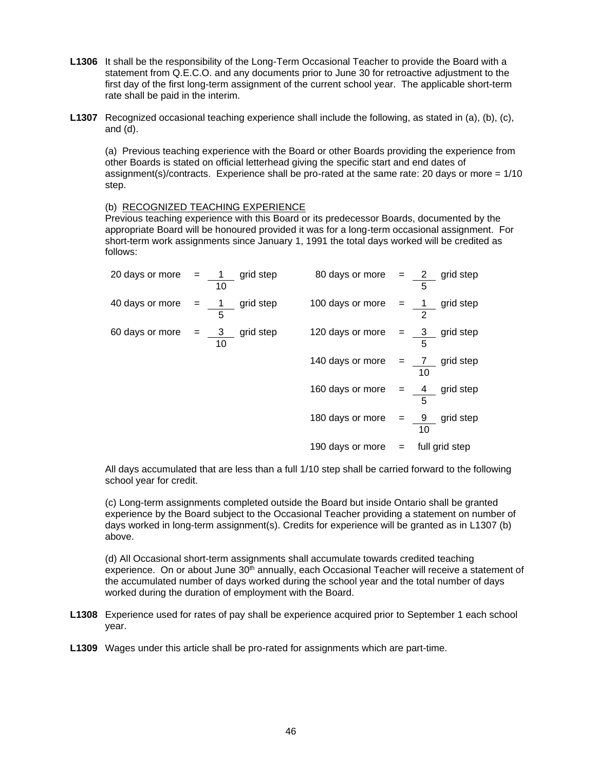**L1306** It shall be the responsibility of the Long-Term Occasional Teacher to provide the Board with a statement from Q.E.C.O. and any documents prior to June 30 for retroactive adjustment to the first day of the first long-term assignment of the current school year. The applicable short-term rate shall be paid in the interim.

**L1307** Recognized occasional teaching experience shall include the following, as stated in (a), (b), (c), and (d).

(a) Previous teaching experience with the Board or other Boards providing the experience from other Boards is stated on official letterhead giving the specific start and end dates of assignment(s)/contracts. Experience shall be pro-rated at the same rate: 20 days or more = 1/10 step.

(b) RECOGNIZED TEACHING EXPERIENCE
Previous teaching experience with this Board or its predecessor Boards, documented by the appropriate Board will be honoured provided it was for a long-term occasional assignment. For short-term work assignments since January 1, 1991 the total days worked will be credited as follows:

| Days | | Credit |
|---|---|---|
| 20 days or more | = | $\frac{1}{10}$ grid step |
| 40 days or more | = | $\frac{1}{5}$ grid step |
| 60 days or more | = | $\frac{3}{10}$ grid step |
| 80 days or more | = | $\frac{2}{5}$ grid step |
| 100 days or more | = | $\frac{1}{2}$ grid step |
| 120 days or more | = | $\frac{3}{5}$ grid step |
| 140 days or more | = | $\frac{7}{10}$ grid step |
| 160 days or more | = | $\frac{4}{5}$ grid step |
| 180 days or more | = | $\frac{9}{10}$ grid step |
| 190 days or more | = | full grid step |

All days accumulated that are less than a full 1/10 step shall be carried forward to the following school year for credit.

(c) Long-term assignments completed outside the Board but inside Ontario shall be granted experience by the Board subject to the Occasional Teacher providing a statement on number of days worked in long-term assignment(s). Credits for experience will be granted as in L1307 (b) above.

(d) All Occasional short-term assignments shall accumulate towards credited teaching experience. On or about June 30th annually, each Occasional Teacher will receive a statement of the accumulated number of days worked during the school year and the total number of days worked during the duration of employment with the Board.

**L1308** Experience used for rates of pay shall be experience acquired prior to September 1 each school year.

**L1309** Wages under this article shall be pro-rated for assignments which are part-time.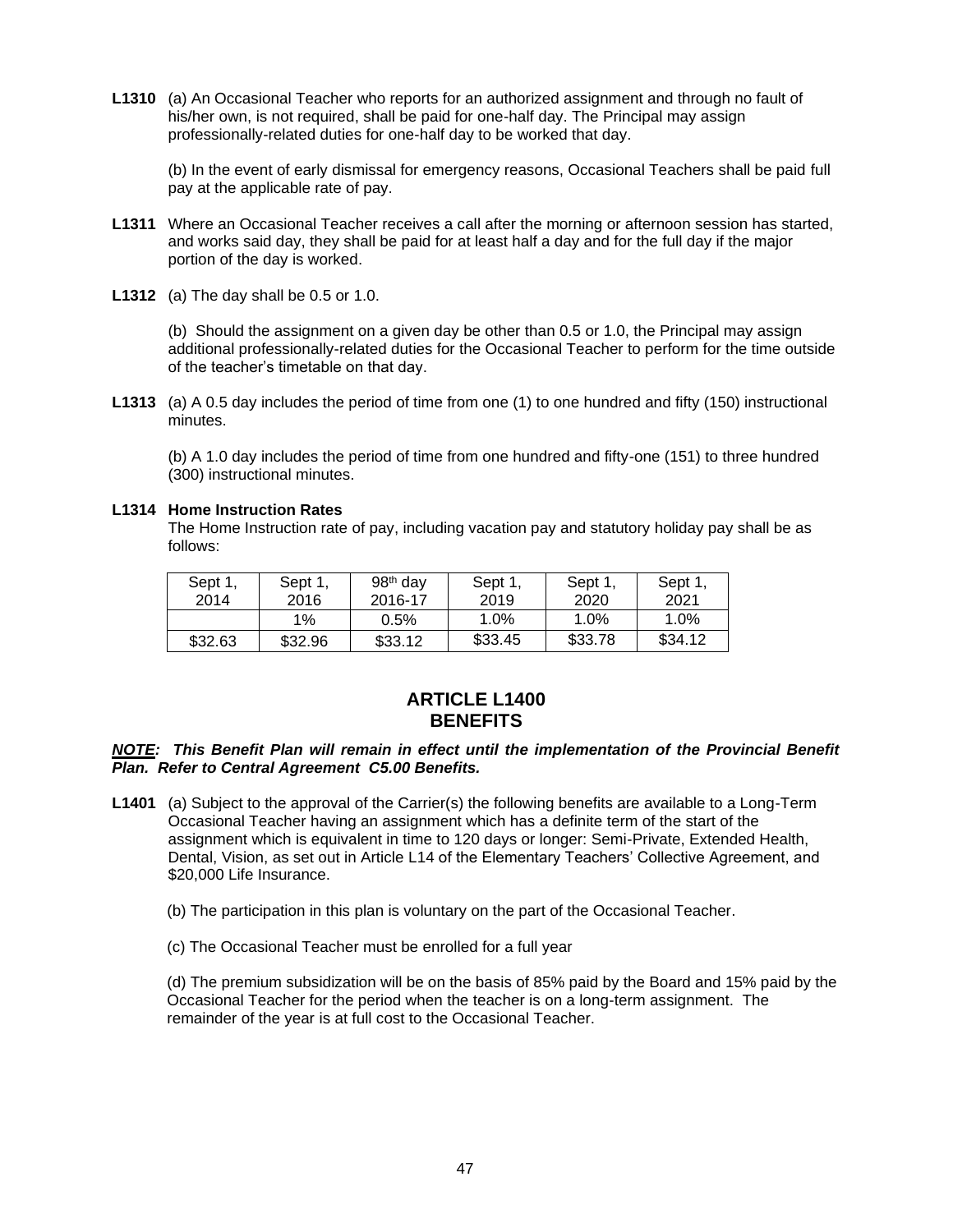**L1310** (a) An Occasional Teacher who reports for an authorized assignment and through no fault of his/her own, is not required, shall be paid for one-half day. The Principal may assign professionally-related duties for one-half day to be worked that day.

(b) In the event of early dismissal for emergency reasons, Occasional Teachers shall be paid full pay at the applicable rate of pay.

**L1311** Where an Occasional Teacher receives a call after the morning or afternoon session has started, and works said day, they shall be paid for at least half a day and for the full day if the major portion of the day is worked.

**L1312** (a) The day shall be 0.5 or 1.0.

(b) Should the assignment on a given day be other than 0.5 or 1.0, the Principal may assign additional professionally-related duties for the Occasional Teacher to perform for the time outside of the teacher's timetable on that day.

**L1313** (a) A 0.5 day includes the period of time from one (1) to one hundred and fifty (150) instructional minutes.

(b) A 1.0 day includes the period of time from one hundred and fifty-one (151) to three hundred (300) instructional minutes.

**L1314 Home Instruction Rates**

The Home Instruction rate of pay, including vacation pay and statutory holiday pay shall be as follows:

| Sept 1, 2014 | Sept 1, 2016 | 98th day 2016-17 | Sept 1, 2019 | Sept 1, 2020 | Sept 1, 2021 |
|---|---|---|---|---|---|
| | 1% | 0.5% | 1.0% | 1.0% | 1.0% |
| \$32.63 | \$32.96 | \$33.12 | \$33.45 | \$33.78 | \$34.12 |

## ARTICLE L1400
## BENEFITS

***NOTE:*** ***This Benefit Plan will remain in effect until the implementation of the Provincial Benefit Plan. Refer to Central Agreement C5.00 Benefits.***

**L1401** (a) Subject to the approval of the Carrier(s) the following benefits are available to a Long-Term Occasional Teacher having an assignment which has a definite term of the start of the assignment which is equivalent in time to 120 days or longer: Semi-Private, Extended Health, Dental, Vision, as set out in Article L14 of the Elementary Teachers' Collective Agreement, and \$20,000 Life Insurance.

(b) The participation in this plan is voluntary on the part of the Occasional Teacher.

(c) The Occasional Teacher must be enrolled for a full year

(d) The premium subsidization will be on the basis of 85% paid by the Board and 15% paid by the Occasional Teacher for the period when the teacher is on a long-term assignment. The remainder of the year is at full cost to the Occasional Teacher.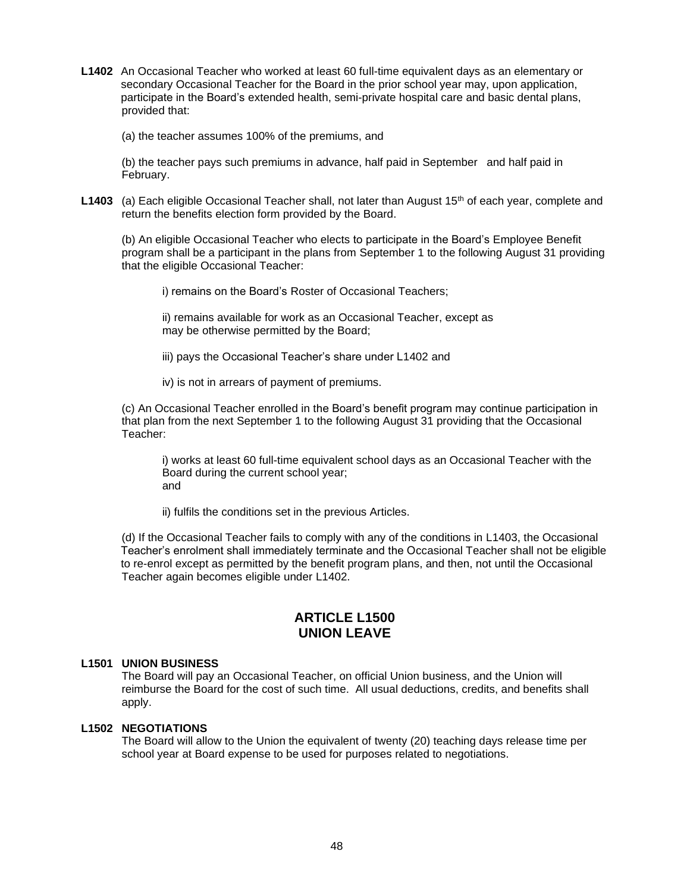**L1402** An Occasional Teacher who worked at least 60 full-time equivalent days as an elementary or secondary Occasional Teacher for the Board in the prior school year may, upon application, participate in the Board's extended health, semi-private hospital care and basic dental plans, provided that:

(a) the teacher assumes 100% of the premiums, and

(b) the teacher pays such premiums in advance, half paid in September and half paid in February.

**L1403** (a) Each eligible Occasional Teacher shall, not later than August 15th of each year, complete and return the benefits election form provided by the Board.

(b) An eligible Occasional Teacher who elects to participate in the Board's Employee Benefit program shall be a participant in the plans from September 1 to the following August 31 providing that the eligible Occasional Teacher:

i) remains on the Board's Roster of Occasional Teachers;

ii) remains available for work as an Occasional Teacher, except as may be otherwise permitted by the Board;

iii) pays the Occasional Teacher's share under L1402 and

iv) is not in arrears of payment of premiums.

(c) An Occasional Teacher enrolled in the Board's benefit program may continue participation in that plan from the next September 1 to the following August 31 providing that the Occasional Teacher:

i) works at least 60 full-time equivalent school days as an Occasional Teacher with the Board during the current school year;
and

ii) fulfils the conditions set in the previous Articles.

(d) If the Occasional Teacher fails to comply with any of the conditions in L1403, the Occasional Teacher's enrolment shall immediately terminate and the Occasional Teacher shall not be eligible to re-enrol except as permitted by the benefit program plans, and then, not until the Occasional Teacher again becomes eligible under L1402.

## ARTICLE L1500
## UNION LEAVE

**L1501 UNION BUSINESS**
The Board will pay an Occasional Teacher, on official Union business, and the Union will reimburse the Board for the cost of such time. All usual deductions, credits, and benefits shall apply.

**L1502 NEGOTIATIONS**
The Board will allow to the Union the equivalent of twenty (20) teaching days release time per school year at Board expense to be used for purposes related to negotiations.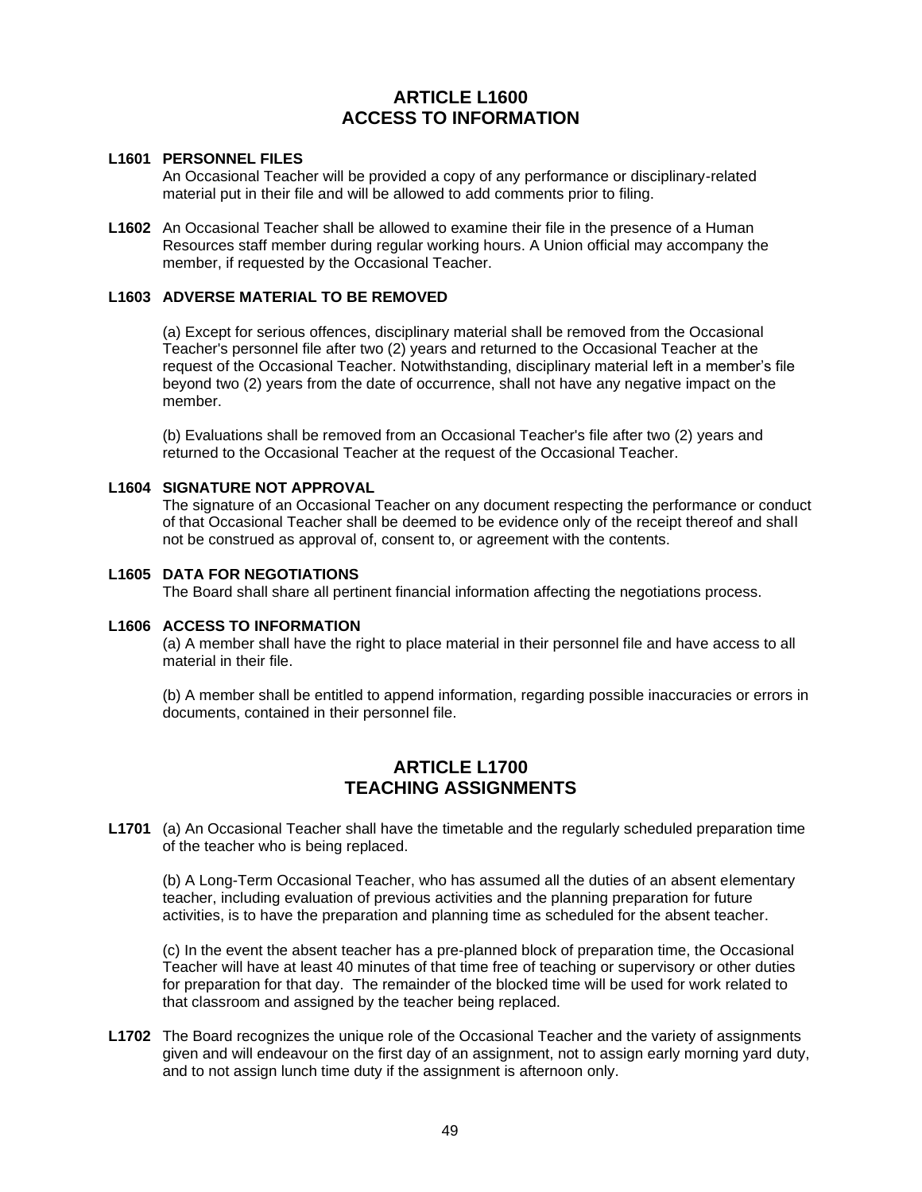## ARTICLE L1600
## ACCESS TO INFORMATION

**L1601 PERSONNEL FILES**
An Occasional Teacher will be provided a copy of any performance or disciplinary-related material put in their file and will be allowed to add comments prior to filing.

**L1602** An Occasional Teacher shall be allowed to examine their file in the presence of a Human Resources staff member during regular working hours. A Union official may accompany the member, if requested by the Occasional Teacher.

**L1603 ADVERSE MATERIAL TO BE REMOVED**

(a) Except for serious offences, disciplinary material shall be removed from the Occasional Teacher's personnel file after two (2) years and returned to the Occasional Teacher at the request of the Occasional Teacher. Notwithstanding, disciplinary material left in a member's file beyond two (2) years from the date of occurrence, shall not have any negative impact on the member.

(b) Evaluations shall be removed from an Occasional Teacher's file after two (2) years and returned to the Occasional Teacher at the request of the Occasional Teacher.

**L1604 SIGNATURE NOT APPROVAL**
The signature of an Occasional Teacher on any document respecting the performance or conduct of that Occasional Teacher shall be deemed to be evidence only of the receipt thereof and shall not be construed as approval of, consent to, or agreement with the contents.

**L1605 DATA FOR NEGOTIATIONS**
The Board shall share all pertinent financial information affecting the negotiations process.

**L1606 ACCESS TO INFORMATION**
(a) A member shall have the right to place material in their personnel file and have access to all material in their file.

(b) A member shall be entitled to append information, regarding possible inaccuracies or errors in documents, contained in their personnel file.

## ARTICLE L1700
## TEACHING ASSIGNMENTS

**L1701** (a) An Occasional Teacher shall have the timetable and the regularly scheduled preparation time of the teacher who is being replaced.

(b) A Long-Term Occasional Teacher, who has assumed all the duties of an absent elementary teacher, including evaluation of previous activities and the planning preparation for future activities, is to have the preparation and planning time as scheduled for the absent teacher.

(c) In the event the absent teacher has a pre-planned block of preparation time, the Occasional Teacher will have at least 40 minutes of that time free of teaching or supervisory or other duties for preparation for that day. The remainder of the blocked time will be used for work related to that classroom and assigned by the teacher being replaced.

**L1702** The Board recognizes the unique role of the Occasional Teacher and the variety of assignments given and will endeavour on the first day of an assignment, not to assign early morning yard duty, and to not assign lunch time duty if the assignment is afternoon only.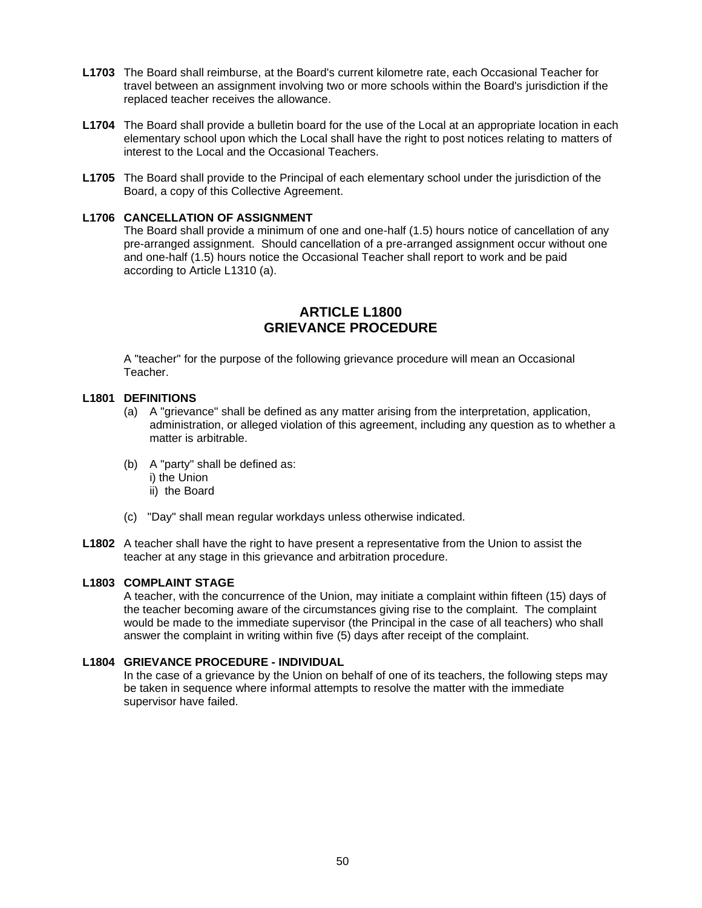**L1703** The Board shall reimburse, at the Board's current kilometre rate, each Occasional Teacher for travel between an assignment involving two or more schools within the Board's jurisdiction if the replaced teacher receives the allowance.

**L1704** The Board shall provide a bulletin board for the use of the Local at an appropriate location in each elementary school upon which the Local shall have the right to post notices relating to matters of interest to the Local and the Occasional Teachers.

**L1705** The Board shall provide to the Principal of each elementary school under the jurisdiction of the Board, a copy of this Collective Agreement.

**L1706 CANCELLATION OF ASSIGNMENT**
The Board shall provide a minimum of one and one-half (1.5) hours notice of cancellation of any pre-arranged assignment. Should cancellation of a pre-arranged assignment occur without one and one-half (1.5) hours notice the Occasional Teacher shall report to work and be paid according to Article L1310 (a).

## ARTICLE L1800
## GRIEVANCE PROCEDURE

A "teacher" for the purpose of the following grievance procedure will mean an Occasional Teacher.

**L1801 DEFINITIONS**

(a) A "grievance" shall be defined as any matter arising from the interpretation, application, administration, or alleged violation of this agreement, including any question as to whether a matter is arbitrable.

(b) A "party" shall be defined as:
i) the Union
ii) the Board

(c) "Day" shall mean regular workdays unless otherwise indicated.

**L1802** A teacher shall have the right to have present a representative from the Union to assist the teacher at any stage in this grievance and arbitration procedure.

**L1803 COMPLAINT STAGE**
A teacher, with the concurrence of the Union, may initiate a complaint within fifteen (15) days of the teacher becoming aware of the circumstances giving rise to the complaint. The complaint would be made to the immediate supervisor (the Principal in the case of all teachers) who shall answer the complaint in writing within five (5) days after receipt of the complaint.

**L1804 GRIEVANCE PROCEDURE - INDIVIDUAL**
In the case of a grievance by the Union on behalf of one of its teachers, the following steps may be taken in sequence where informal attempts to resolve the matter with the immediate supervisor have failed.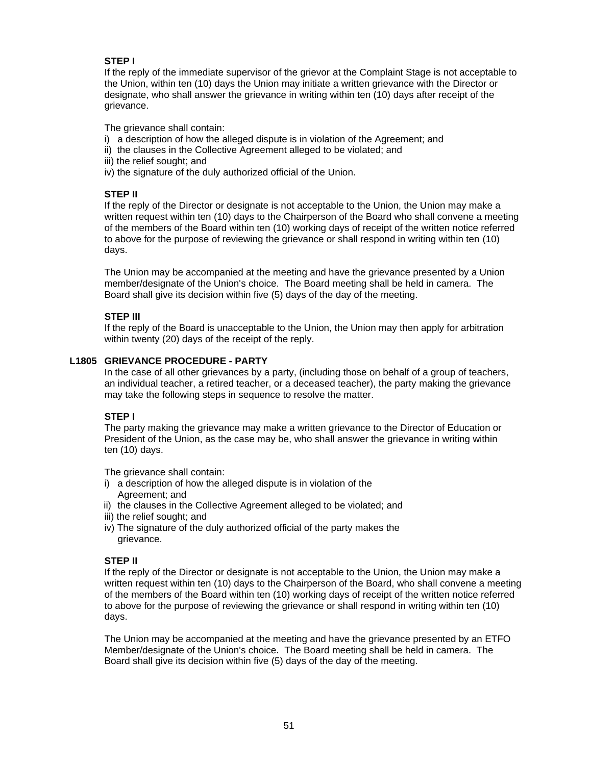**STEP I**

If the reply of the immediate supervisor of the grievor at the Complaint Stage is not acceptable to the Union, within ten (10) days the Union may initiate a written grievance with the Director or designate, who shall answer the grievance in writing within ten (10) days after receipt of the grievance.

The grievance shall contain:

i) a description of how the alleged dispute is in violation of the Agreement; and
ii) the clauses in the Collective Agreement alleged to be violated; and
iii) the relief sought; and
iv) the signature of the duly authorized official of the Union.

**STEP II**

If the reply of the Director or designate is not acceptable to the Union, the Union may make a written request within ten (10) days to the Chairperson of the Board who shall convene a meeting of the members of the Board within ten (10) working days of receipt of the written notice referred to above for the purpose of reviewing the grievance or shall respond in writing within ten (10) days.

The Union may be accompanied at the meeting and have the grievance presented by a Union member/designate of the Union's choice. The Board meeting shall be held in camera. The Board shall give its decision within five (5) days of the day of the meeting.

**STEP III**

If the reply of the Board is unacceptable to the Union, the Union may then apply for arbitration within twenty (20) days of the receipt of the reply.

**L1805 GRIEVANCE PROCEDURE - PARTY**

In the case of all other grievances by a party, (including those on behalf of a group of teachers, an individual teacher, a retired teacher, or a deceased teacher), the party making the grievance may take the following steps in sequence to resolve the matter.

**STEP I**

The party making the grievance may make a written grievance to the Director of Education or President of the Union, as the case may be, who shall answer the grievance in writing within ten (10) days.

The grievance shall contain:

i) a description of how the alleged dispute is in violation of the Agreement; and
ii) the clauses in the Collective Agreement alleged to be violated; and
iii) the relief sought; and
iv) The signature of the duly authorized official of the party makes the grievance.

**STEP II**

If the reply of the Director or designate is not acceptable to the Union, the Union may make a written request within ten (10) days to the Chairperson of the Board, who shall convene a meeting of the members of the Board within ten (10) working days of receipt of the written notice referred to above for the purpose of reviewing the grievance or shall respond in writing within ten (10) days.

The Union may be accompanied at the meeting and have the grievance presented by an ETFO Member/designate of the Union's choice. The Board meeting shall be held in camera. The Board shall give its decision within five (5) days of the day of the meeting.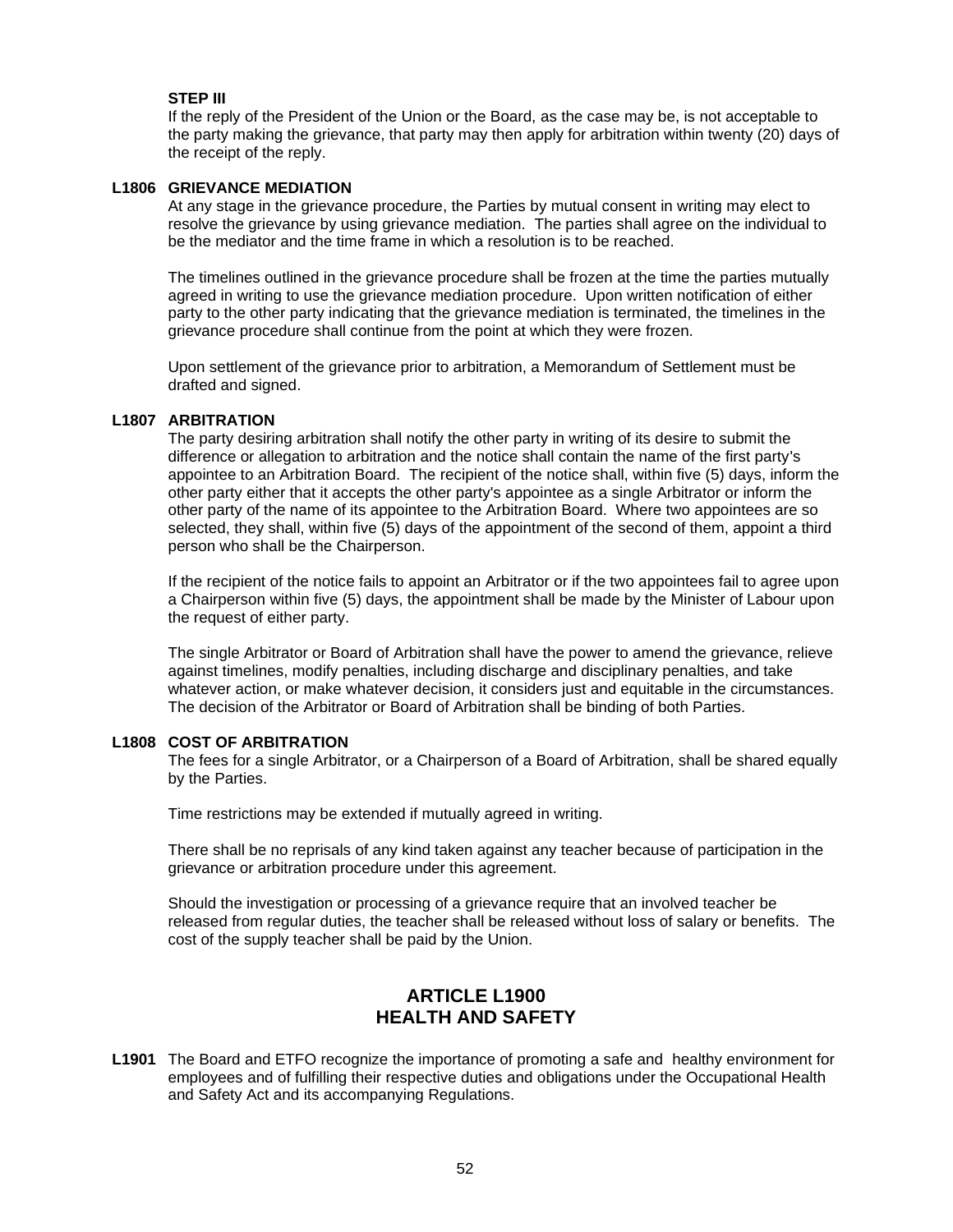**STEP III**

If the reply of the President of the Union or the Board, as the case may be, is not acceptable to the party making the grievance, that party may then apply for arbitration within twenty (20) days of the receipt of the reply.

**L1806 GRIEVANCE MEDIATION**

At any stage in the grievance procedure, the Parties by mutual consent in writing may elect to resolve the grievance by using grievance mediation. The parties shall agree on the individual to be the mediator and the time frame in which a resolution is to be reached.

The timelines outlined in the grievance procedure shall be frozen at the time the parties mutually agreed in writing to use the grievance mediation procedure. Upon written notification of either party to the other party indicating that the grievance mediation is terminated, the timelines in the grievance procedure shall continue from the point at which they were frozen.

Upon settlement of the grievance prior to arbitration, a Memorandum of Settlement must be drafted and signed.

**L1807 ARBITRATION**

The party desiring arbitration shall notify the other party in writing of its desire to submit the difference or allegation to arbitration and the notice shall contain the name of the first party's appointee to an Arbitration Board. The recipient of the notice shall, within five (5) days, inform the other party either that it accepts the other party's appointee as a single Arbitrator or inform the other party of the name of its appointee to the Arbitration Board. Where two appointees are so selected, they shall, within five (5) days of the appointment of the second of them, appoint a third person who shall be the Chairperson.

If the recipient of the notice fails to appoint an Arbitrator or if the two appointees fail to agree upon a Chairperson within five (5) days, the appointment shall be made by the Minister of Labour upon the request of either party.

The single Arbitrator or Board of Arbitration shall have the power to amend the grievance, relieve against timelines, modify penalties, including discharge and disciplinary penalties, and take whatever action, or make whatever decision, it considers just and equitable in the circumstances. The decision of the Arbitrator or Board of Arbitration shall be binding of both Parties.

**L1808 COST OF ARBITRATION**

The fees for a single Arbitrator, or a Chairperson of a Board of Arbitration, shall be shared equally by the Parties.

Time restrictions may be extended if mutually agreed in writing.

There shall be no reprisals of any kind taken against any teacher because of participation in the grievance or arbitration procedure under this agreement.

Should the investigation or processing of a grievance require that an involved teacher be released from regular duties, the teacher shall be released without loss of salary or benefits. The cost of the supply teacher shall be paid by the Union.

## ARTICLE L1900
## HEALTH AND SAFETY

**L1901** The Board and ETFO recognize the importance of promoting a safe and healthy environment for employees and of fulfilling their respective duties and obligations under the Occupational Health and Safety Act and its accompanying Regulations.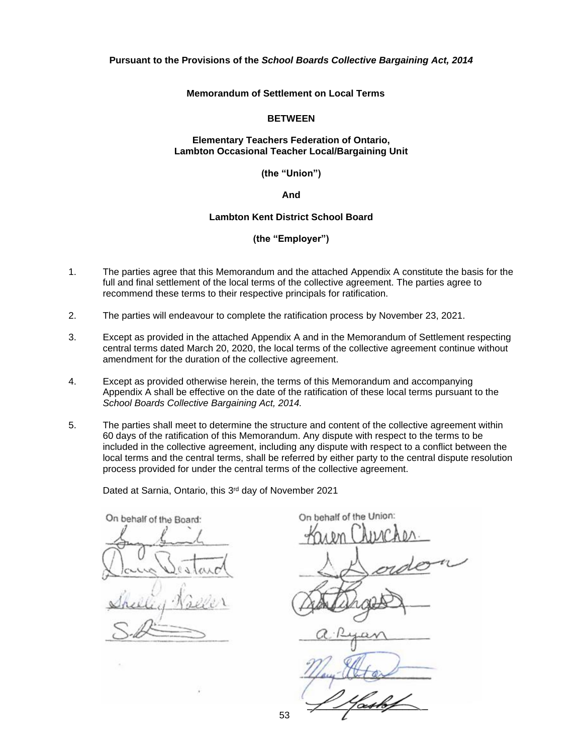**Pursuant to the Provisions of the *School Boards Collective Bargaining Act, 2014***

**Memorandum of Settlement on Local Terms**

**BETWEEN**

**Elementary Teachers Federation of Ontario,**
**Lambton Occasional Teacher Local/Bargaining Unit**

**(the "Union")**

**And**

**Lambton Kent District School Board**

**(the "Employer")**

1. The parties agree that this Memorandum and the attached Appendix A constitute the basis for the full and final settlement of the local terms of the collective agreement. The parties agree to recommend these terms to their respective principals for ratification.

2. The parties will endeavour to complete the ratification process by November 23, 2021.

3. Except as provided in the attached Appendix A and in the Memorandum of Settlement respecting central terms dated March 20, 2020, the local terms of the collective agreement continue without amendment for the duration of the collective agreement.

4. Except as provided otherwise herein, the terms of this Memorandum and accompanying Appendix A shall be effective on the date of the ratification of these local terms pursuant to the *School Boards Collective Bargaining Act, 2014.*

5. The parties shall meet to determine the structure and content of the collective agreement within 60 days of the ratification of this Memorandum. Any dispute with respect to the terms to be included in the collective agreement, including any dispute with respect to a conflict between the local terms and the central terms, shall be referred by either party to the central dispute resolution process provided for under the central terms of the collective agreement.

Dated at Sarnia, Ontario, this 3rd day of November 2021

On behalf of the Board:

On behalf of the Union: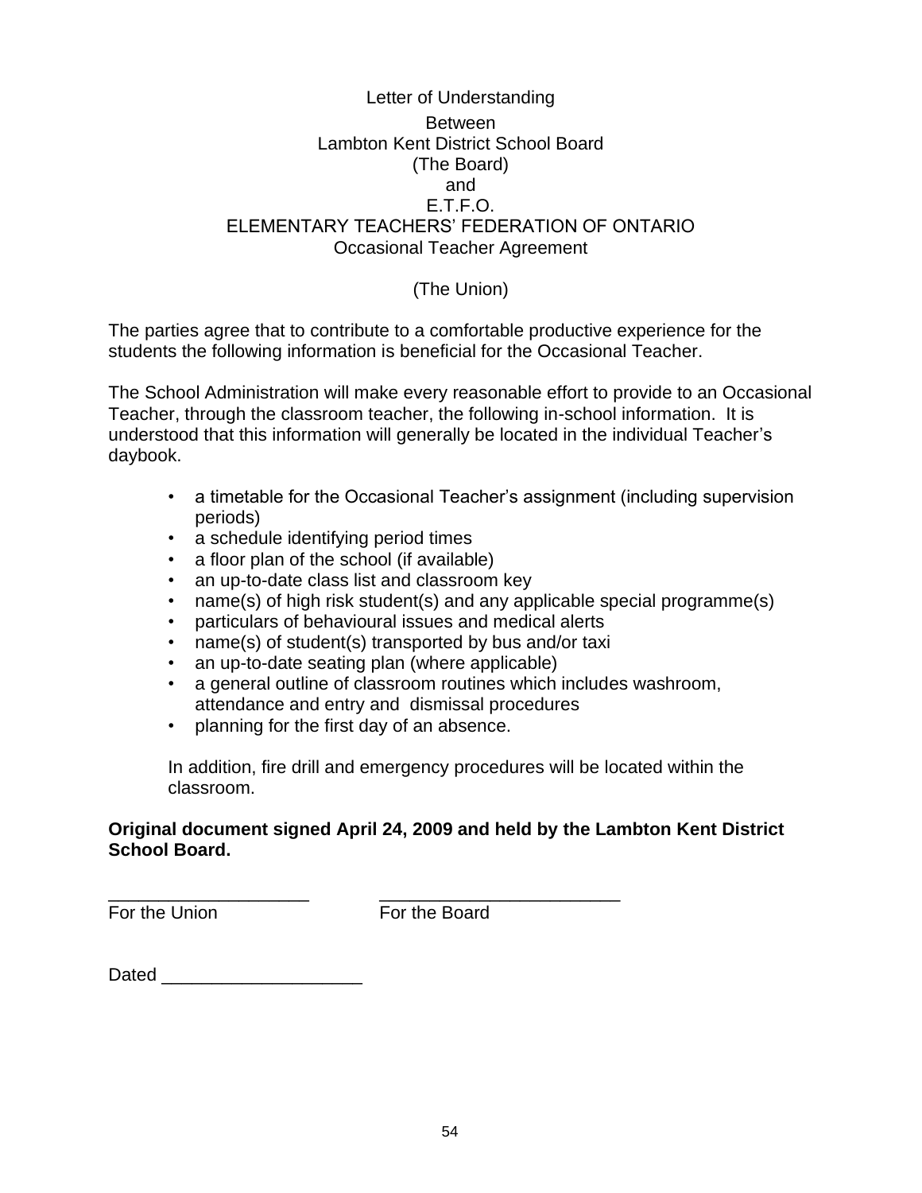Letter of Understanding

Between
Lambton Kent District School Board
(The Board)
and
E.T.F.O.
ELEMENTARY TEACHERS' FEDERATION OF ONTARIO
Occasional Teacher Agreement

(The Union)

The parties agree that to contribute to a comfortable productive experience for the students the following information is beneficial for the Occasional Teacher.

The School Administration will make every reasonable effort to provide to an Occasional Teacher, through the classroom teacher, the following in-school information. It is understood that this information will generally be located in the individual Teacher's daybook.

- a timetable for the Occasional Teacher's assignment (including supervision periods)
- a schedule identifying period times
- a floor plan of the school (if available)
- an up-to-date class list and classroom key
- name(s) of high risk student(s) and any applicable special programme(s)
- particulars of behavioural issues and medical alerts
- name(s) of student(s) transported by bus and/or taxi
- an up-to-date seating plan (where applicable)
- a general outline of classroom routines which includes washroom, attendance and entry and dismissal procedures
- planning for the first day of an absence.

In addition, fire drill and emergency procedures will be located within the classroom.

**Original document signed April 24, 2009 and held by the Lambton Kent District School Board.**

____________________ ________________________
For the Union For the Board

Dated ____________________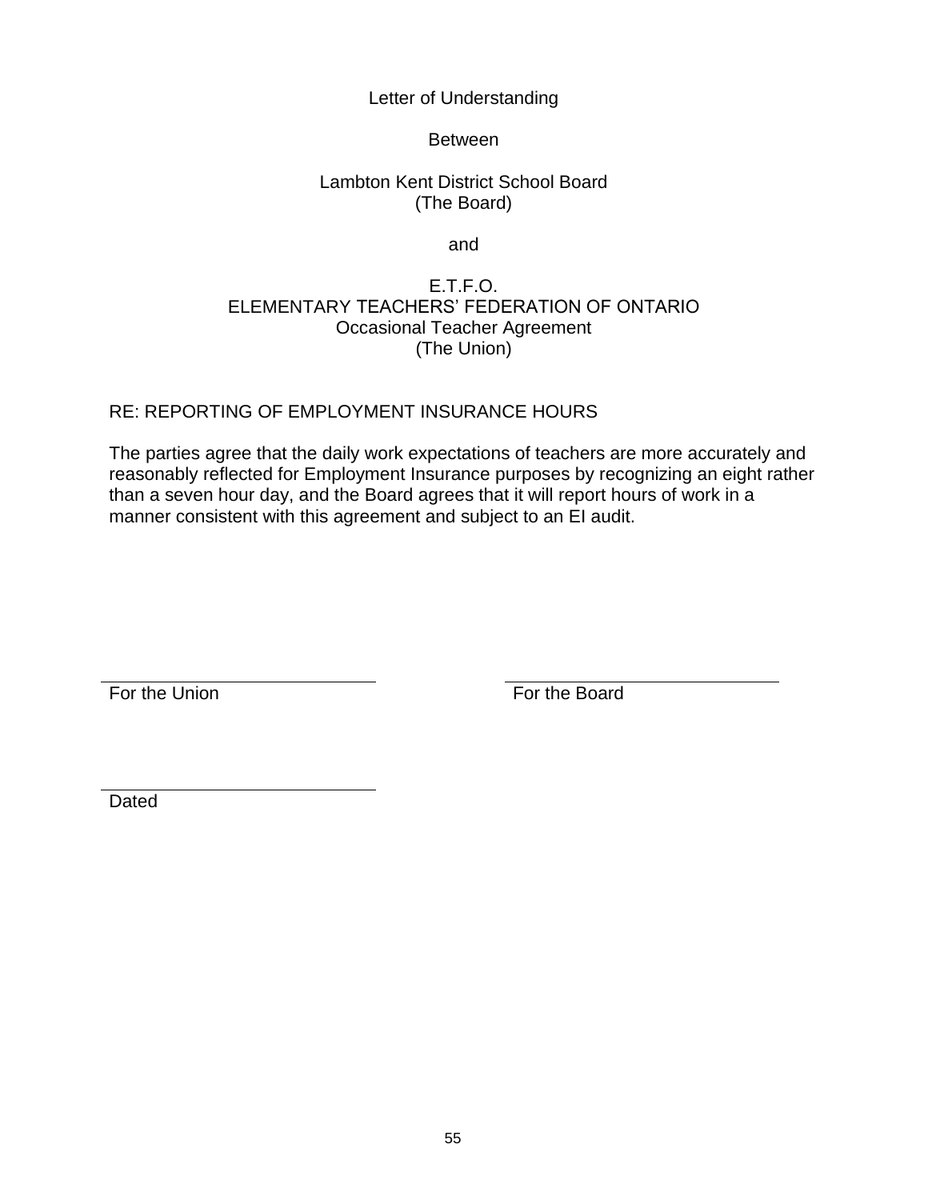Letter of Understanding

Between

Lambton Kent District School Board
(The Board)

and

E.T.F.O.
ELEMENTARY TEACHERS' FEDERATION OF ONTARIO
Occasional Teacher Agreement
(The Union)

RE: REPORTING OF EMPLOYMENT INSURANCE HOURS

The parties agree that the daily work expectations of teachers are more accurately and reasonably reflected for Employment Insurance purposes by recognizing an eight rather than a seven hour day, and the Board agrees that it will report hours of work in a manner consistent with this agreement and subject to an EI audit.

| | |
|---|---|
| ______________________________ | ______________________________ |
| For the Union | For the Board |

______________________________
Dated